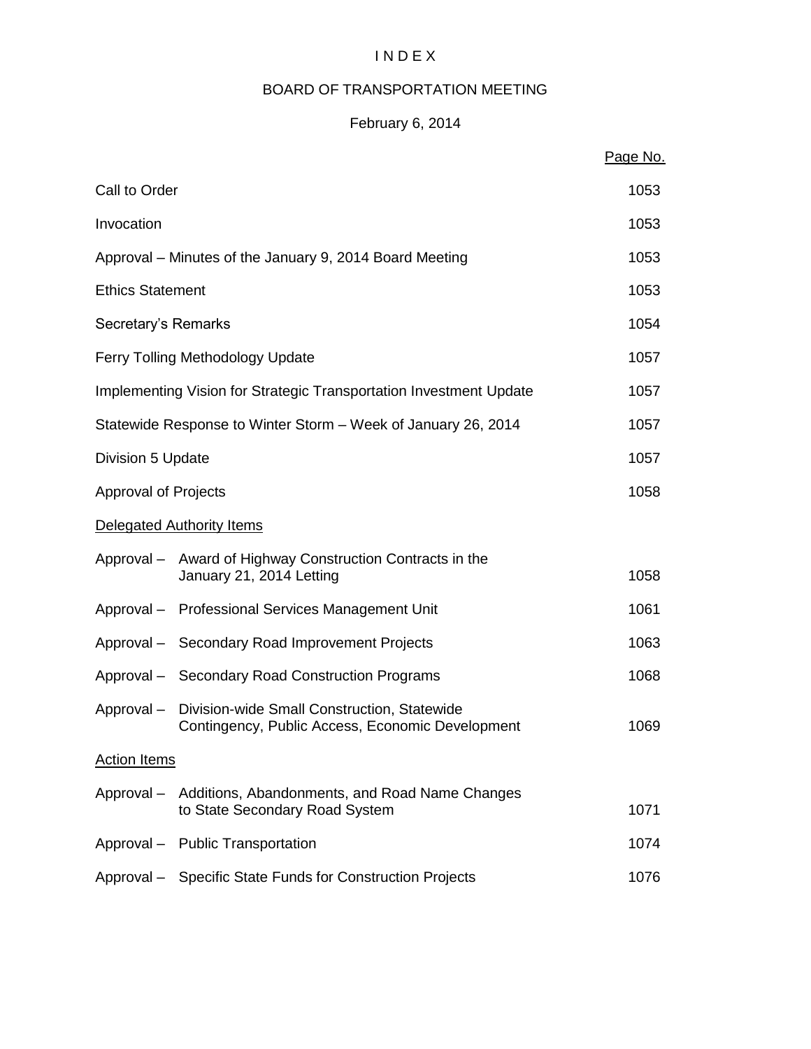# I N D E X

## BOARD OF TRANSPORTATION MEETING

### February 6, 2014

| | | Page No. |
|---|---|---|
| Call to Order | | 1053 |
| Invocation | | 1053 |
| Approval – Minutes of the January 9, 2014 Board Meeting | | 1053 |
| Ethics Statement | | 1053 |
| Secretary's Remarks | | 1054 |
| Ferry Tolling Methodology Update | | 1057 |
| Implementing Vision for Strategic Transportation Investment Update | | 1057 |
| Statewide Response to Winter Storm – Week of January 26, 2014 | | 1057 |
| Division 5 Update | | 1057 |
| Approval of Projects | | 1058 |
| Delegated Authority Items | | |
| Approval – | Award of Highway Construction Contracts in the January 21, 2014 Letting | 1058 |
| Approval – | Professional Services Management Unit | 1061 |
| Approval – | Secondary Road Improvement Projects | 1063 |
| Approval – | Secondary Road Construction Programs | 1068 |
| Approval – | Division-wide Small Construction, Statewide Contingency, Public Access, Economic Development | 1069 |
| Action Items | | |
| Approval – | Additions, Abandonments, and Road Name Changes to State Secondary Road System | 1071 |
| Approval – | Public Transportation | 1074 |
| Approval – | Specific State Funds for Construction Projects | 1076 |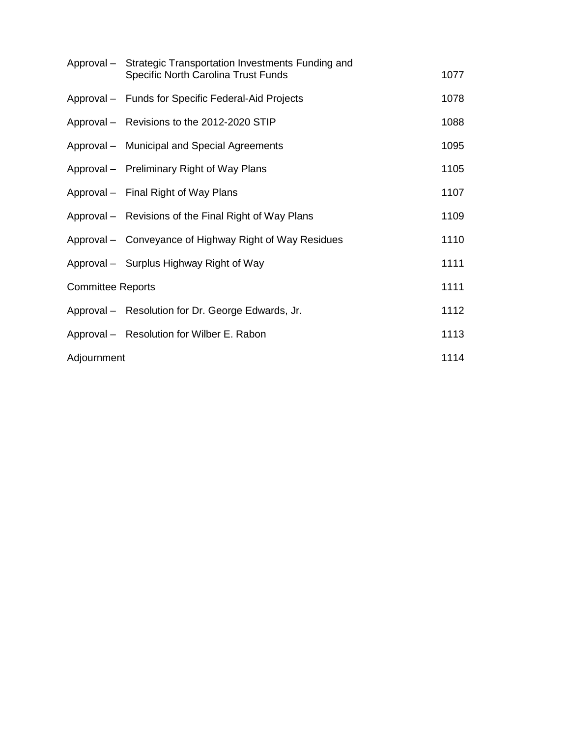| | | |
|---|---|---|
| Approval – | Strategic Transportation Investments Funding and Specific North Carolina Trust Funds | 1077 |
| Approval – | Funds for Specific Federal-Aid Projects | 1078 |
| Approval – | Revisions to the 2012-2020 STIP | 1088 |
| Approval – | Municipal and Special Agreements | 1095 |
| Approval – | Preliminary Right of Way Plans | 1105 |
| Approval – | Final Right of Way Plans | 1107 |
| Approval – | Revisions of the Final Right of Way Plans | 1109 |
| Approval – | Conveyance of Highway Right of Way Residues | 1110 |
| Approval – | Surplus Highway Right of Way | 1111 |
| Committee Reports | | 1111 |
| Approval – | Resolution for Dr. George Edwards, Jr. | 1112 |
| Approval – | Resolution for Wilber E. Rabon | 1113 |
| Adjournment | | 1114 |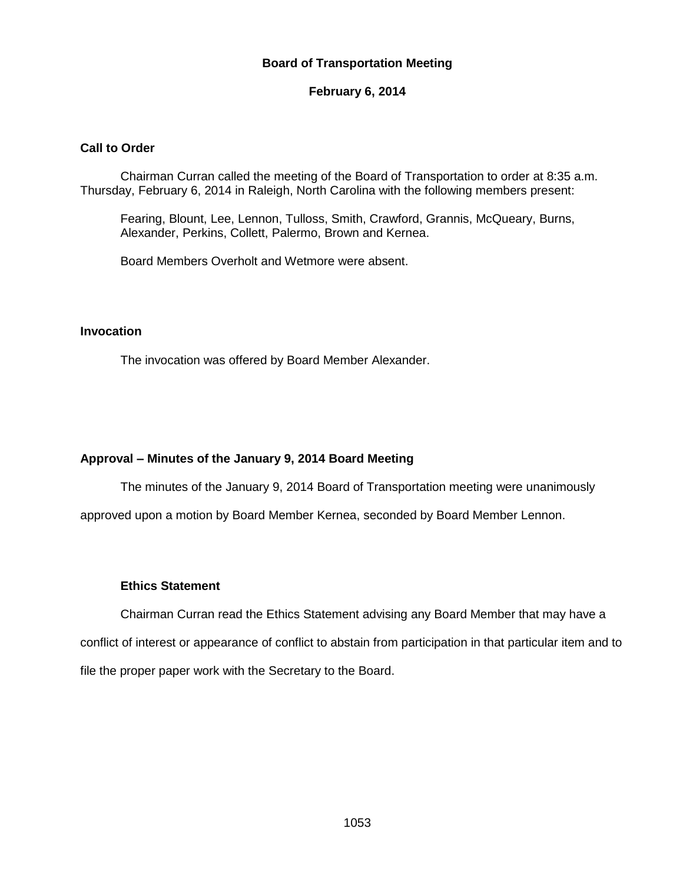# Board of Transportation Meeting

**February 6, 2014**

## Call to Order

Chairman Curran called the meeting of the Board of Transportation to order at 8:35 a.m. Thursday, February 6, 2014 in Raleigh, North Carolina with the following members present:

Fearing, Blount, Lee, Lennon, Tulloss, Smith, Crawford, Grannis, McQueary, Burns, Alexander, Perkins, Collett, Palermo, Brown and Kernea.

Board Members Overholt and Wetmore were absent.

## Invocation

The invocation was offered by Board Member Alexander.

## Approval – Minutes of the January 9, 2014 Board Meeting

The minutes of the January 9, 2014 Board of Transportation meeting were unanimously approved upon a motion by Board Member Kernea, seconded by Board Member Lennon.

### Ethics Statement

Chairman Curran read the Ethics Statement advising any Board Member that may have a conflict of interest or appearance of conflict to abstain from participation in that particular item and to file the proper paper work with the Secretary to the Board.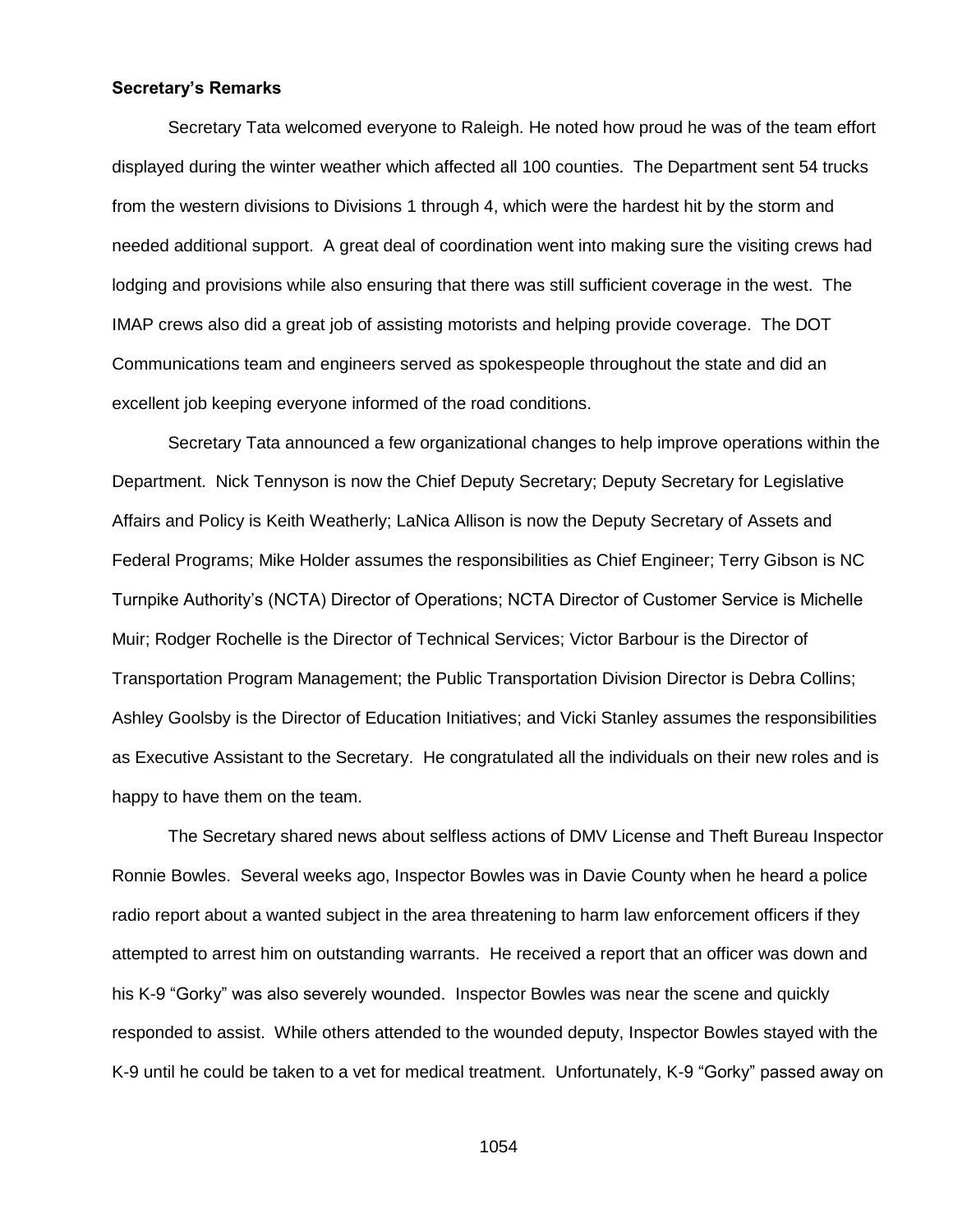**Secretary's Remarks**

Secretary Tata welcomed everyone to Raleigh. He noted how proud he was of the team effort displayed during the winter weather which affected all 100 counties. The Department sent 54 trucks from the western divisions to Divisions 1 through 4, which were the hardest hit by the storm and needed additional support. A great deal of coordination went into making sure the visiting crews had lodging and provisions while also ensuring that there was still sufficient coverage in the west. The IMAP crews also did a great job of assisting motorists and helping provide coverage. The DOT Communications team and engineers served as spokespeople throughout the state and did an excellent job keeping everyone informed of the road conditions.

Secretary Tata announced a few organizational changes to help improve operations within the Department. Nick Tennyson is now the Chief Deputy Secretary; Deputy Secretary for Legislative Affairs and Policy is Keith Weatherly; LaNica Allison is now the Deputy Secretary of Assets and Federal Programs; Mike Holder assumes the responsibilities as Chief Engineer; Terry Gibson is NC Turnpike Authority's (NCTA) Director of Operations; NCTA Director of Customer Service is Michelle Muir; Rodger Rochelle is the Director of Technical Services; Victor Barbour is the Director of Transportation Program Management; the Public Transportation Division Director is Debra Collins; Ashley Goolsby is the Director of Education Initiatives; and Vicki Stanley assumes the responsibilities as Executive Assistant to the Secretary. He congratulated all the individuals on their new roles and is happy to have them on the team.

The Secretary shared news about selfless actions of DMV License and Theft Bureau Inspector Ronnie Bowles. Several weeks ago, Inspector Bowles was in Davie County when he heard a police radio report about a wanted subject in the area threatening to harm law enforcement officers if they attempted to arrest him on outstanding warrants. He received a report that an officer was down and his K-9 "Gorky" was also severely wounded. Inspector Bowles was near the scene and quickly responded to assist. While others attended to the wounded deputy, Inspector Bowles stayed with the K-9 until he could be taken to a vet for medical treatment. Unfortunately, K-9 "Gorky" passed away on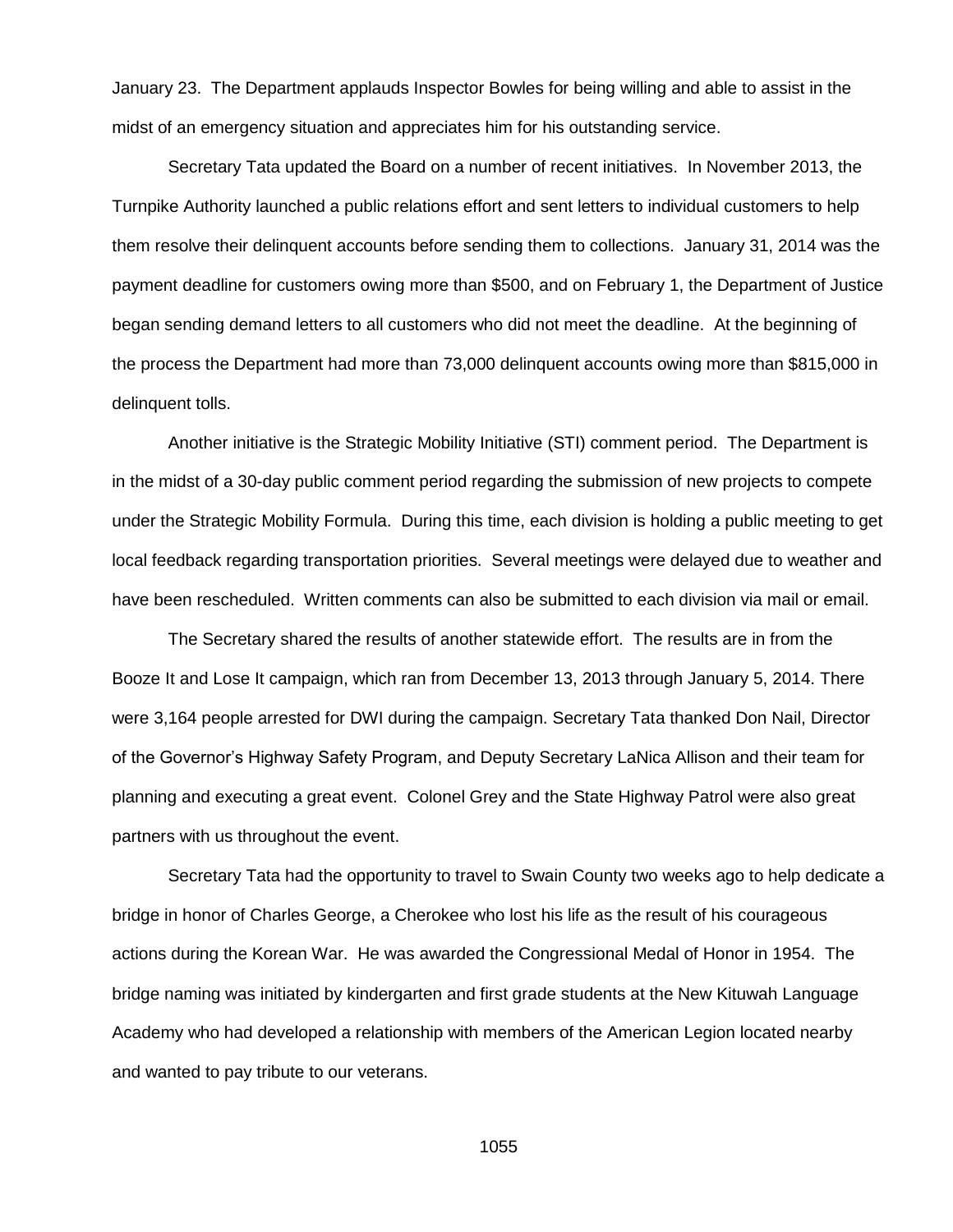January 23. The Department applauds Inspector Bowles for being willing and able to assist in the midst of an emergency situation and appreciates him for his outstanding service.

Secretary Tata updated the Board on a number of recent initiatives. In November 2013, the Turnpike Authority launched a public relations effort and sent letters to individual customers to help them resolve their delinquent accounts before sending them to collections. January 31, 2014 was the payment deadline for customers owing more than $500, and on February 1, the Department of Justice began sending demand letters to all customers who did not meet the deadline. At the beginning of the process the Department had more than 73,000 delinquent accounts owing more than $815,000 in delinquent tolls.

Another initiative is the Strategic Mobility Initiative (STI) comment period. The Department is in the midst of a 30-day public comment period regarding the submission of new projects to compete under the Strategic Mobility Formula. During this time, each division is holding a public meeting to get local feedback regarding transportation priorities. Several meetings were delayed due to weather and have been rescheduled. Written comments can also be submitted to each division via mail or email.

The Secretary shared the results of another statewide effort. The results are in from the Booze It and Lose It campaign, which ran from December 13, 2013 through January 5, 2014. There were 3,164 people arrested for DWI during the campaign. Secretary Tata thanked Don Nail, Director of the Governor's Highway Safety Program, and Deputy Secretary LaNica Allison and their team for planning and executing a great event. Colonel Grey and the State Highway Patrol were also great partners with us throughout the event.

Secretary Tata had the opportunity to travel to Swain County two weeks ago to help dedicate a bridge in honor of Charles George, a Cherokee who lost his life as the result of his courageous actions during the Korean War. He was awarded the Congressional Medal of Honor in 1954. The bridge naming was initiated by kindergarten and first grade students at the New Kituwah Language Academy who had developed a relationship with members of the American Legion located nearby and wanted to pay tribute to our veterans.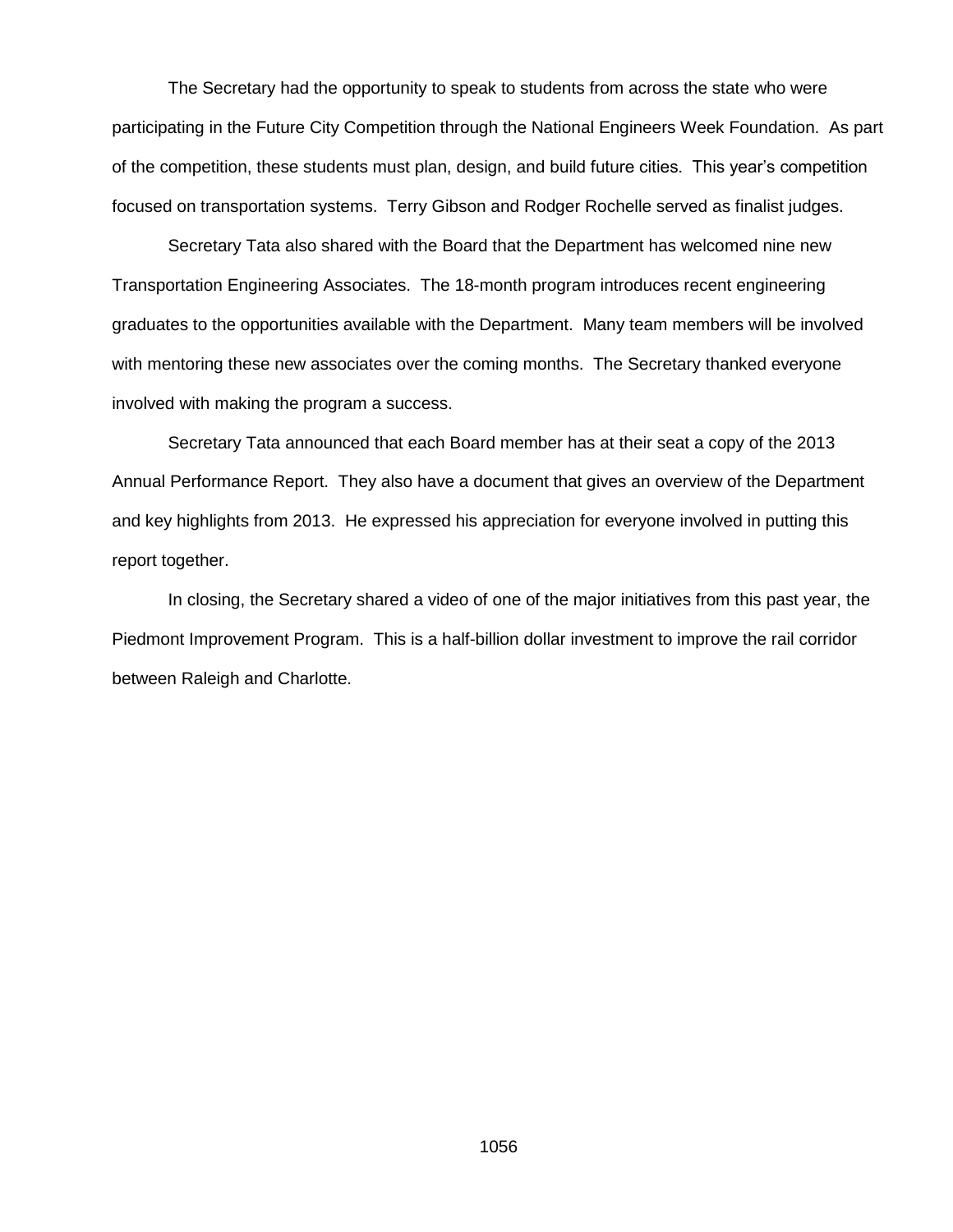The Secretary had the opportunity to speak to students from across the state who were participating in the Future City Competition through the National Engineers Week Foundation. As part of the competition, these students must plan, design, and build future cities. This year's competition focused on transportation systems. Terry Gibson and Rodger Rochelle served as finalist judges.

Secretary Tata also shared with the Board that the Department has welcomed nine new Transportation Engineering Associates. The 18-month program introduces recent engineering graduates to the opportunities available with the Department. Many team members will be involved with mentoring these new associates over the coming months. The Secretary thanked everyone involved with making the program a success.

Secretary Tata announced that each Board member has at their seat a copy of the 2013 Annual Performance Report. They also have a document that gives an overview of the Department and key highlights from 2013. He expressed his appreciation for everyone involved in putting this report together.

In closing, the Secretary shared a video of one of the major initiatives from this past year, the Piedmont Improvement Program. This is a half-billion dollar investment to improve the rail corridor between Raleigh and Charlotte.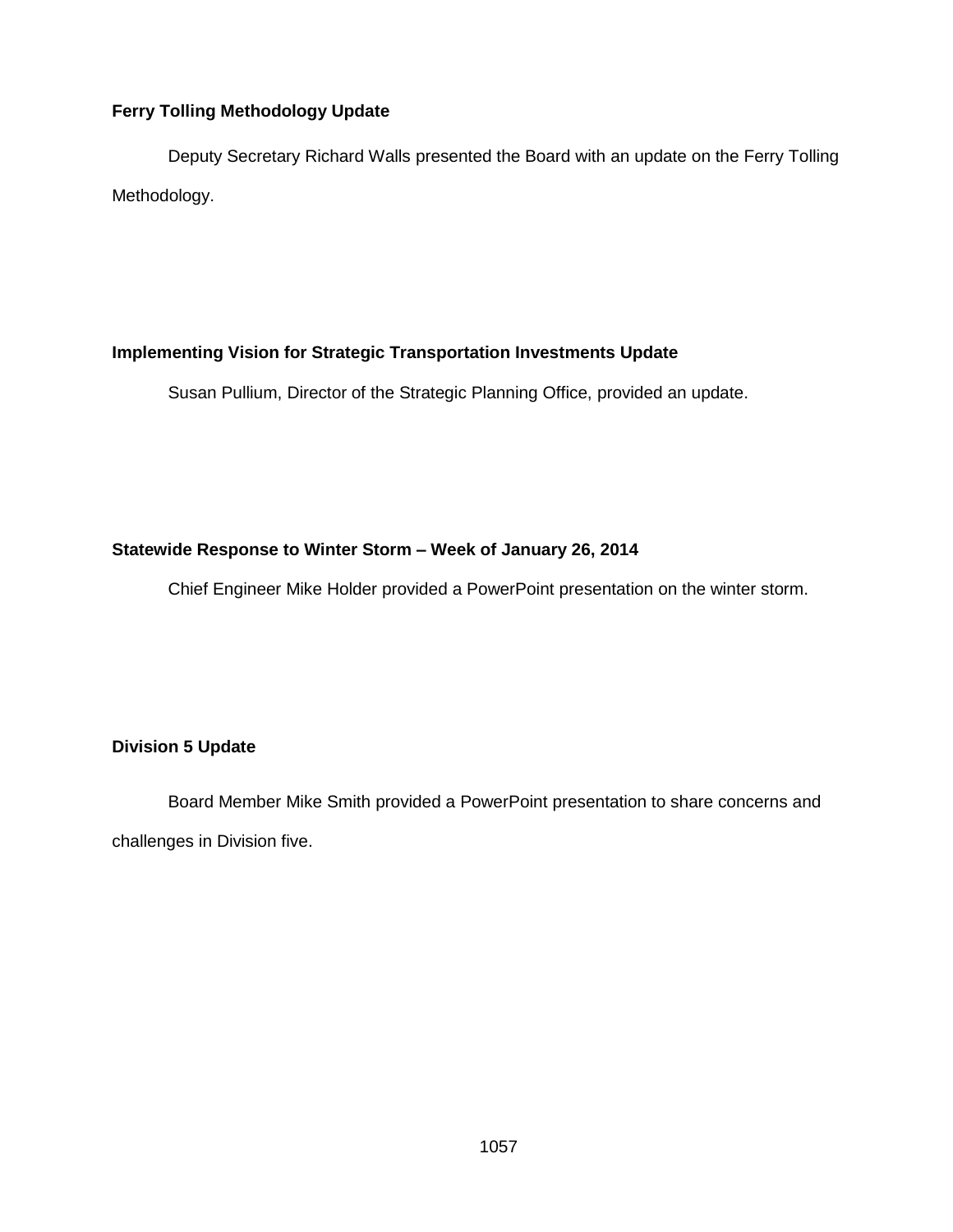**Ferry Tolling Methodology Update**

Deputy Secretary Richard Walls presented the Board with an update on the Ferry Tolling Methodology.

**Implementing Vision for Strategic Transportation Investments Update**

Susan Pullium, Director of the Strategic Planning Office, provided an update.

**Statewide Response to Winter Storm – Week of January 26, 2014**

Chief Engineer Mike Holder provided a PowerPoint presentation on the winter storm.

**Division 5 Update**

Board Member Mike Smith provided a PowerPoint presentation to share concerns and challenges in Division five.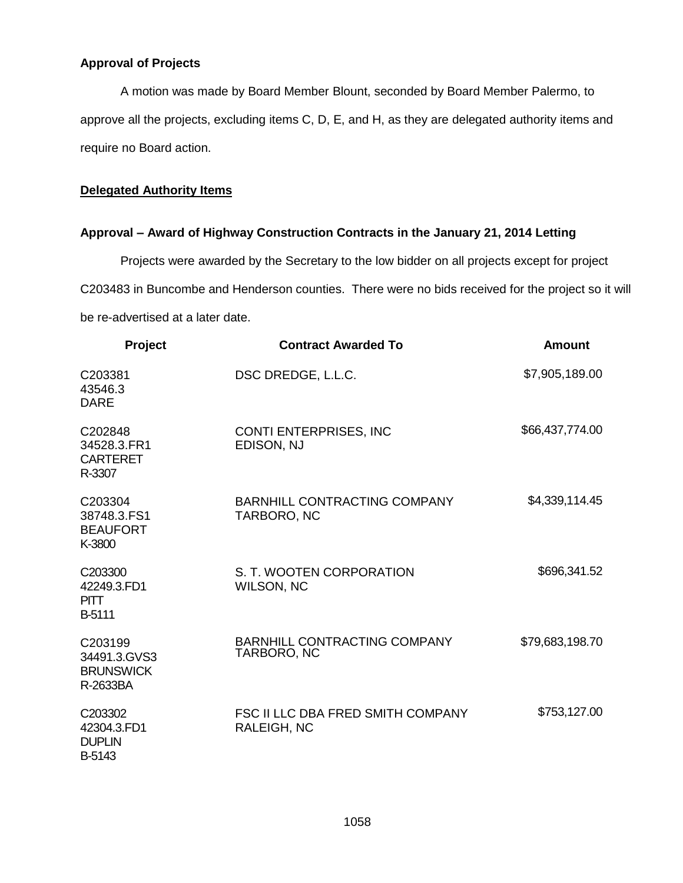**Approval of Projects**

A motion was made by Board Member Blount, seconded by Board Member Palermo, to approve all the projects, excluding items C, D, E, and H, as they are delegated authority items and require no Board action.

**Delegated Authority Items**

**Approval – Award of Highway Construction Contracts in the January 21, 2014 Letting**

Projects were awarded by the Secretary to the low bidder on all projects except for project C203483 in Buncombe and Henderson counties. There were no bids received for the project so it will be re-advertised at a later date.

| Project | Contract Awarded To | Amount |
| --- | --- | --- |
| C203381<br>43546.3<br>DARE | DSC DREDGE, L.L.C. | $7,905,189.00 |
| C202848<br>34528.3.FR1<br>CARTERET<br>R-3307 | CONTI ENTERPRISES, INC<br>EDISON, NJ | $66,437,774.00 |
| C203304<br>38748.3.FS1<br>BEAUFORT<br>K-3800 | BARNHILL CONTRACTING COMPANY<br>TARBORO, NC | $4,339,114.45 |
| C203300<br>42249.3.FD1<br>PITT<br>B-5111 | S. T. WOOTEN CORPORATION<br>WILSON, NC | $696,341.52 |
| C203199<br>34491.3.GVS3<br>BRUNSWICK<br>R-2633BA | BARNHILL CONTRACTING COMPANY<br>TARBORO, NC | $79,683,198.70 |
| C203302<br>42304.3.FD1<br>DUPLIN<br>B-5143 | FSC II LLC DBA FRED SMITH COMPANY<br>RALEIGH, NC | $753,127.00 |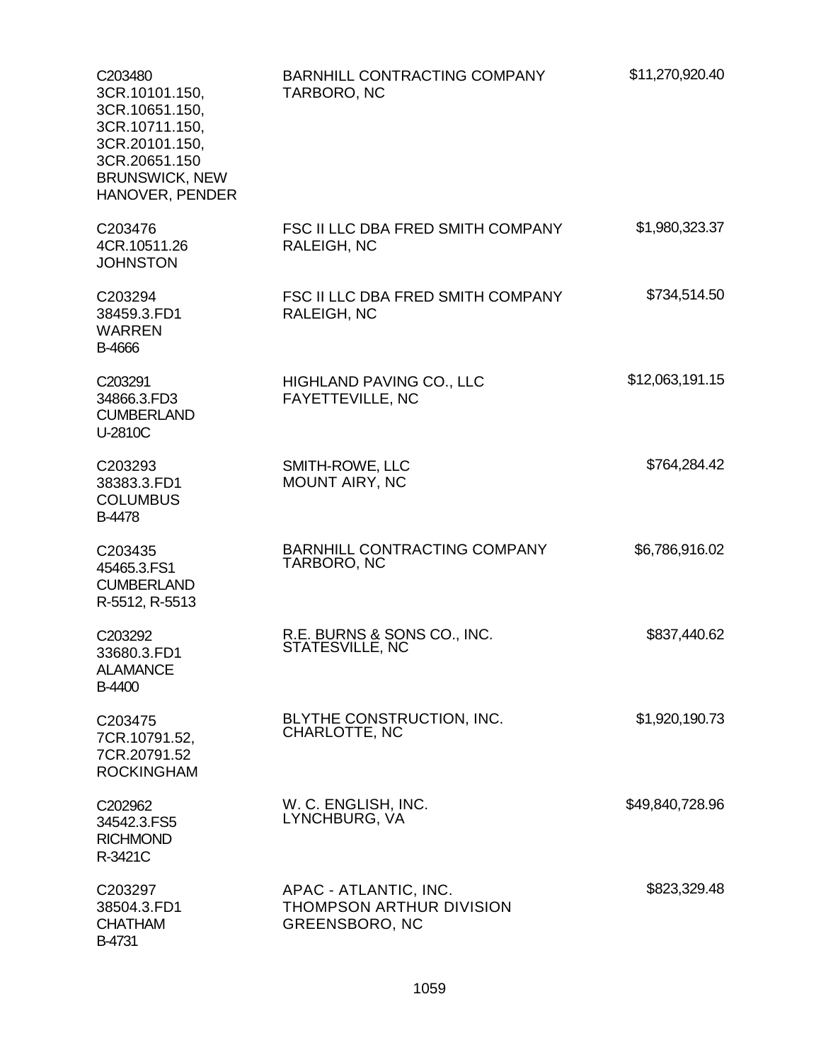| | | |
|---|---|---|
| C203480<br>3CR.10101.150,<br>3CR.10651.150,<br>3CR.10711.150,<br>3CR.20101.150,<br>3CR.20651.150<br>BRUNSWICK, NEW HANOVER, PENDER | BARNHILL CONTRACTING COMPANY<br>TARBORO, NC | $11,270,920.40 |
| C203476<br>4CR.10511.26<br>JOHNSTON | FSC II LLC DBA FRED SMITH COMPANY<br>RALEIGH, NC | $1,980,323.37 |
| C203294<br>38459.3.FD1<br>WARREN<br>B-4666 | FSC II LLC DBA FRED SMITH COMPANY<br>RALEIGH, NC | $734,514.50 |
| C203291<br>34866.3.FD3<br>CUMBERLAND<br>U-2810C | HIGHLAND PAVING CO., LLC<br>FAYETTEVILLE, NC | $12,063,191.15 |
| C203293<br>38383.3.FD1<br>COLUMBUS<br>B-4478 | SMITH-ROWE, LLC<br>MOUNT AIRY, NC | $764,284.42 |
| C203435<br>45465.3.FS1<br>CUMBERLAND<br>R-5512, R-5513 | BARNHILL CONTRACTING COMPANY<br>TARBORO, NC | $6,786,916.02 |
| C203292<br>33680.3.FD1<br>ALAMANCE<br>B-4400 | R.E. BURNS & SONS CO., INC.<br>STATESVILLE, NC | $837,440.62 |
| C203475<br>7CR.10791.52,<br>7CR.20791.52<br>ROCKINGHAM | BLYTHE CONSTRUCTION, INC.<br>CHARLOTTE, NC | $1,920,190.73 |
| C202962<br>34542.3.FS5<br>RICHMOND<br>R-3421C | W. C. ENGLISH, INC.<br>LYNCHBURG, VA | $49,840,728.96 |
| C203297<br>38504.3.FD1<br>CHATHAM<br>B-4731 | APAC - ATLANTIC, INC.<br>THOMPSON ARTHUR DIVISION<br>GREENSBORO, NC | $823,329.48 |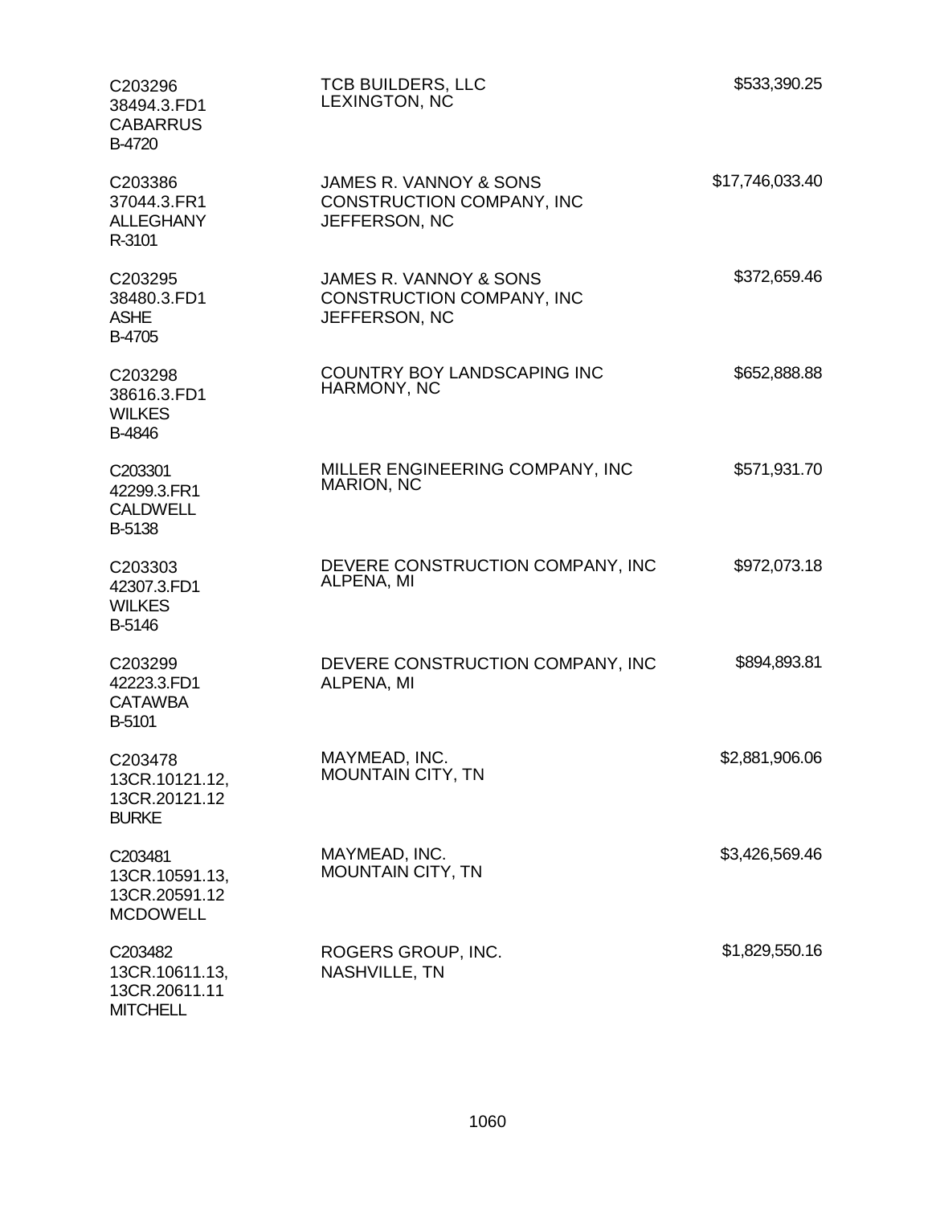| | | |
|---|---|---|
| C203296<br>38494.3.FD1<br>CABARRUS<br>B-4720 | TCB BUILDERS, LLC<br>LEXINGTON, NC | $533,390.25 |
| C203386<br>37044.3.FR1<br>ALLEGHANY<br>R-3101 | JAMES R. VANNOY & SONS<br>CONSTRUCTION COMPANY, INC<br>JEFFERSON, NC | $17,746,033.40 |
| C203295<br>38480.3.FD1<br>ASHE<br>B-4705 | JAMES R. VANNOY & SONS<br>CONSTRUCTION COMPANY, INC<br>JEFFERSON, NC | $372,659.46 |
| C203298<br>38616.3.FD1<br>WILKES<br>B-4846 | COUNTRY BOY LANDSCAPING INC<br>HARMONY, NC | $652,888.88 |
| C203301<br>42299.3.FR1<br>CALDWELL<br>B-5138 | MILLER ENGINEERING COMPANY, INC<br>MARION, NC | $571,931.70 |
| C203303<br>42307.3.FD1<br>WILKES<br>B-5146 | DEVERE CONSTRUCTION COMPANY, INC<br>ALPENA, MI | $972,073.18 |
| C203299<br>42223.3.FD1<br>CATAWBA<br>B-5101 | DEVERE CONSTRUCTION COMPANY, INC<br>ALPENA, MI | $894,893.81 |
| C203478<br>13CR.10121.12,<br>13CR.20121.12<br>BURKE | MAYMEAD, INC.<br>MOUNTAIN CITY, TN | $2,881,906.06 |
| C203481<br>13CR.10591.13,<br>13CR.20591.12<br>MCDOWELL | MAYMEAD, INC.<br>MOUNTAIN CITY, TN | $3,426,569.46 |
| C203482<br>13CR.10611.13,<br>13CR.20611.11<br>MITCHELL | ROGERS GROUP, INC.<br>NASHVILLE, TN | $1,829,550.16 |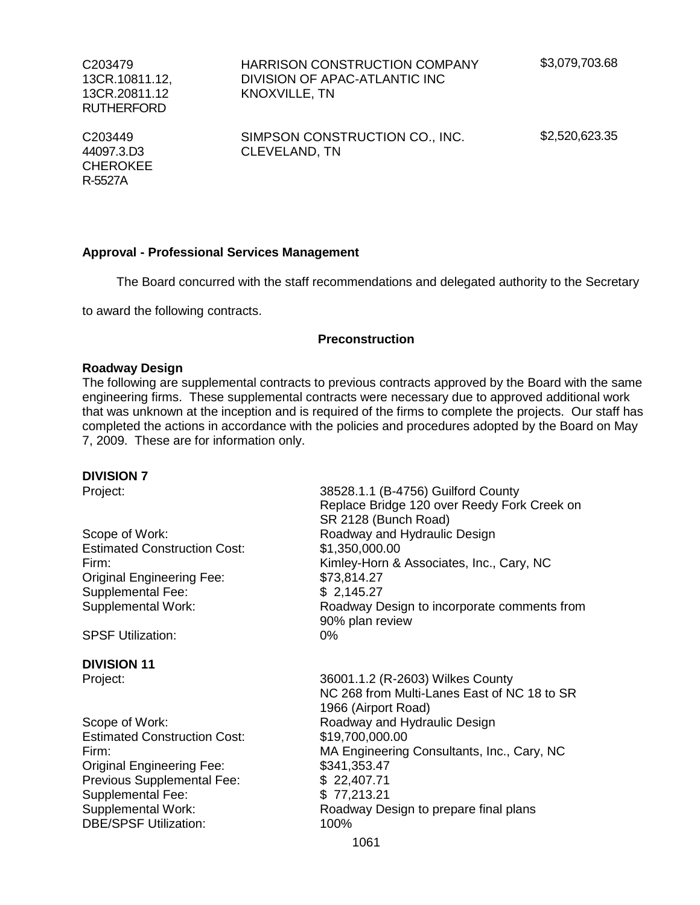| | | |
|---|---|---|
| C203479<br>13CR.10811.12,<br>13CR.20811.12<br>RUTHERFORD | HARRISON CONSTRUCTION COMPANY<br>DIVISION OF APAC-ATLANTIC INC<br>KNOXVILLE, TN | \$3,079,703.68 |
| C203449<br>44097.3.D3<br>CHEROKEE<br>R-5527A | SIMPSON CONSTRUCTION CO., INC.<br>CLEVELAND, TN | \$2,520,623.35 |

**Approval - Professional Services Management**

The Board concurred with the staff recommendations and delegated authority to the Secretary to award the following contracts.

**Preconstruction**

**Roadway Design**

The following are supplemental contracts to previous contracts approved by the Board with the same engineering firms. These supplemental contracts were necessary due to approved additional work that was unknown at the inception and is required of the firms to complete the projects. Our staff has completed the actions in accordance with the policies and procedures adopted by the Board on May 7, 2009. These are for information only.

**DIVISION 7**

| | |
|---|---|
| Project: | 38528.1.1 (B-4756) Guilford County<br>Replace Bridge 120 over Reedy Fork Creek on SR 2128 (Bunch Road) |
| Scope of Work: | Roadway and Hydraulic Design |
| Estimated Construction Cost: | \$1,350,000.00 |
| Firm: | Kimley-Horn & Associates, Inc., Cary, NC |
| Original Engineering Fee: | \$73,814.27 |
| Supplemental Fee: | \$ 2,145.27 |
| Supplemental Work: | Roadway Design to incorporate comments from 90% plan review |
| SPSF Utilization: | 0% |

**DIVISION 11**

| | |
|---|---|
| Project: | 36001.1.2 (R-2603) Wilkes County<br>NC 268 from Multi-Lanes East of NC 18 to SR 1966 (Airport Road) |
| Scope of Work: | Roadway and Hydraulic Design |
| Estimated Construction Cost: | \$19,700,000.00 |
| Firm: | MA Engineering Consultants, Inc., Cary, NC |
| Original Engineering Fee: | \$341,353.47 |
| Previous Supplemental Fee: | \$ 22,407.71 |
| Supplemental Fee: | \$ 77,213.21 |
| Supplemental Work: | Roadway Design to prepare final plans |
| DBE/SPSF Utilization: | 100% |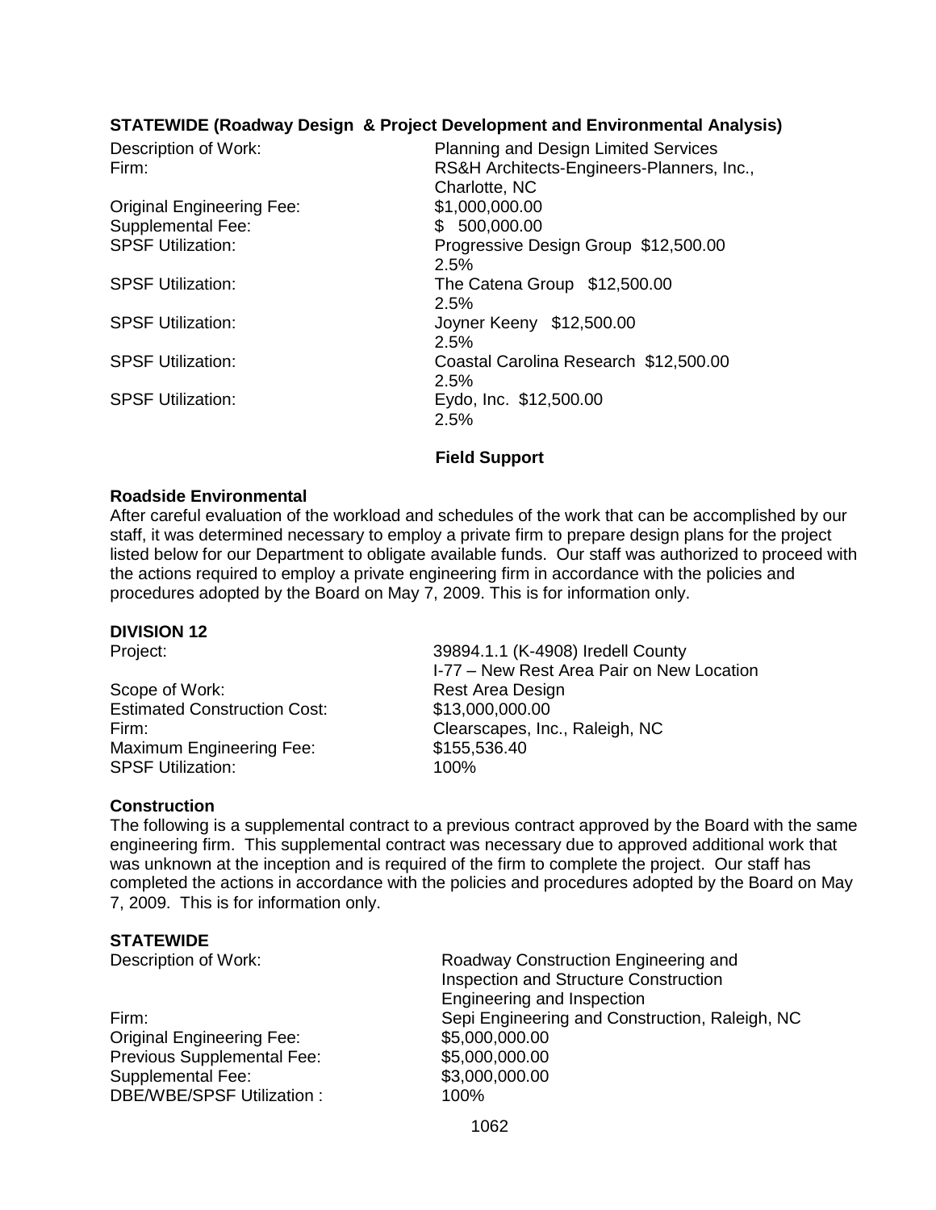**STATEWIDE (Roadway Design & Project Development and Environmental Analysis)**

| | |
|---|---|
| Description of Work: | Planning and Design Limited Services |
| Firm: | RS&H Architects-Engineers-Planners, Inc., Charlotte, NC |
| Original Engineering Fee: | $1,000,000.00 |
| Supplemental Fee: | $ 500,000.00 |
| SPSF Utilization: | Progressive Design Group $12,500.00 2.5% |
| SPSF Utilization: | The Catena Group $12,500.00 2.5% |
| SPSF Utilization: | Joyner Keeny $12,500.00 2.5% |
| SPSF Utilization: | Coastal Carolina Research $12,500.00 2.5% |
| SPSF Utilization: | Eydo, Inc. $12,500.00 2.5% |

## Field Support

### Roadside Environmental

After careful evaluation of the workload and schedules of the work that can be accomplished by our staff, it was determined necessary to employ a private firm to prepare design plans for the project listed below for our Department to obligate available funds. Our staff was authorized to proceed with the actions required to employ a private engineering firm in accordance with the policies and procedures adopted by the Board on May 7, 2009. This is for information only.

**DIVISION 12**

| | |
|---|---|
| Project: | 39894.1.1 (K-4908) Iredell County I-77 – New Rest Area Pair on New Location |
| Scope of Work: | Rest Area Design |
| Estimated Construction Cost: | $13,000,000.00 |
| Firm: | Clearscapes, Inc., Raleigh, NC |
| Maximum Engineering Fee: | $155,536.40 |
| SPSF Utilization: | 100% |

### Construction

The following is a supplemental contract to a previous contract approved by the Board with the same engineering firm. This supplemental contract was necessary due to approved additional work that was unknown at the inception and is required of the firm to complete the project. Our staff has completed the actions in accordance with the policies and procedures adopted by the Board on May 7, 2009. This is for information only.

**STATEWIDE**

| | |
|---|---|
| Description of Work: | Roadway Construction Engineering and Inspection and Structure Construction Engineering and Inspection |
| Firm: | Sepi Engineering and Construction, Raleigh, NC |
| Original Engineering Fee: | $5,000,000.00 |
| Previous Supplemental Fee: | $5,000,000.00 |
| Supplemental Fee: | $3,000,000.00 |
| DBE/WBE/SPSF Utilization : | 100% |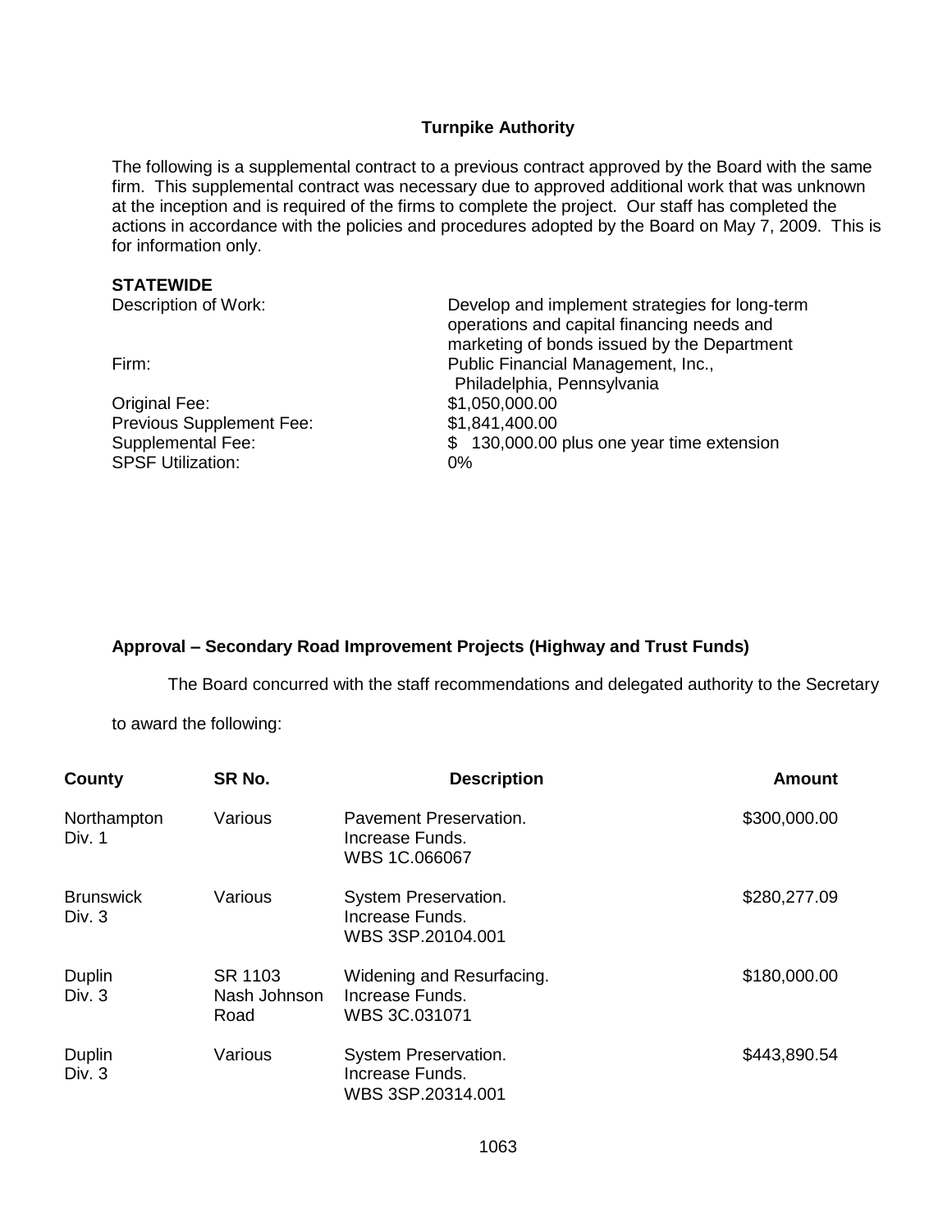### Turnpike Authority

The following is a supplemental contract to a previous contract approved by the Board with the same firm. This supplemental contract was necessary due to approved additional work that was unknown at the inception and is required of the firms to complete the project. Our staff has completed the actions in accordance with the policies and procedures adopted by the Board on May 7, 2009. This is for information only.

**STATEWIDE**

| | |
|---|---|
| Description of Work: | Develop and implement strategies for long-term operations and capital financing needs and marketing of bonds issued by the Department |
| Firm: | Public Financial Management, Inc., Philadelphia, Pennsylvania |
| Original Fee: | $1,050,000.00 |
| Previous Supplement Fee: | $1,841,400.00 |
| Supplemental Fee: | $ 130,000.00 plus one year time extension |
| SPSF Utilization: | 0% |

### Approval – Secondary Road Improvement Projects (Highway and Trust Funds)

The Board concurred with the staff recommendations and delegated authority to the Secretary to award the following:

| County | SR No. | Description | Amount |
|---|---|---|---|
| Northampton Div. 1 | Various | Pavement Preservation. Increase Funds. WBS 1C.066067 | $300,000.00 |
| Brunswick Div. 3 | Various | System Preservation. Increase Funds. WBS 3SP.20104.001 | $280,277.09 |
| Duplin Div. 3 | SR 1103 Nash Johnson Road | Widening and Resurfacing. Increase Funds. WBS 3C.031071 | $180,000.00 |
| Duplin Div. 3 | Various | System Preservation. Increase Funds. WBS 3SP.20314.001 | $443,890.54 |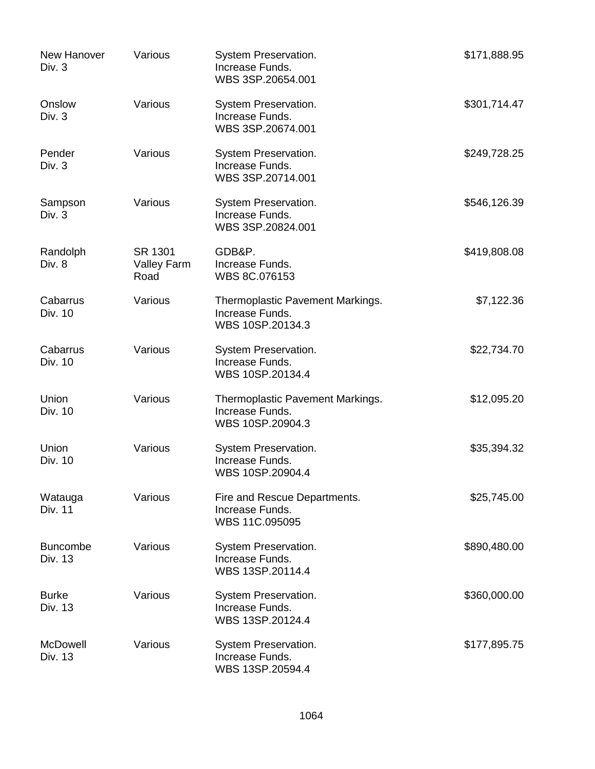| | | | |
|---|---|---|---|
| New Hanover Div. 3 | Various | System Preservation. Increase Funds. WBS 3SP.20654.001 | $171,888.95 |
| Onslow Div. 3 | Various | System Preservation. Increase Funds. WBS 3SP.20674.001 | $301,714.47 |
| Pender Div. 3 | Various | System Preservation. Increase Funds. WBS 3SP.20714.001 | $249,728.25 |
| Sampson Div. 3 | Various | System Preservation. Increase Funds. WBS 3SP.20824.001 | $546,126.39 |
| Randolph Div. 8 | SR 1301 Valley Farm Road | GDB&P. Increase Funds. WBS 8C.076153 | $419,808.08 |
| Cabarrus Div. 10 | Various | Thermoplastic Pavement Markings. Increase Funds. WBS 10SP.20134.3 | $7,122.36 |
| Cabarrus Div. 10 | Various | System Preservation. Increase Funds. WBS 10SP.20134.4 | $22,734.70 |
| Union Div. 10 | Various | Thermoplastic Pavement Markings. Increase Funds. WBS 10SP.20904.3 | $12,095.20 |
| Union Div. 10 | Various | System Preservation. Increase Funds. WBS 10SP.20904.4 | $35,394.32 |
| Watauga Div. 11 | Various | Fire and Rescue Departments. Increase Funds. WBS 11C.095095 | $25,745.00 |
| Buncombe Div. 13 | Various | System Preservation. Increase Funds. WBS 13SP.20114.4 | $890,480.00 |
| Burke Div. 13 | Various | System Preservation. Increase Funds. WBS 13SP.20124.4 | $360,000.00 |
| McDowell Div. 13 | Various | System Preservation. Increase Funds. WBS 13SP.20594.4 | $177,895.75 |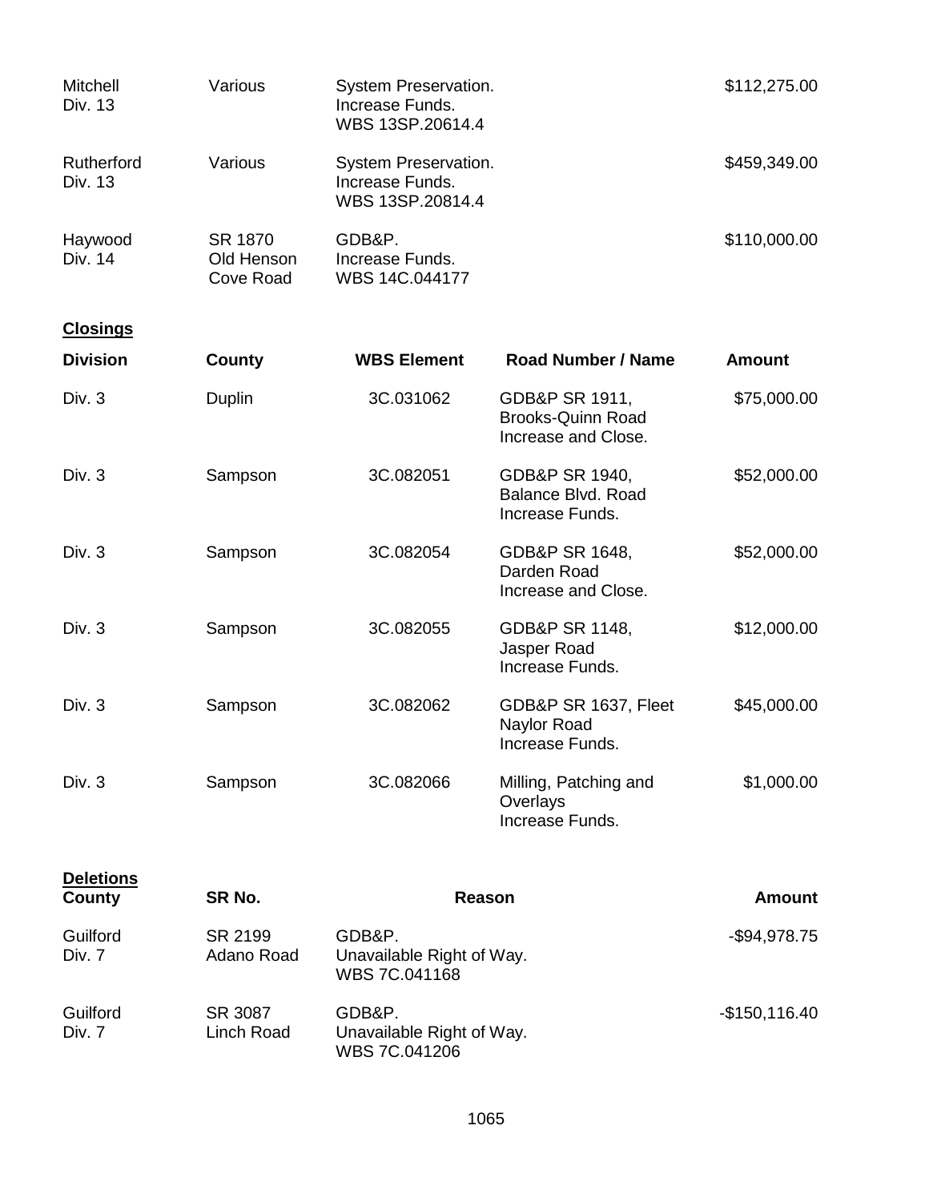| | | | |
|---|---|---|---|
| Mitchell Div. 13 | Various | System Preservation. Increase Funds. WBS 13SP.20614.4 | $112,275.00 |
| Rutherford Div. 13 | Various | System Preservation. Increase Funds. WBS 13SP.20814.4 | $459,349.00 |
| Haywood Div. 14 | SR 1870 Old Henson Cove Road | GDB&P. Increase Funds. WBS 14C.044177 | $110,000.00 |

**Closings**

| Division | County | WBS Element | Road Number / Name | Amount |
|---|---|---|---|---|
| Div. 3 | Duplin | 3C.031062 | GDB&P SR 1911, Brooks-Quinn Road Increase and Close. | $75,000.00 |
| Div. 3 | Sampson | 3C.082051 | GDB&P SR 1940, Balance Blvd. Road Increase Funds. | $52,000.00 |
| Div. 3 | Sampson | 3C.082054 | GDB&P SR 1648, Darden Road Increase and Close. | $52,000.00 |
| Div. 3 | Sampson | 3C.082055 | GDB&P SR 1148, Jasper Road Increase Funds. | $12,000.00 |
| Div. 3 | Sampson | 3C.082062 | GDB&P SR 1637, Fleet Naylor Road Increase Funds. | $45,000.00 |
| Div. 3 | Sampson | 3C.082066 | Milling, Patching and Overlays Increase Funds. | $1,000.00 |

**Deletions**

| County | SR No. | Reason | Amount |
|---|---|---|---|
| Guilford Div. 7 | SR 2199 Adano Road | GDB&P. Unavailable Right of Way. WBS 7C.041168 | -$94,978.75 |
| Guilford Div. 7 | SR 3087 Linch Road | GDB&P. Unavailable Right of Way. WBS 7C.041206 | -$150,116.40 |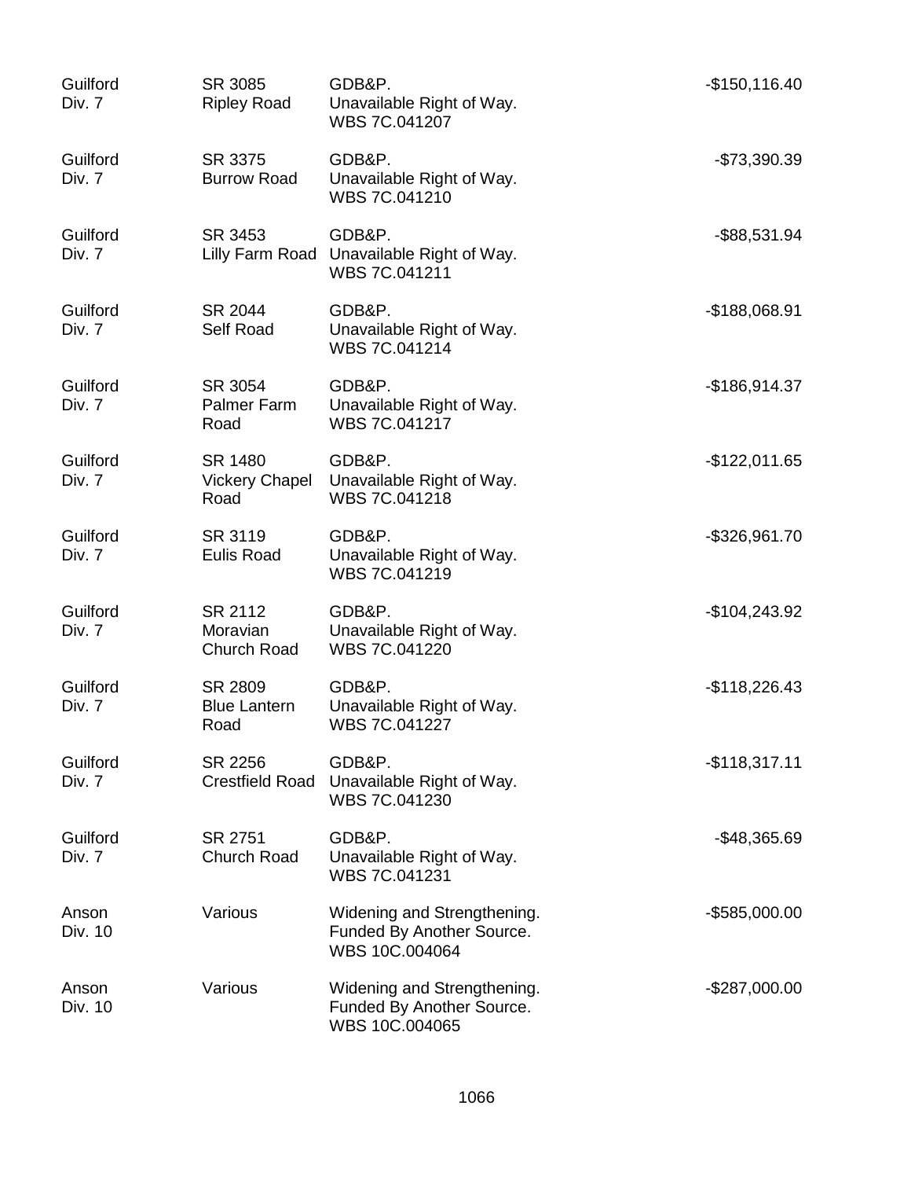| | | | |
|---|---|---|---|
| Guilford Div. 7 | SR 3085 Ripley Road | GDB&P. Unavailable Right of Way. WBS 7C.041207 | -$150,116.40 |
| Guilford Div. 7 | SR 3375 Burrow Road | GDB&P. Unavailable Right of Way. WBS 7C.041210 | -$73,390.39 |
| Guilford Div. 7 | SR 3453 Lilly Farm Road | GDB&P. Unavailable Right of Way. WBS 7C.041211 | -$88,531.94 |
| Guilford Div. 7 | SR 2044 Self Road | GDB&P. Unavailable Right of Way. WBS 7C.041214 | -$188,068.91 |
| Guilford Div. 7 | SR 3054 Palmer Farm Road | GDB&P. Unavailable Right of Way. WBS 7C.041217 | -$186,914.37 |
| Guilford Div. 7 | SR 1480 Vickery Chapel Road | GDB&P. Unavailable Right of Way. WBS 7C.041218 | -$122,011.65 |
| Guilford Div. 7 | SR 3119 Eulis Road | GDB&P. Unavailable Right of Way. WBS 7C.041219 | -$326,961.70 |
| Guilford Div. 7 | SR 2112 Moravian Church Road | GDB&P. Unavailable Right of Way. WBS 7C.041220 | -$104,243.92 |
| Guilford Div. 7 | SR 2809 Blue Lantern Road | GDB&P. Unavailable Right of Way. WBS 7C.041227 | -$118,226.43 |
| Guilford Div. 7 | SR 2256 Crestfield Road | GDB&P. Unavailable Right of Way. WBS 7C.041230 | -$118,317.11 |
| Guilford Div. 7 | SR 2751 Church Road | GDB&P. Unavailable Right of Way. WBS 7C.041231 | -$48,365.69 |
| Anson Div. 10 | Various | Widening and Strengthening. Funded By Another Source. WBS 10C.004064 | -$585,000.00 |
| Anson Div. 10 | Various | Widening and Strengthening. Funded By Another Source. WBS 10C.004065 | -$287,000.00 |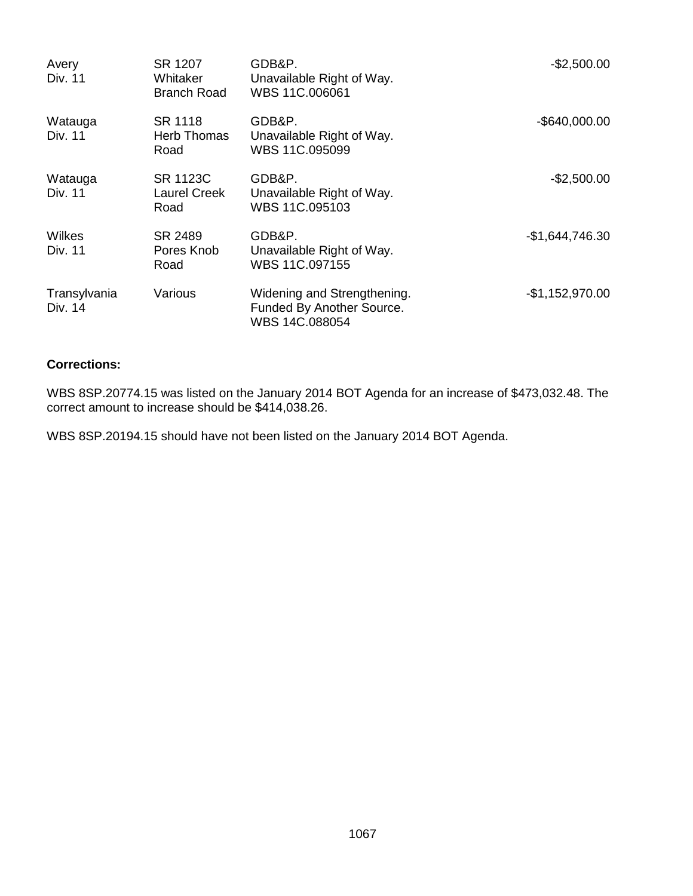| | | | |
|---|---|---|---|
| Avery<br>Div. 11 | SR 1207<br>Whitaker<br>Branch Road | GDB&P.<br>Unavailable Right of Way.<br>WBS 11C.006061 | -$2,500.00 |
| Watauga<br>Div. 11 | SR 1118<br>Herb Thomas<br>Road | GDB&P.<br>Unavailable Right of Way.<br>WBS 11C.095099 | -$640,000.00 |
| Watauga<br>Div. 11 | SR 1123C<br>Laurel Creek<br>Road | GDB&P.<br>Unavailable Right of Way.<br>WBS 11C.095103 | -$2,500.00 |
| Wilkes<br>Div. 11 | SR 2489<br>Pores Knob<br>Road | GDB&P.<br>Unavailable Right of Way.<br>WBS 11C.097155 | -$1,644,746.30 |
| Transylvania<br>Div. 14 | Various | Widening and Strengthening.<br>Funded By Another Source.<br>WBS 14C.088054 | -$1,152,970.00 |

**Corrections:**

WBS 8SP.20774.15 was listed on the January 2014 BOT Agenda for an increase of $473,032.48. The correct amount to increase should be $414,038.26.

WBS 8SP.20194.15 should have not been listed on the January 2014 BOT Agenda.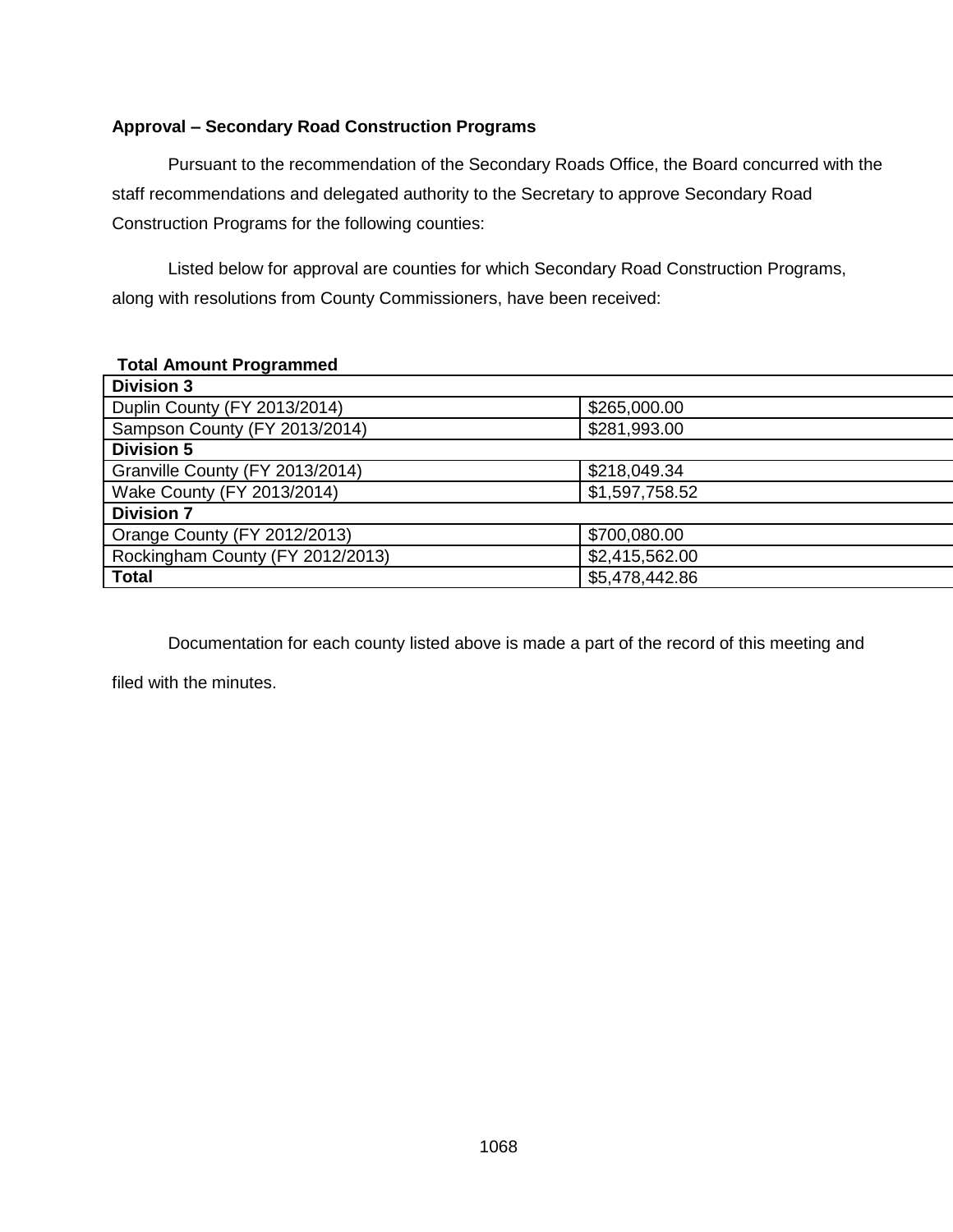**Approval – Secondary Road Construction Programs**

Pursuant to the recommendation of the Secondary Roads Office, the Board concurred with the staff recommendations and delegated authority to the Secretary to approve Secondary Road Construction Programs for the following counties:

Listed below for approval are counties for which Secondary Road Construction Programs, along with resolutions from County Commissioners, have been received:

**Total Amount Programmed**

| **Division 3** | |
|---|---|
| Duplin County (FY 2013/2014) | $265,000.00 |
| Sampson County (FY 2013/2014) | $281,993.00 |
| **Division 5** | |
| Granville County (FY 2013/2014) | $218,049.34 |
| Wake County (FY 2013/2014) | $1,597,758.52 |
| **Division 7** | |
| Orange County (FY 2012/2013) | $700,080.00 |
| Rockingham County (FY 2012/2013) | $2,415,562.00 |
| **Total** | $5,478,442.86 |

Documentation for each county listed above is made a part of the record of this meeting and filed with the minutes.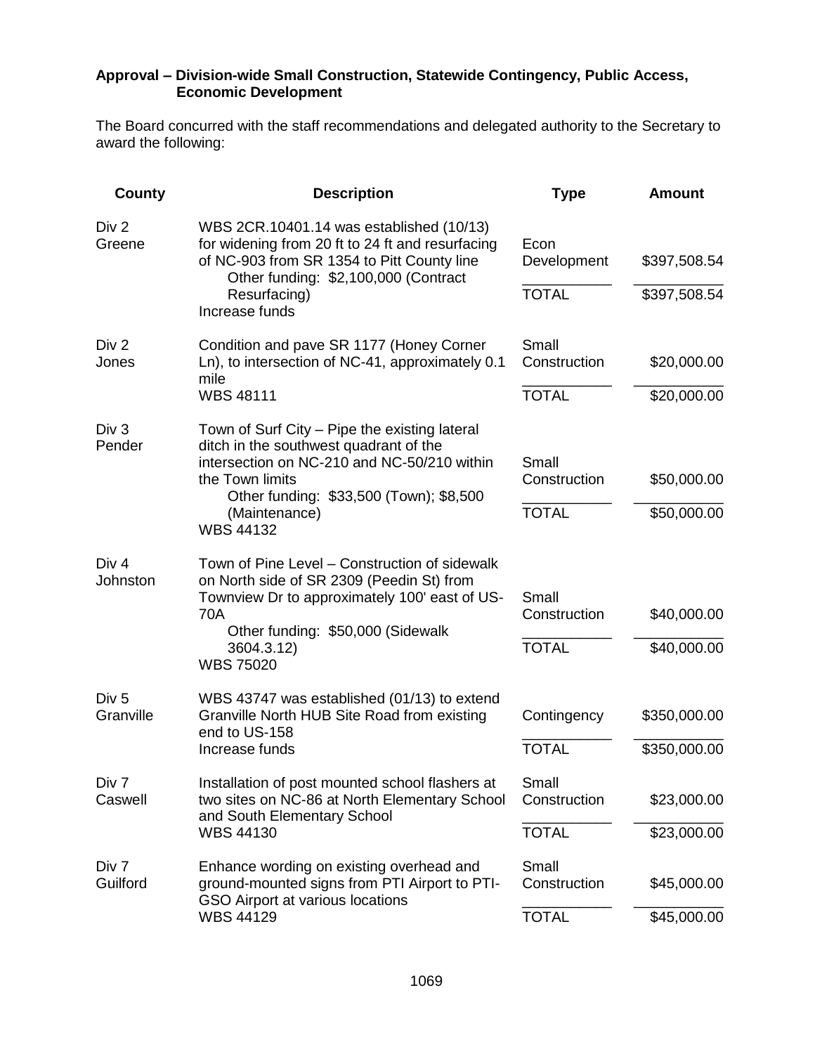**Approval – Division-wide Small Construction, Statewide Contingency, Public Access, Economic Development**

The Board concurred with the staff recommendations and delegated authority to the Secretary to award the following:

| County | Description | Type | Amount |
|---|---|---|---|
| Div 2<br>Greene | WBS 2CR.10401.14 was established (10/13) for widening from 20 ft to 24 ft and resurfacing of NC-903 from SR 1354 to Pitt County line<br>Other funding: $2,100,000 (Contract Resurfacing)<br>Increase funds | Econ Development | $397,508.54 |
| | | TOTAL | $397,508.54 |
| Div 2<br>Jones | Condition and pave SR 1177 (Honey Corner Ln), to intersection of NC-41, approximately 0.1 mile<br>WBS 48111 | Small Construction | $20,000.00 |
| | | TOTAL | $20,000.00 |
| Div 3<br>Pender | Town of Surf City – Pipe the existing lateral ditch in the southwest quadrant of the intersection on NC-210 and NC-50/210 within the Town limits<br>Other funding: $33,500 (Town); $8,500 (Maintenance)<br>WBS 44132 | Small Construction | $50,000.00 |
| | | TOTAL | $50,000.00 |
| Div 4<br>Johnston | Town of Pine Level – Construction of sidewalk on North side of SR 2309 (Peedin St) from Townview Dr to approximately 100' east of US-70A<br>Other funding: $50,000 (Sidewalk 3604.3.12)<br>WBS 75020 | Small Construction | $40,000.00 |
| | | TOTAL | $40,000.00 |
| Div 5<br>Granville | WBS 43747 was established (01/13) to extend Granville North HUB Site Road from existing end to US-158<br>Increase funds | Contingency | $350,000.00 |
| | | TOTAL | $350,000.00 |
| Div 7<br>Caswell | Installation of post mounted school flashers at two sites on NC-86 at North Elementary School and South Elementary School<br>WBS 44130 | Small Construction | $23,000.00 |
| | | TOTAL | $23,000.00 |
| Div 7<br>Guilford | Enhance wording on existing overhead and ground-mounted signs from PTI Airport to PTI-GSO Airport at various locations<br>WBS 44129 | Small Construction | $45,000.00 |
| | | TOTAL | $45,000.00 |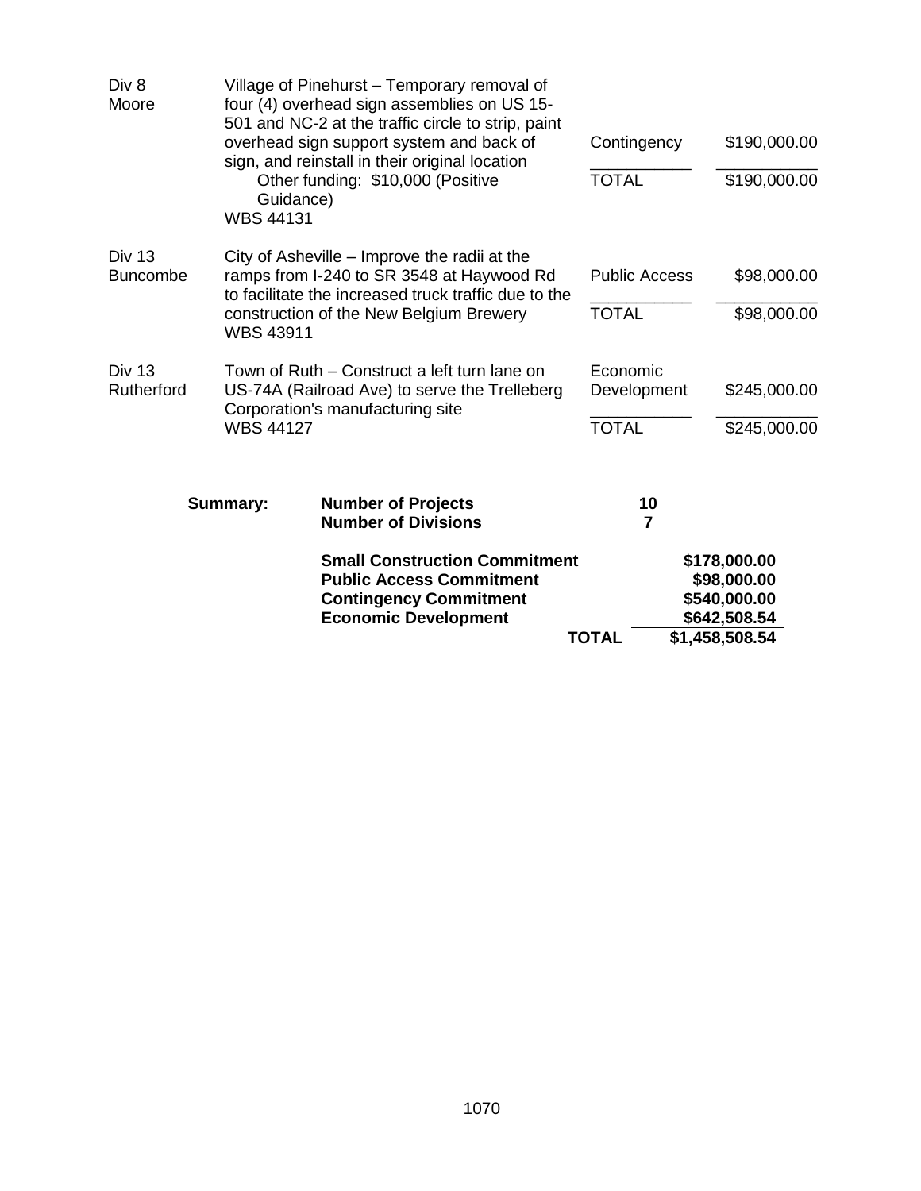| | | | |
|---|---|---|---|
| Div 8<br>Moore | Village of Pinehurst – Temporary removal of four (4) overhead sign assemblies on US 15-501 and NC-2 at the traffic circle to strip, paint overhead sign support system and back of sign, and reinstall in their original location<br>Other funding: $10,000 (Positive Guidance)<br>WBS 44131 | Contingency<br><br>TOTAL | $190,000.00<br><br>$190,000.00 |
| Div 13<br>Buncombe | City of Asheville – Improve the radii at the ramps from I-240 to SR 3548 at Haywood Rd to facilitate the increased truck traffic due to the construction of the New Belgium Brewery<br>WBS 43911 | Public Access<br><br>TOTAL | $98,000.00<br><br>$98,000.00 |
| Div 13<br>Rutherford | Town of Ruth – Construct a left turn lane on US-74A (Railroad Ave) to serve the Trelleberg Corporation's manufacturing site<br>WBS 44127 | Economic Development<br><br>TOTAL | $245,000.00<br><br>$245,000.00 |

| **Summary:** | | |
|---|---|---|
| | **Number of Projects** | **10** |
| | **Number of Divisions** | **7** |
| | **Small Construction Commitment** | **$178,000.00** |
| | **Public Access Commitment** | **$98,000.00** |
| | **Contingency Commitment** | **$540,000.00** |
| | **Economic Development** | **$642,508.54** |
| | **TOTAL** | **$1,458,508.54** |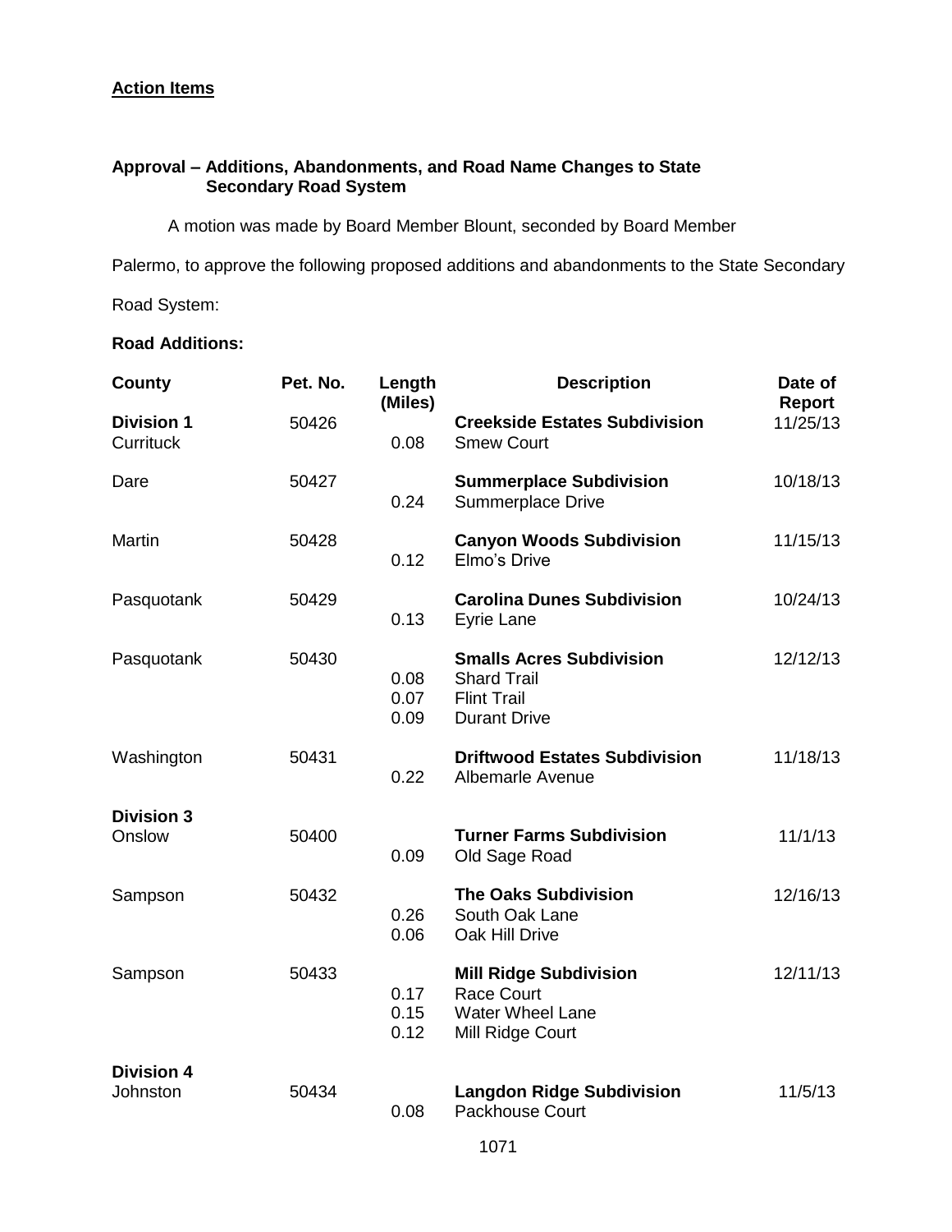**Action Items**

**Approval – Additions, Abandonments, and Road Name Changes to State Secondary Road System**

A motion was made by Board Member Blount, seconded by Board Member Palermo, to approve the following proposed additions and abandonments to the State Secondary Road System:

**Road Additions:**

| County | Pet. No. | Length (Miles) | Description | Date of Report |
|---|---|---|---|---|
| **Division 1** Currituck | 50426 | 0.08 | **Creekside Estates Subdivision** Smew Court | 11/25/13 |
| Dare | 50427 | 0.24 | **Summerplace Subdivision** Summerplace Drive | 10/18/13 |
| Martin | 50428 | 0.12 | **Canyon Woods Subdivision** Elmo's Drive | 11/15/13 |
| Pasquotank | 50429 | 0.13 | **Carolina Dunes Subdivision** Eyrie Lane | 10/24/13 |
| Pasquotank | 50430 | | **Smalls Acres Subdivision** | 12/12/13 |
| | | 0.08 | Shard Trail | |
| | | 0.07 | Flint Trail | |
| | | 0.09 | Durant Drive | |
| Washington | 50431 | 0.22 | **Driftwood Estates Subdivision** Albemarle Avenue | 11/18/13 |
| **Division 3** Onslow | 50400 | 0.09 | **Turner Farms Subdivision** Old Sage Road | 11/1/13 |
| Sampson | 50432 | | **The Oaks Subdivision** | 12/16/13 |
| | | 0.26 | South Oak Lane | |
| | | 0.06 | Oak Hill Drive | |
| Sampson | 50433 | | **Mill Ridge Subdivision** | 12/11/13 |
| | | 0.17 | Race Court | |
| | | 0.15 | Water Wheel Lane | |
| | | 0.12 | Mill Ridge Court | |
| **Division 4** Johnston | 50434 | 0.08 | **Langdon Ridge Subdivision** Packhouse Court | 11/5/13 |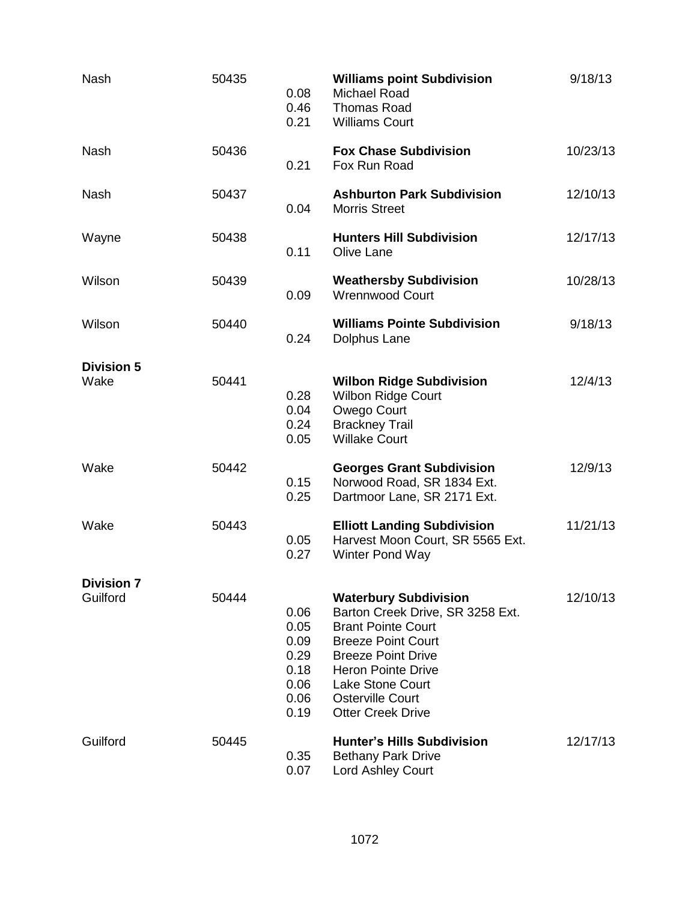| County | Number | Miles | Subdivision / Road | Date |
|---|---|---|---|---|
| Nash | 50435 | | **Williams point Subdivision** | 9/18/13 |
| | | 0.08 | Michael Road | |
| | | 0.46 | Thomas Road | |
| | | 0.21 | Williams Court | |
| Nash | 50436 | | **Fox Chase Subdivision** | 10/23/13 |
| | | 0.21 | Fox Run Road | |
| Nash | 50437 | | **Ashburton Park Subdivision** | 12/10/13 |
| | | 0.04 | Morris Street | |
| Wayne | 50438 | | **Hunters Hill Subdivision** | 12/17/13 |
| | | 0.11 | Olive Lane | |
| Wilson | 50439 | | **Weathersby Subdivision** | 10/28/13 |
| | | 0.09 | Wrennwood Court | |
| Wilson | 50440 | | **Williams Pointe Subdivision** | 9/18/13 |
| | | 0.24 | Dolphus Lane | |
| **Division 5** | | | | |
| Wake | 50441 | | **Wilbon Ridge Subdivision** | 12/4/13 |
| | | 0.28 | Wilbon Ridge Court | |
| | | 0.04 | Owego Court | |
| | | 0.24 | Brackney Trail | |
| | | 0.05 | Willake Court | |
| Wake | 50442 | | **Georges Grant Subdivision** | 12/9/13 |
| | | 0.15 | Norwood Road, SR 1834 Ext. | |
| | | 0.25 | Dartmoor Lane, SR 2171 Ext. | |
| Wake | 50443 | | **Elliott Landing Subdivision** | 11/21/13 |
| | | 0.05 | Harvest Moon Court, SR 5565 Ext. | |
| | | 0.27 | Winter Pond Way | |
| **Division 7** | | | | |
| Guilford | 50444 | | **Waterbury Subdivision** | 12/10/13 |
| | | 0.06 | Barton Creek Drive, SR 3258 Ext. | |
| | | 0.05 | Brant Pointe Court | |
| | | 0.09 | Breeze Point Court | |
| | | 0.29 | Breeze Point Drive | |
| | | 0.18 | Heron Pointe Drive | |
| | | 0.06 | Lake Stone Court | |
| | | 0.06 | Osterville Court | |
| | | 0.19 | Otter Creek Drive | |
| Guilford | 50445 | | **Hunter's Hills Subdivision** | 12/17/13 |
| | | 0.35 | Bethany Park Drive | |
| | | 0.07 | Lord Ashley Court | |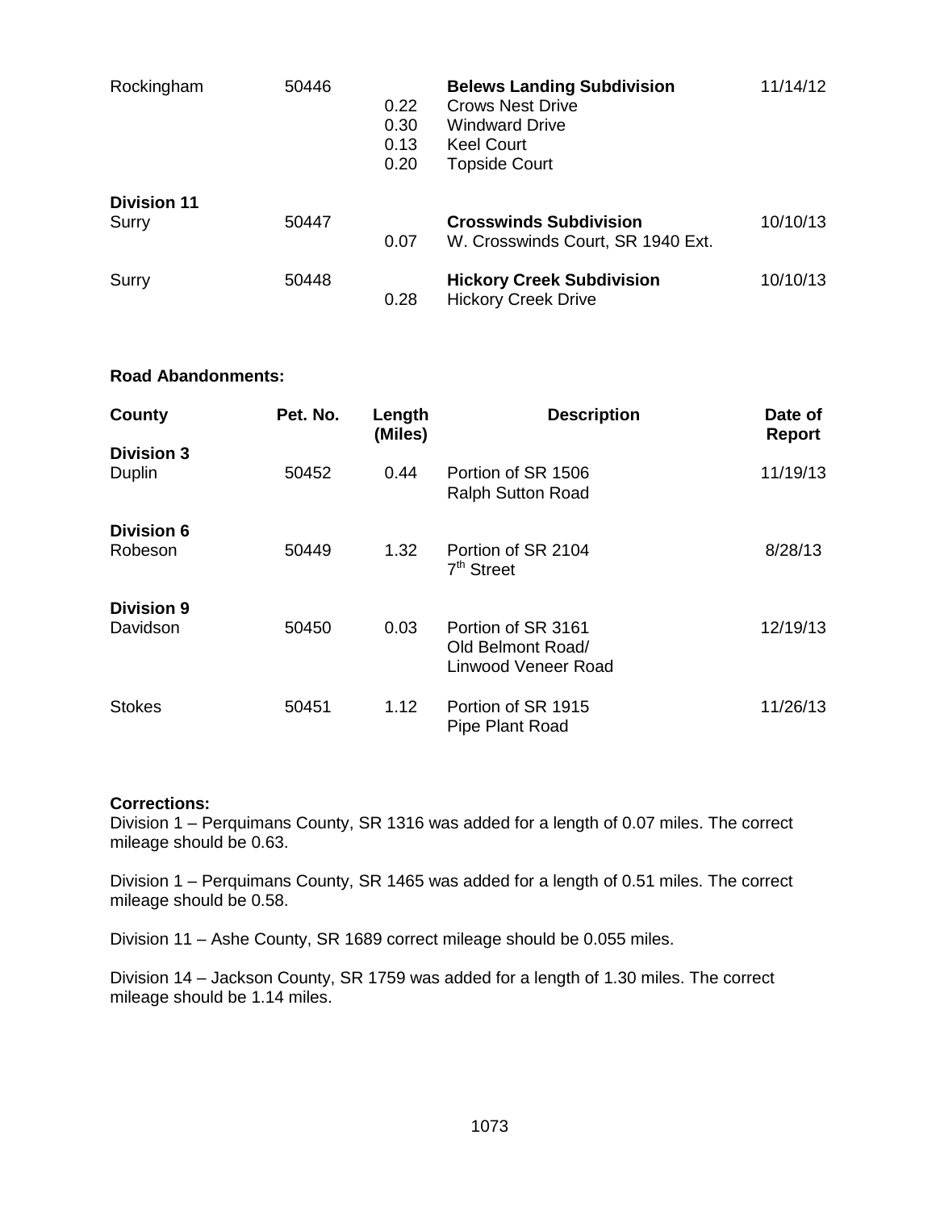| | | | | |
|---|---|---|---|---|
| Rockingham | 50446 | | **Belews Landing Subdivision** | 11/14/12 |
| | | 0.22 | Crows Nest Drive | |
| | | 0.30 | Windward Drive | |
| | | 0.13 | Keel Court | |
| | | 0.20 | Topside Court | |
| **Division 11** | | | | |
| Surry | 50447 | | **Crosswinds Subdivision** | 10/10/13 |
| | | 0.07 | W. Crosswinds Court, SR 1940 Ext. | |
| Surry | 50448 | | **Hickory Creek Subdivision** | 10/10/13 |
| | | 0.28 | Hickory Creek Drive | |

**Road Abandonments:**

| County | Pet. No. | Length (Miles) | Description | Date of Report |
|---|---|---|---|---|
| **Division 3** | | | | |
| Duplin | 50452 | 0.44 | Portion of SR 1506 Ralph Sutton Road | 11/19/13 |
| **Division 6** | | | | |
| Robeson | 50449 | 1.32 | Portion of SR 2104 7th Street | 8/28/13 |
| **Division 9** | | | | |
| Davidson | 50450 | 0.03 | Portion of SR 3161 Old Belmont Road/ Linwood Veneer Road | 12/19/13 |
| Stokes | 50451 | 1.12 | Portion of SR 1915 Pipe Plant Road | 11/26/13 |

**Corrections:**

Division 1 – Perquimans County, SR 1316 was added for a length of 0.07 miles. The correct mileage should be 0.63.

Division 1 – Perquimans County, SR 1465 was added for a length of 0.51 miles. The correct mileage should be 0.58.

Division 11 – Ashe County, SR 1689 correct mileage should be 0.055 miles.

Division 14 – Jackson County, SR 1759 was added for a length of 1.30 miles. The correct mileage should be 1.14 miles.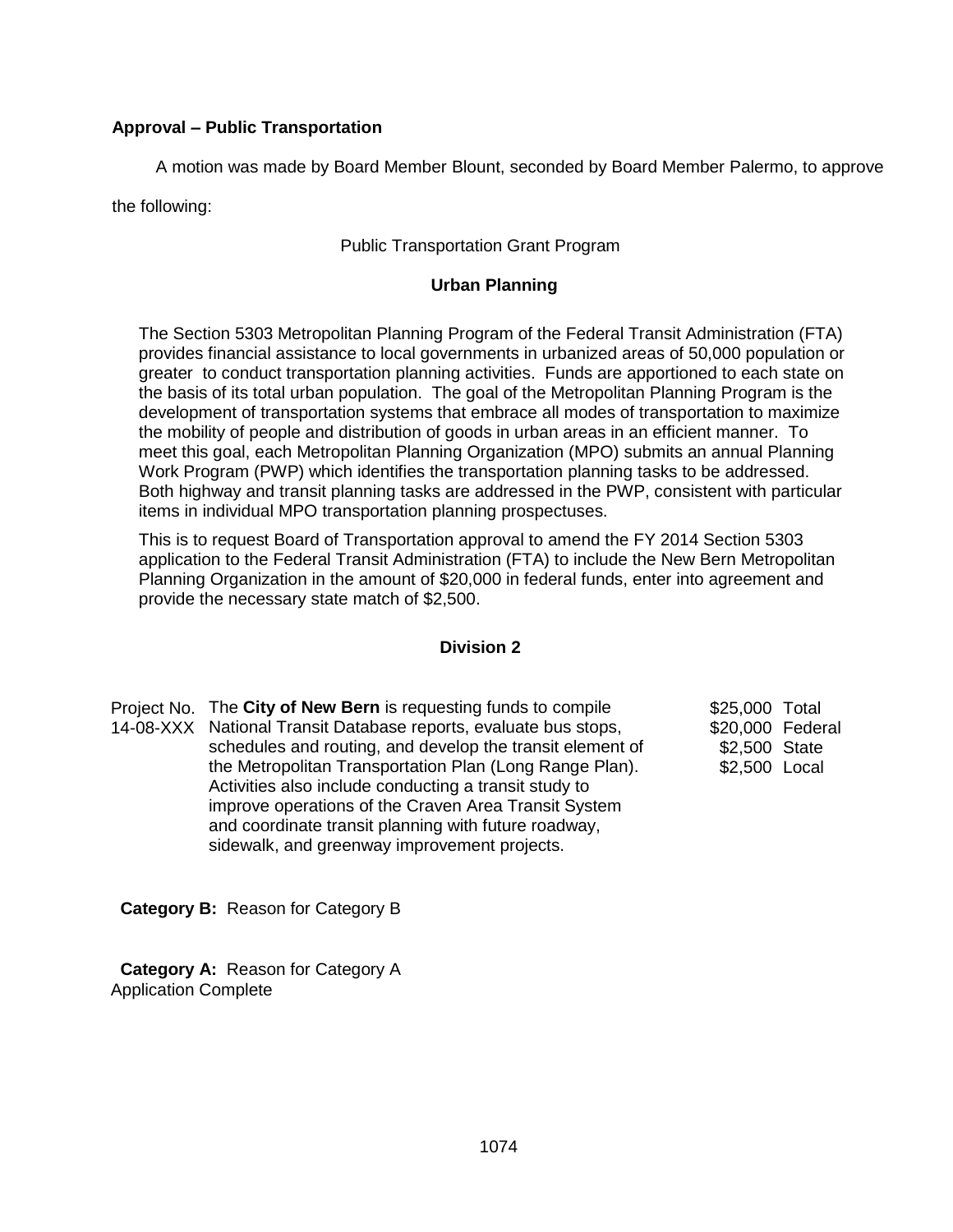**Approval – Public Transportation**

A motion was made by Board Member Blount, seconded by Board Member Palermo, to approve the following:

Public Transportation Grant Program

**Urban Planning**

The Section 5303 Metropolitan Planning Program of the Federal Transit Administration (FTA) provides financial assistance to local governments in urbanized areas of 50,000 population or greater to conduct transportation planning activities. Funds are apportioned to each state on the basis of its total urban population. The goal of the Metropolitan Planning Program is the development of transportation systems that embrace all modes of transportation to maximize the mobility of people and distribution of goods in urban areas in an efficient manner. To meet this goal, each Metropolitan Planning Organization (MPO) submits an annual Planning Work Program (PWP) which identifies the transportation planning tasks to be addressed. Both highway and transit planning tasks are addressed in the PWP, consistent with particular items in individual MPO transportation planning prospectuses.

This is to request Board of Transportation approval to amend the FY 2014 Section 5303 application to the Federal Transit Administration (FTA) to include the New Bern Metropolitan Planning Organization in the amount of $20,000 in federal funds, enter into agreement and provide the necessary state match of $2,500.

**Division 2**

| Project No. | Description | Amount | |
|---|---|---|---|
| 14-08-XXX | The **City of New Bern** is requesting funds to compile National Transit Database reports, evaluate bus stops, schedules and routing, and develop the transit element of the Metropolitan Transportation Plan (Long Range Plan). Activities also include conducting a transit study to improve operations of the Craven Area Transit System and coordinate transit planning with future roadway, sidewalk, and greenway improvement projects. | $25,000 | Total |
| | | $20,000 | Federal |
| | | $2,500 | State |
| | | $2,500 | Local |

**Category B:** Reason for Category B

**Category A:** Reason for Category A
Application Complete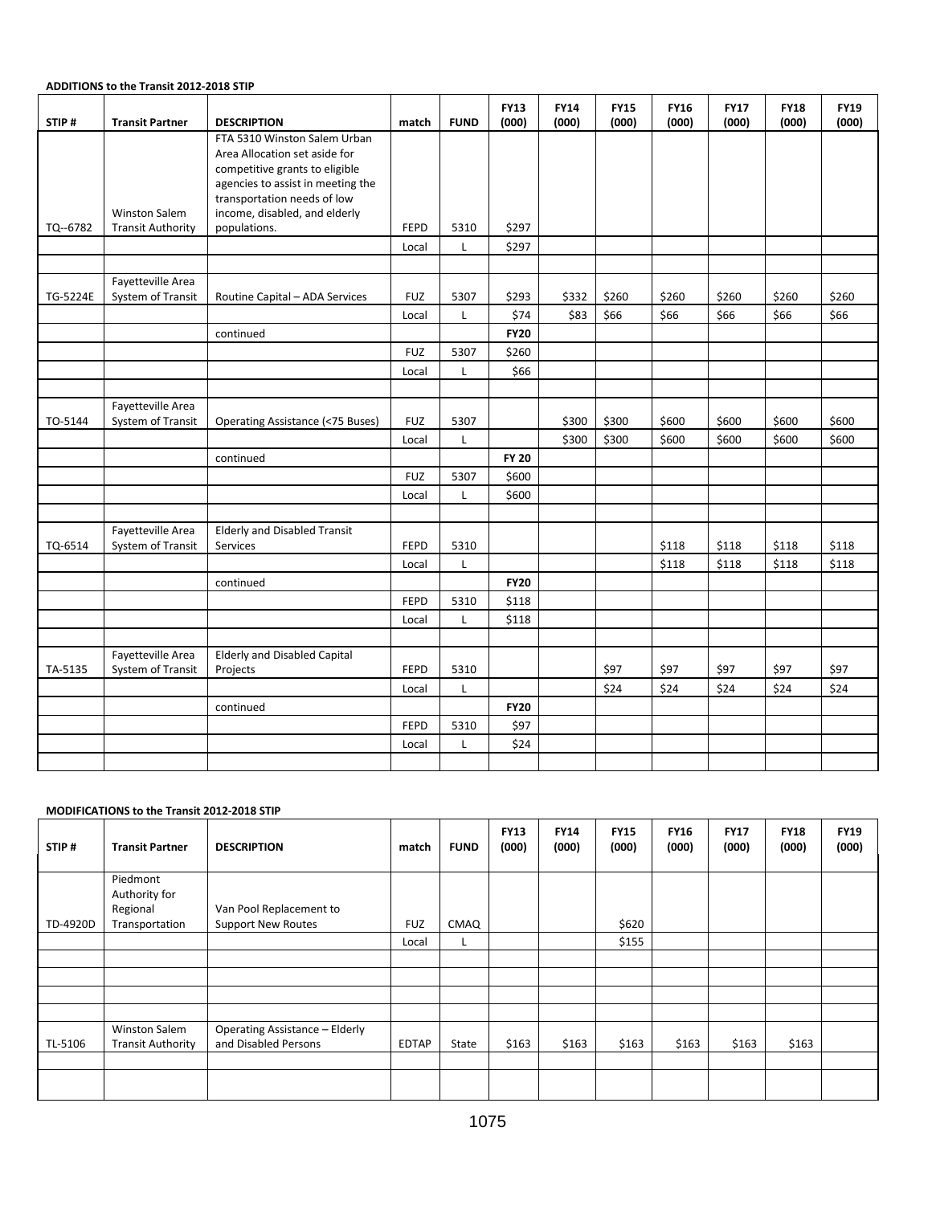**ADDITIONS to the Transit 2012-2018 STIP**

| STIP # | Transit Partner | DESCRIPTION | match | FUND | FY13 (000) | FY14 (000) | FY15 (000) | FY16 (000) | FY17 (000) | FY18 (000) | FY19 (000) |
|---|---|---|---|---|---|---|---|---|---|---|---|
| TQ--6782 | Winston Salem Transit Authority | FTA 5310 Winston Salem Urban Area Allocation set aside for competitive grants to eligible agencies to assist in meeting the transportation needs of low income, disabled, and elderly populations. | FEPD | 5310 | $297 | | | | | | |
| | | | Local | L | $297 | | | | | | |
| | | | | | | | | | | | |
| TG-5224E | Fayetteville Area System of Transit | Routine Capital – ADA Services | FUZ | 5307 | $293 | $332 | $260 | $260 | $260 | $260 | $260 |
| | | | Local | L | $74 | $83 | $66 | $66 | $66 | $66 | $66 |
| | | continued | | | **FY20** | | | | | | |
| | | | FUZ | 5307 | $260 | | | | | | |
| | | | Local | L | $66 | | | | | | |
| | | | | | | | | | | | |
| TO-5144 | Fayetteville Area System of Transit | Operating Assistance (<75 Buses) | FUZ | 5307 | | $300 | $300 | $600 | $600 | $600 | $600 |
| | | | Local | L | | $300 | $300 | $600 | $600 | $600 | $600 |
| | | continued | | | **FY 20** | | | | | | |
| | | | FUZ | 5307 | $600 | | | | | | |
| | | | Local | L | $600 | | | | | | |
| | | | | | | | | | | | |
| TQ-6514 | Fayetteville Area System of Transit | Elderly and Disabled Transit Services | FEPD | 5310 | | | | $118 | $118 | $118 | $118 |
| | | | Local | L | | | | $118 | $118 | $118 | $118 |
| | | continued | | | **FY20** | | | | | | |
| | | | FEPD | 5310 | $118 | | | | | | |
| | | | Local | L | $118 | | | | | | |
| | | | | | | | | | | | |
| TA-5135 | Fayetteville Area System of Transit | Elderly and Disabled Capital Projects | FEPD | 5310 | | | $97 | $97 | $97 | $97 | $97 |
| | | | Local | L | | | $24 | $24 | $24 | $24 | $24 |
| | | continued | | | **FY20** | | | | | | |
| | | | FEPD | 5310 | $97 | | | | | | |
| | | | Local | L | $24 | | | | | | |

**MODIFICATIONS to the Transit 2012-2018 STIP**

| STIP # | Transit Partner | DESCRIPTION | match | FUND | FY13 (000) | FY14 (000) | FY15 (000) | FY16 (000) | FY17 (000) | FY18 (000) | FY19 (000) |
|---|---|---|---|---|---|---|---|---|---|---|---|
| TD-4920D | Piedmont Authority for Regional Transportation | Van Pool Replacement to Support New Routes | FUZ | CMAQ | | | $620 | | | | |
| | | | Local | L | | | $155 | | | | |
| | | | | | | | | | | | |
| TL-5106 | Winston Salem Transit Authority | Operating Assistance – Elderly and Disabled Persons | EDTAP | State | $163 | $163 | $163 | $163 | $163 | $163 | |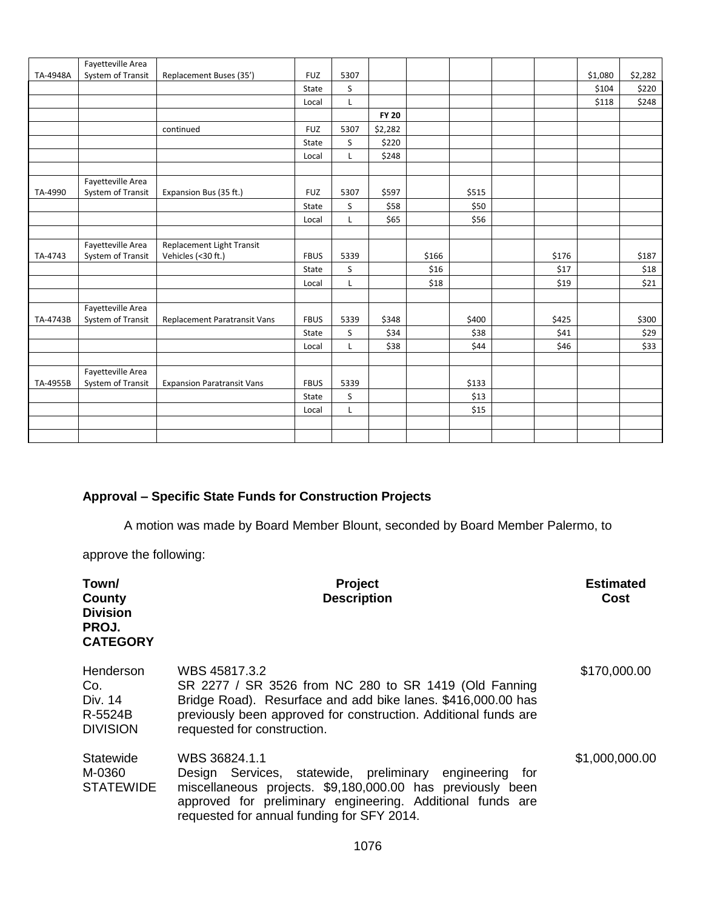| | | | | | | | | | | | | |
|---|---|---|---|---|---|---|---|---|---|---|---|---|
| TA-4948A | Fayetteville Area System of Transit | Replacement Buses (35') | FUZ | 5307 | | | | | | $1,080 | $2,282 |
| | | | State | S | | | | | | $104 | $220 |
| | | | Local | L | | | | | | $118 | $248 |
| | | | | | **FY 20** | | | | | | |
| | | continued | FUZ | 5307 | $2,282 | | | | | | |
| | | | State | S | $220 | | | | | | |
| | | | Local | L | $248 | | | | | | |
| | | | | | | | | | | | |
| TA-4990 | Fayetteville Area System of Transit | Expansion Bus (35 ft.) | FUZ | 5307 | $597 | | $515 | | | | |
| | | | State | S | $58 | | $50 | | | | |
| | | | Local | L | $65 | | $56 | | | | |
| | | | | | | | | | | | |
| TA-4743 | Fayetteville Area System of Transit | Replacement Light Transit Vehicles (<30 ft.) | FBUS | 5339 | | $166 | | | $176 | | $187 |
| | | | State | S | | $16 | | | $17 | | $18 |
| | | | Local | L | | $18 | | | $19 | | $21 |
| | | | | | | | | | | | |
| TA-4743B | Fayetteville Area System of Transit | Replacement Paratransit Vans | FBUS | 5339 | $348 | | $400 | | $425 | | $300 |
| | | | State | S | $34 | | $38 | | $41 | | $29 |
| | | | Local | L | $38 | | $44 | | $46 | | $33 |
| | | | | | | | | | | | |
| TA-4955B | Fayetteville Area System of Transit | Expansion Paratransit Vans | FBUS | 5339 | | | $133 | | | | |
| | | | State | S | | | $13 | | | | |
| | | | Local | L | | | $15 | | | | |

**Approval – Specific State Funds for Construction Projects**

A motion was made by Board Member Blount, seconded by Board Member Palermo, to approve the following:

| Town/ County Division PROJ. CATEGORY | Project Description | Estimated Cost |
|---|---|---|
| Henderson Co. Div. 14 R-5524B DIVISION | WBS 45817.3.2 SR 2277 / SR 3526 from NC 280 to SR 1419 (Old Fanning Bridge Road). Resurface and add bike lanes. $416,000.00 has previously been approved for construction. Additional funds are requested for construction. | $170,000.00 |
| Statewide M-0360 STATEWIDE | WBS 36824.1.1 Design Services, statewide, preliminary engineering for miscellaneous projects. $9,180,000.00 has previously been approved for preliminary engineering. Additional funds are requested for annual funding for SFY 2014. | $1,000,000.00 |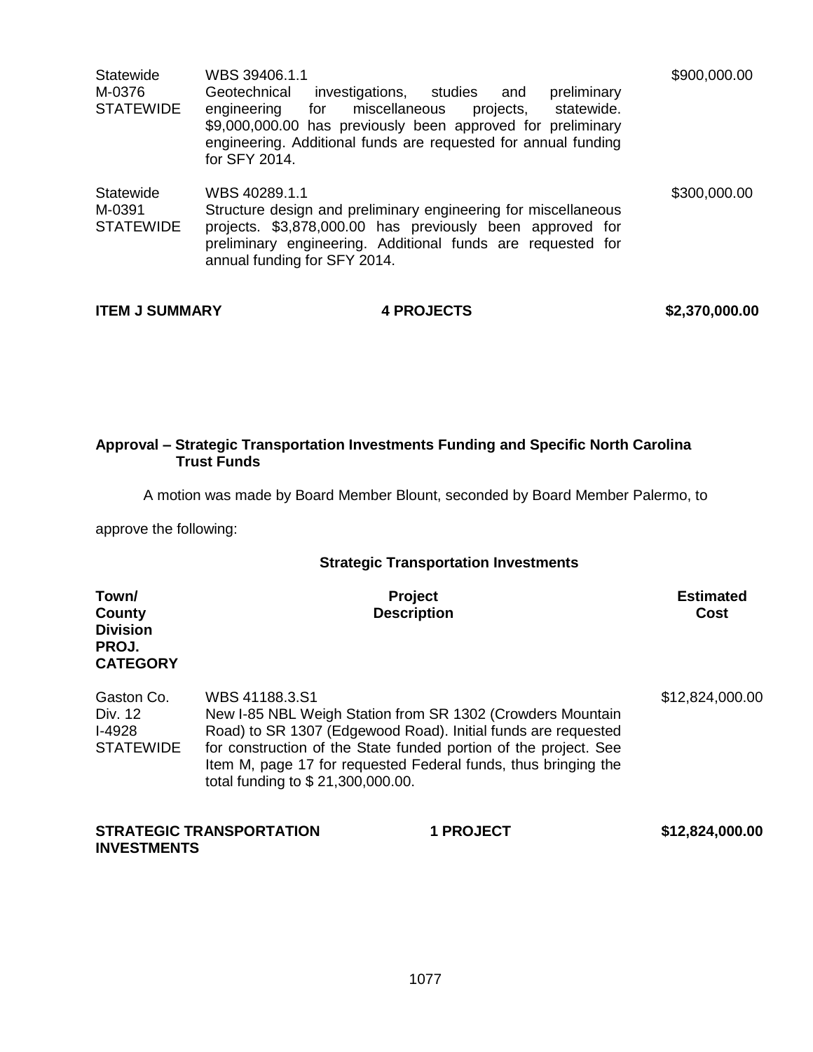| | | |
|---|---|---|
| Statewide<br>M-0376<br>STATEWIDE | WBS 39406.1.1<br>Geotechnical investigations, studies and preliminary engineering for miscellaneous projects, statewide. $9,000,000.00 has previously been approved for preliminary engineering. Additional funds are requested for annual funding for SFY 2014. | $900,000.00 |
| Statewide<br>M-0391<br>STATEWIDE | WBS 40289.1.1<br>Structure design and preliminary engineering for miscellaneous projects. $3,878,000.00 has previously been approved for preliminary engineering. Additional funds are requested for annual funding for SFY 2014. | $300,000.00 |

**ITEM J SUMMARY** **4 PROJECTS** **$2,370,000.00**

**Approval – Strategic Transportation Investments Funding and Specific North Carolina Trust Funds**

A motion was made by Board Member Blount, seconded by Board Member Palermo, to approve the following:

**Strategic Transportation Investments**

| Town/ County Division PROJ. CATEGORY | Project Description | Estimated Cost |
|---|---|---|
| Gaston Co.<br>Div. 12<br>I-4928<br>STATEWIDE | WBS 41188.3.S1<br>New I-85 NBL Weigh Station from SR 1302 (Crowders Mountain Road) to SR 1307 (Edgewood Road). Initial funds are requested for construction of the State funded portion of the project. See Item M, page 17 for requested Federal funds, thus bringing the total funding to $ 21,300,000.00. | $12,824,000.00 |

**STRATEGIC TRANSPORTATION INVESTMENTS** **1 PROJECT** **$12,824,000.00**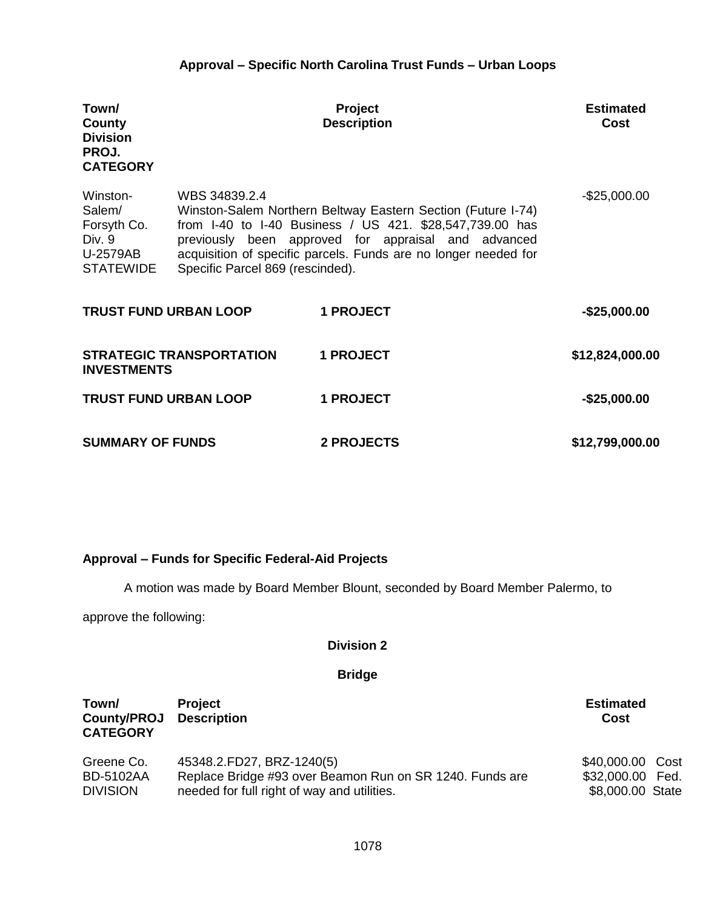### Approval – Specific North Carolina Trust Funds – Urban Loops

| Town/ County Division PROJ. CATEGORY | Project Description | Estimated Cost |
|---|---|---|
| Winston-Salem/ Forsyth Co. Div. 9 U-2579AB STATEWIDE | WBS 34839.2.4 Winston-Salem Northern Beltway Eastern Section (Future I-74) from I-40 to I-40 Business / US 421. $28,547,739.00 has previously been approved for appraisal and advanced acquisition of specific parcels. Funds are no longer needed for Specific Parcel 869 (rescinded). | -$25,000.00 |

| | | |
|---|---|---|
| **TRUST FUND URBAN LOOP** | **1 PROJECT** | **-$25,000.00** |
| **STRATEGIC TRANSPORTATION INVESTMENTS** | **1 PROJECT** | **$12,824,000.00** |
| **TRUST FUND URBAN LOOP** | **1 PROJECT** | **-$25,000.00** |
| **SUMMARY OF FUNDS** | **2 PROJECTS** | **$12,799,000.00** |

### Approval – Funds for Specific Federal-Aid Projects

A motion was made by Board Member Blount, seconded by Board Member Palermo, to approve the following:

**Division 2**

**Bridge**

| Town/ County/PROJ CATEGORY | Project Description | Estimated Cost |
|---|---|---|
| Greene Co. BD-5102AA DIVISION | 45348.2.FD27, BRZ-1240(5) Replace Bridge #93 over Beamon Run on SR 1240. Funds are needed for full right of way and utilities. | $40,000.00 Cost<br>$32,000.00 Fed.<br>$8,000.00 State |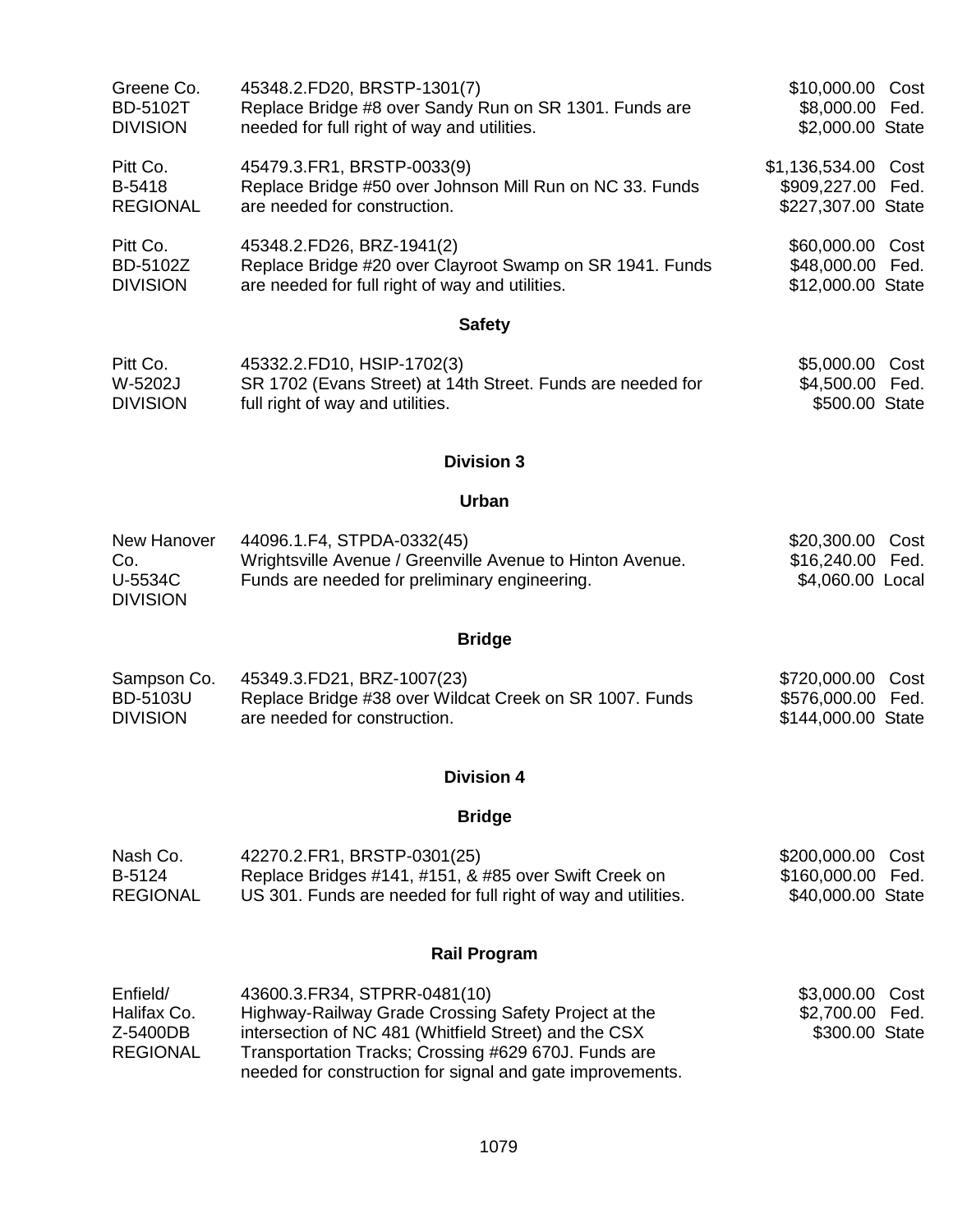| | | |
|---|---|---|
| Greene Co.<br>BD-5102T<br>DIVISION | 45348.2.FD20, BRSTP-1301(7)<br>Replace Bridge #8 over Sandy Run on SR 1301. Funds are needed for full right of way and utilities. | $10,000.00 Cost<br>$8,000.00 Fed.<br>$2,000.00 State |
| Pitt Co.<br>B-5418<br>REGIONAL | 45479.3.FR1, BRSTP-0033(9)<br>Replace Bridge #50 over Johnson Mill Run on NC 33. Funds are needed for construction. | $1,136,534.00 Cost<br>$909,227.00 Fed.<br>$227,307.00 State |
| Pitt Co.<br>BD-5102Z<br>DIVISION | 45348.2.FD26, BRZ-1941(2)<br>Replace Bridge #20 over Clayroot Swamp on SR 1941. Funds are needed for full right of way and utilities. | $60,000.00 Cost<br>$48,000.00 Fed.<br>$12,000.00 State |

**Safety**

| | | |
|---|---|---|
| Pitt Co.<br>W-5202J<br>DIVISION | 45332.2.FD10, HSIP-1702(3)<br>SR 1702 (Evans Street) at 14th Street. Funds are needed for full right of way and utilities. | $5,000.00 Cost<br>$4,500.00 Fed.<br>$500.00 State |

## Division 3

**Urban**

| | | |
|---|---|---|
| New Hanover Co.<br>U-5534C<br>DIVISION | 44096.1.F4, STPDA-0332(45)<br>Wrightsville Avenue / Greenville Avenue to Hinton Avenue. Funds are needed for preliminary engineering. | $20,300.00 Cost<br>$16,240.00 Fed.<br>$4,060.00 Local |

**Bridge**

| | | |
|---|---|---|
| Sampson Co.<br>BD-5103U<br>DIVISION | 45349.3.FD21, BRZ-1007(23)<br>Replace Bridge #38 over Wildcat Creek on SR 1007. Funds are needed for construction. | $720,000.00 Cost<br>$576,000.00 Fed.<br>$144,000.00 State |

## Division 4

**Bridge**

| | | |
|---|---|---|
| Nash Co.<br>B-5124<br>REGIONAL | 42270.2.FR1, BRSTP-0301(25)<br>Replace Bridges #141, #151, & #85 over Swift Creek on US 301. Funds are needed for full right of way and utilities. | $200,000.00 Cost<br>$160,000.00 Fed.<br>$40,000.00 State |

**Rail Program**

| | | |
|---|---|---|
| Enfield/<br>Halifax Co.<br>Z-5400DB<br>REGIONAL | 43600.3.FR34, STPRR-0481(10)<br>Highway-Railway Grade Crossing Safety Project at the intersection of NC 481 (Whitfield Street) and the CSX Transportation Tracks; Crossing #629 670J. Funds are needed for construction for signal and gate improvements. | $3,000.00 Cost<br>$2,700.00 Fed.<br>$300.00 State |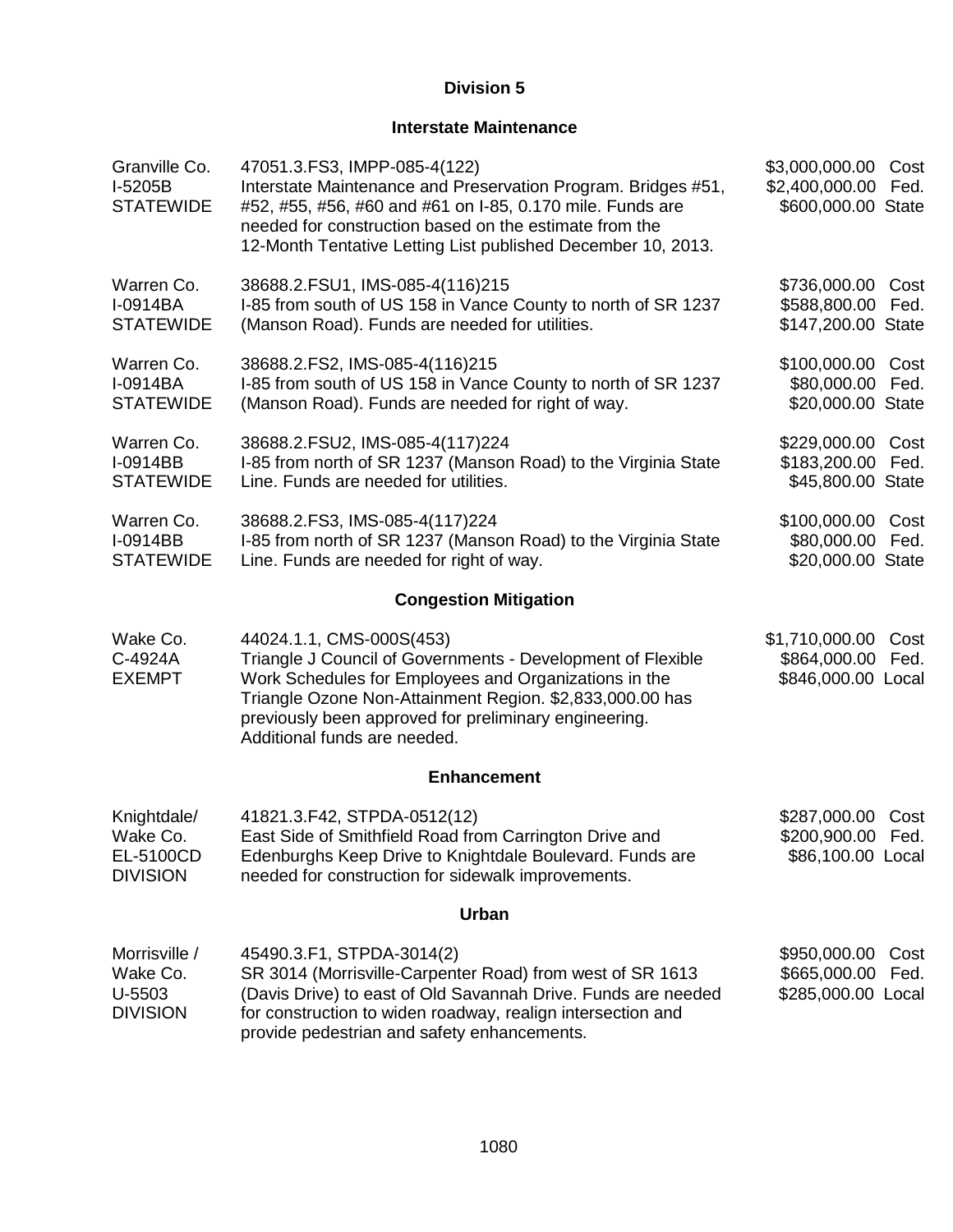## Division 5

### Interstate Maintenance

| | | |
|---|---|---|
| Granville Co.<br>I-5205B<br>STATEWIDE | 47051.3.FS3, IMPP-085-4(122)<br>Interstate Maintenance and Preservation Program. Bridges #51, #52, #55, #56, #60 and #61 on I-85, 0.170 mile. Funds are needed for construction based on the estimate from the 12-Month Tentative Letting List published December 10, 2013. | $3,000,000.00 Cost<br>$2,400,000.00 Fed.<br>$600,000.00 State |
| Warren Co.<br>I-0914BA<br>STATEWIDE | 38688.2.FSU1, IMS-085-4(116)215<br>I-85 from south of US 158 in Vance County to north of SR 1237 (Manson Road). Funds are needed for utilities. | $736,000.00 Cost<br>$588,800.00 Fed.<br>$147,200.00 State |
| Warren Co.<br>I-0914BA<br>STATEWIDE | 38688.2.FS2, IMS-085-4(116)215<br>I-85 from south of US 158 in Vance County to north of SR 1237 (Manson Road). Funds are needed for right of way. | $100,000.00 Cost<br>$80,000.00 Fed.<br>$20,000.00 State |
| Warren Co.<br>I-0914BB<br>STATEWIDE | 38688.2.FSU2, IMS-085-4(117)224<br>I-85 from north of SR 1237 (Manson Road) to the Virginia State Line. Funds are needed for utilities. | $229,000.00 Cost<br>$183,200.00 Fed.<br>$45,800.00 State |
| Warren Co.<br>I-0914BB<br>STATEWIDE | 38688.2.FS3, IMS-085-4(117)224<br>I-85 from north of SR 1237 (Manson Road) to the Virginia State Line. Funds are needed for right of way. | $100,000.00 Cost<br>$80,000.00 Fed.<br>$20,000.00 State |

### Congestion Mitigation

| | | |
|---|---|---|
| Wake Co.<br>C-4924A<br>EXEMPT | 44024.1.1, CMS-000S(453)<br>Triangle J Council of Governments - Development of Flexible Work Schedules for Employees and Organizations in the Triangle Ozone Non-Attainment Region. $2,833,000.00 has previously been approved for preliminary engineering. Additional funds are needed. | $1,710,000.00 Cost<br>$864,000.00 Fed.<br>$846,000.00 Local |

### Enhancement

| | | |
|---|---|---|
| Knightdale/<br>Wake Co.<br>EL-5100CD<br>DIVISION | 41821.3.F42, STPDA-0512(12)<br>East Side of Smithfield Road from Carrington Drive and Edenburghs Keep Drive to Knightdale Boulevard. Funds are needed for construction for sidewalk improvements. | $287,000.00 Cost<br>$200,900.00 Fed.<br>$86,100.00 Local |

### Urban

| | | |
|---|---|---|
| Morrisville /<br>Wake Co.<br>U-5503<br>DIVISION | 45490.3.F1, STPDA-3014(2)<br>SR 3014 (Morrisville-Carpenter Road) from west of SR 1613 (Davis Drive) to east of Old Savannah Drive. Funds are needed for construction to widen roadway, realign intersection and provide pedestrian and safety enhancements. | $950,000.00 Cost<br>$665,000.00 Fed.<br>$285,000.00 Local |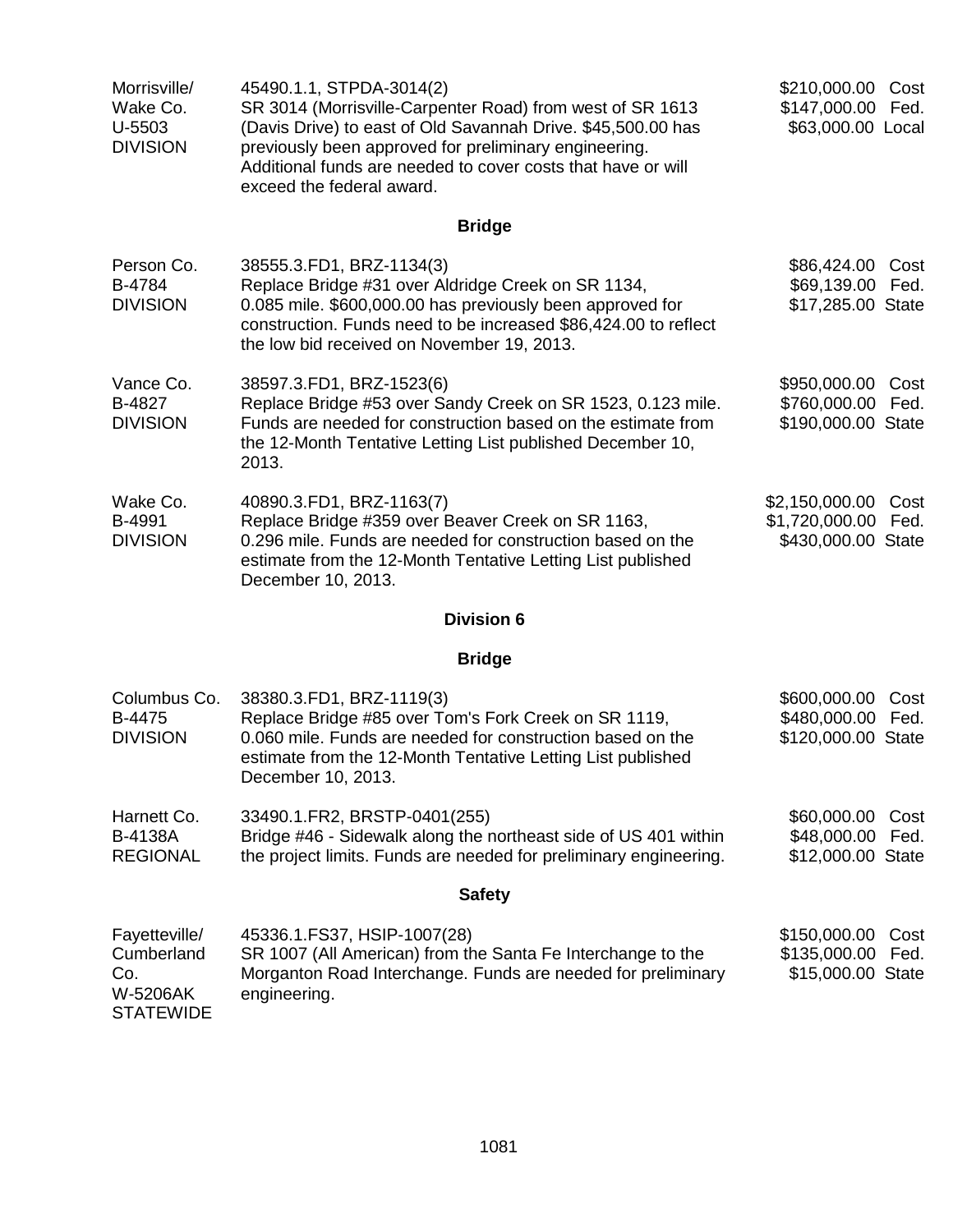| | | |
|---|---|---|
| Morrisville/<br>Wake Co.<br>U-5503<br>DIVISION | 45490.1.1, STPDA-3014(2)<br>SR 3014 (Morrisville-Carpenter Road) from west of SR 1613 (Davis Drive) to east of Old Savannah Drive. $45,500.00 has previously been approved for preliminary engineering. Additional funds are needed to cover costs that have or will exceed the federal award. | $210,000.00 Cost<br>$147,000.00 Fed.<br>$63,000.00 Local |

### Bridge

| | | |
|---|---|---|
| Person Co.<br>B-4784<br>DIVISION | 38555.3.FD1, BRZ-1134(3)<br>Replace Bridge #31 over Aldridge Creek on SR 1134, 0.085 mile. $600,000.00 has previously been approved for construction. Funds need to be increased $86,424.00 to reflect the low bid received on November 19, 2013. | $86,424.00 Cost<br>$69,139.00 Fed.<br>$17,285.00 State |
| Vance Co.<br>B-4827<br>DIVISION | 38597.3.FD1, BRZ-1523(6)<br>Replace Bridge #53 over Sandy Creek on SR 1523, 0.123 mile. Funds are needed for construction based on the estimate from the 12-Month Tentative Letting List published December 10, 2013. | $950,000.00 Cost<br>$760,000.00 Fed.<br>$190,000.00 State |
| Wake Co.<br>B-4991<br>DIVISION | 40890.3.FD1, BRZ-1163(7)<br>Replace Bridge #359 over Beaver Creek on SR 1163, 0.296 mile. Funds are needed for construction based on the estimate from the 12-Month Tentative Letting List published December 10, 2013. | $2,150,000.00 Cost<br>$1,720,000.00 Fed.<br>$430,000.00 State |

## Division 6

### Bridge

| | | |
|---|---|---|
| Columbus Co.<br>B-4475<br>DIVISION | 38380.3.FD1, BRZ-1119(3)<br>Replace Bridge #85 over Tom's Fork Creek on SR 1119, 0.060 mile. Funds are needed for construction based on the estimate from the 12-Month Tentative Letting List published December 10, 2013. | $600,000.00 Cost<br>$480,000.00 Fed.<br>$120,000.00 State |
| Harnett Co.<br>B-4138A<br>REGIONAL | 33490.1.FR2, BRSTP-0401(255)<br>Bridge #46 - Sidewalk along the northeast side of US 401 within the project limits. Funds are needed for preliminary engineering. | $60,000.00 Cost<br>$48,000.00 Fed.<br>$12,000.00 State |

### Safety

| | | |
|---|---|---|
| Fayetteville/<br>Cumberland Co.<br>W-5206AK<br>STATEWIDE | 45336.1.FS37, HSIP-1007(28)<br>SR 1007 (All American) from the Santa Fe Interchange to the Morganton Road Interchange. Funds are needed for preliminary engineering. | $150,000.00 Cost<br>$135,000.00 Fed.<br>$15,000.00 State |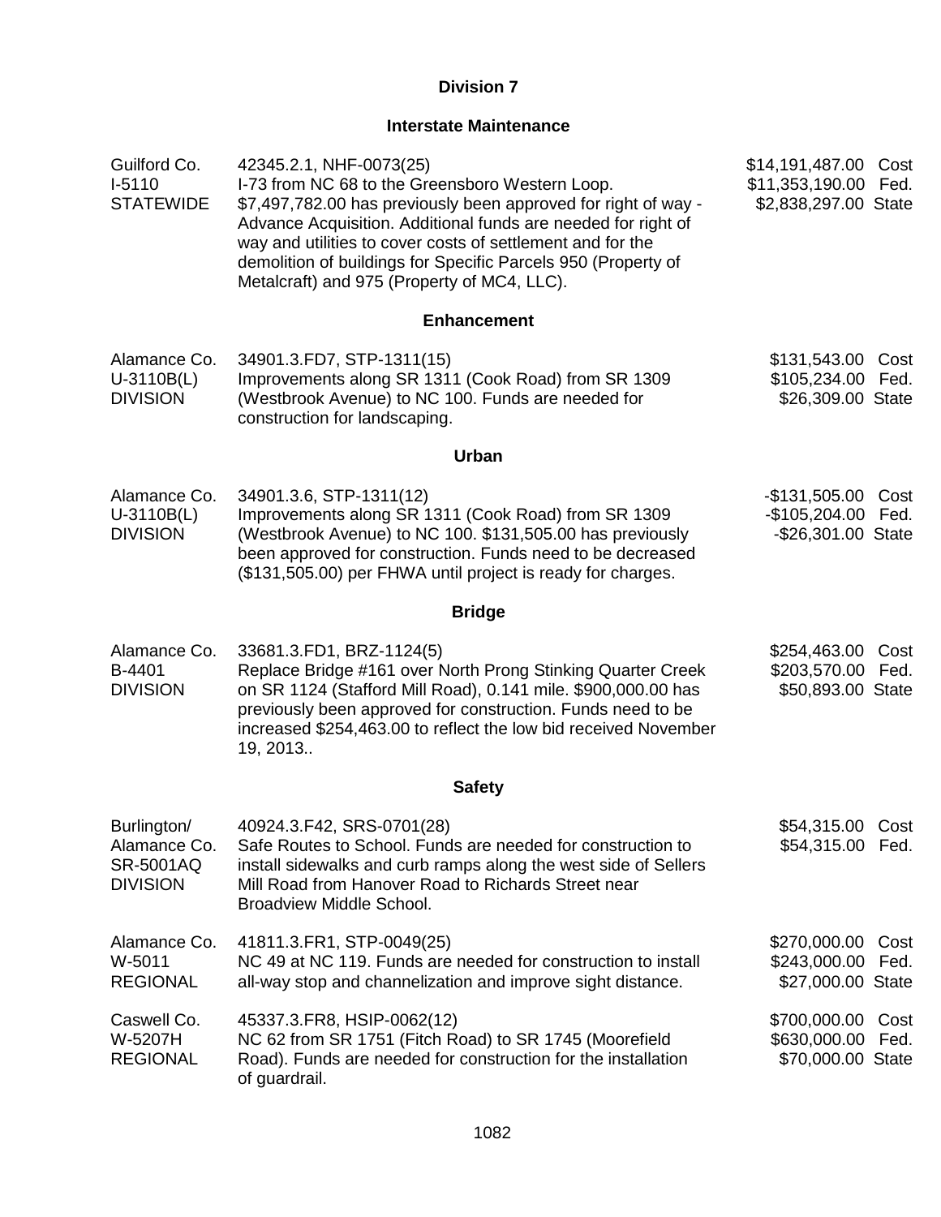## Division 7

### Interstate Maintenance

| | | |
|---|---|---|
| Guilford Co.<br>I-5110<br>STATEWIDE | 42345.2.1, NHF-0073(25)<br>I-73 from NC 68 to the Greensboro Western Loop. $7,497,782.00 has previously been approved for right of way - Advance Acquisition. Additional funds are needed for right of way and utilities to cover costs of settlement and for the demolition of buildings for Specific Parcels 950 (Property of Metalcraft) and 975 (Property of MC4, LLC). | $14,191,487.00 Cost<br>$11,353,190.00 Fed.<br>$2,838,297.00 State |

### Enhancement

| | | |
|---|---|---|
| Alamance Co.<br>U-3110B(L)<br>DIVISION | 34901.3.FD7, STP-1311(15)<br>Improvements along SR 1311 (Cook Road) from SR 1309 (Westbrook Avenue) to NC 100. Funds are needed for construction for landscaping. | $131,543.00 Cost<br>$105,234.00 Fed.<br>$26,309.00 State |

### Urban

| | | |
|---|---|---|
| Alamance Co.<br>U-3110B(L)<br>DIVISION | 34901.3.6, STP-1311(12)<br>Improvements along SR 1311 (Cook Road) from SR 1309 (Westbrook Avenue) to NC 100. $131,505.00 has previously been approved for construction. Funds need to be decreased ($131,505.00) per FHWA until project is ready for charges. | -$131,505.00 Cost<br>-$105,204.00 Fed.<br>-$26,301.00 State |

### Bridge

| | | |
|---|---|---|
| Alamance Co.<br>B-4401<br>DIVISION | 33681.3.FD1, BRZ-1124(5)<br>Replace Bridge #161 over North Prong Stinking Quarter Creek on SR 1124 (Stafford Mill Road), 0.141 mile. $900,000.00 has previously been approved for construction. Funds need to be increased $254,463.00 to reflect the low bid received November 19, 2013.. | $254,463.00 Cost<br>$203,570.00 Fed.<br>$50,893.00 State |

### Safety

| | | |
|---|---|---|
| Burlington/<br>Alamance Co.<br>SR-5001AQ<br>DIVISION | 40924.3.F42, SRS-0701(28)<br>Safe Routes to School. Funds are needed for construction to install sidewalks and curb ramps along the west side of Sellers Mill Road from Hanover Road to Richards Street near Broadview Middle School. | $54,315.00 Cost<br>$54,315.00 Fed. |
| Alamance Co.<br>W-5011<br>REGIONAL | 41811.3.FR1, STP-0049(25)<br>NC 49 at NC 119. Funds are needed for construction to install all-way stop and channelization and improve sight distance. | $270,000.00 Cost<br>$243,000.00 Fed.<br>$27,000.00 State |
| Caswell Co.<br>W-5207H<br>REGIONAL | 45337.3.FR8, HSIP-0062(12)<br>NC 62 from SR 1751 (Fitch Road) to SR 1745 (Moorefield Road). Funds are needed for construction for the installation of guardrail. | $700,000.00 Cost<br>$630,000.00 Fed.<br>$70,000.00 State |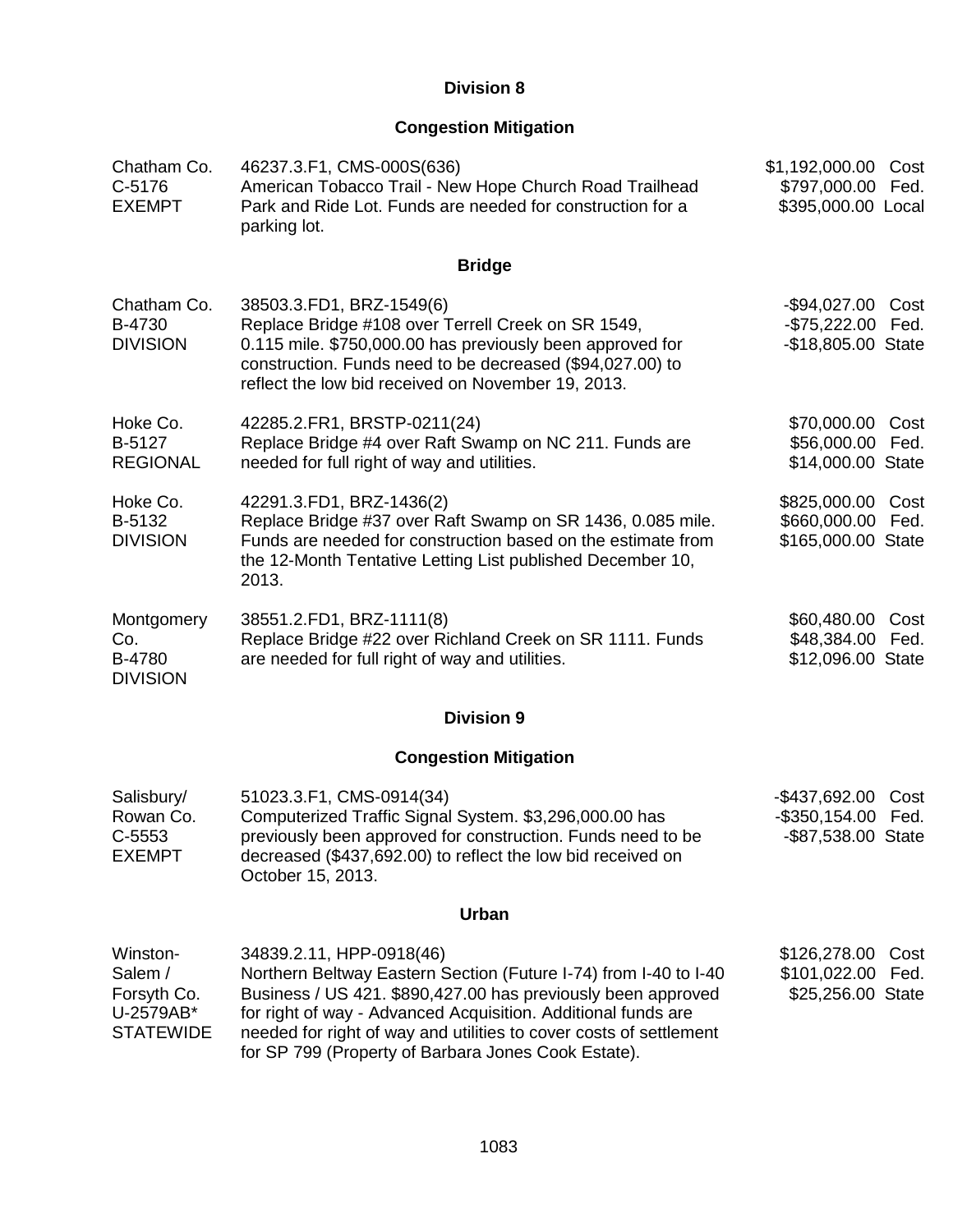## Division 8

### Congestion Mitigation

| | | |
|---|---|---|
| Chatham Co.<br>C-5176<br>EXEMPT | 46237.3.F1, CMS-000S(636)<br>American Tobacco Trail - New Hope Church Road Trailhead Park and Ride Lot. Funds are needed for construction for a parking lot. | $1,192,000.00 Cost<br>$797,000.00 Fed.<br>$395,000.00 Local |

### Bridge

| | | |
|---|---|---|
| Chatham Co.<br>B-4730<br>DIVISION | 38503.3.FD1, BRZ-1549(6)<br>Replace Bridge #108 over Terrell Creek on SR 1549, 0.115 mile. $750,000.00 has previously been approved for construction. Funds need to be decreased ($94,027.00) to reflect the low bid received on November 19, 2013. | -$94,027.00 Cost<br>-$75,222.00 Fed.<br>-$18,805.00 State |
| Hoke Co.<br>B-5127<br>REGIONAL | 42285.2.FR1, BRSTP-0211(24)<br>Replace Bridge #4 over Raft Swamp on NC 211. Funds are needed for full right of way and utilities. | $70,000.00 Cost<br>$56,000.00 Fed.<br>$14,000.00 State |
| Hoke Co.<br>B-5132<br>DIVISION | 42291.3.FD1, BRZ-1436(2)<br>Replace Bridge #37 over Raft Swamp on SR 1436, 0.085 mile. Funds are needed for construction based on the estimate from the 12-Month Tentative Letting List published December 10, 2013. | $825,000.00 Cost<br>$660,000.00 Fed.<br>$165,000.00 State |
| Montgomery Co.<br>B-4780<br>DIVISION | 38551.2.FD1, BRZ-1111(8)<br>Replace Bridge #22 over Richland Creek on SR 1111. Funds are needed for full right of way and utilities. | $60,480.00 Cost<br>$48,384.00 Fed.<br>$12,096.00 State |

## Division 9

### Congestion Mitigation

| | | |
|---|---|---|
| Salisbury/<br>Rowan Co.<br>C-5553<br>EXEMPT | 51023.3.F1, CMS-0914(34)<br>Computerized Traffic Signal System. $3,296,000.00 has previously been approved for construction. Funds need to be decreased ($437,692.00) to reflect the low bid received on October 15, 2013. | -$437,692.00 Cost<br>-$350,154.00 Fed.<br>-$87,538.00 State |

### Urban

| | | |
|---|---|---|
| Winston-Salem /<br>Forsyth Co.<br>U-2579AB*<br>STATEWIDE | 34839.2.11, HPP-0918(46)<br>Northern Beltway Eastern Section (Future I-74) from I-40 to I-40 Business / US 421. $890,427.00 has previously been approved for right of way - Advanced Acquisition. Additional funds are needed for right of way and utilities to cover costs of settlement for SP 799 (Property of Barbara Jones Cook Estate). | $126,278.00 Cost<br>$101,022.00 Fed.<br>$25,256.00 State |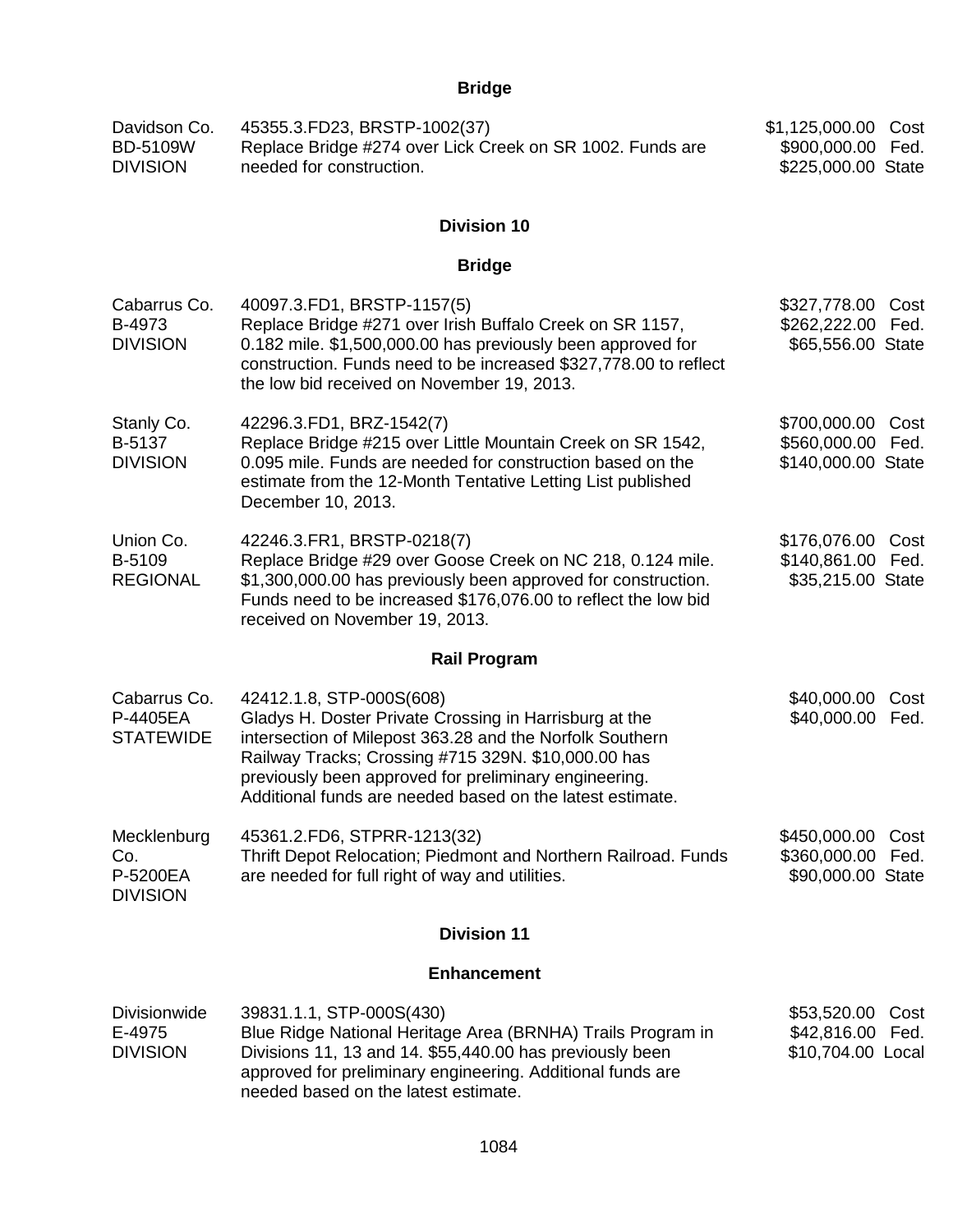## Bridge

| | | |
|---|---|---|
| Davidson Co.<br>BD-5109W<br>DIVISION | 45355.3.FD23, BRSTP-1002(37)<br>Replace Bridge #274 over Lick Creek on SR 1002. Funds are needed for construction. | $1,125,000.00 Cost<br>$900,000.00 Fed.<br>$225,000.00 State |

# Division 10

## Bridge

| | | |
|---|---|---|
| Cabarrus Co.<br>B-4973<br>DIVISION | 40097.3.FD1, BRSTP-1157(5)<br>Replace Bridge #271 over Irish Buffalo Creek on SR 1157, 0.182 mile. $1,500,000.00 has previously been approved for construction. Funds need to be increased $327,778.00 to reflect the low bid received on November 19, 2013. | $327,778.00 Cost<br>$262,222.00 Fed.<br>$65,556.00 State |
| Stanly Co.<br>B-5137<br>DIVISION | 42296.3.FD1, BRZ-1542(7)<br>Replace Bridge #215 over Little Mountain Creek on SR 1542, 0.095 mile. Funds are needed for construction based on the estimate from the 12-Month Tentative Letting List published December 10, 2013. | $700,000.00 Cost<br>$560,000.00 Fed.<br>$140,000.00 State |
| Union Co.<br>B-5109<br>REGIONAL | 42246.3.FR1, BRSTP-0218(7)<br>Replace Bridge #29 over Goose Creek on NC 218, 0.124 mile. $1,300,000.00 has previously been approved for construction. Funds need to be increased $176,076.00 to reflect the low bid received on November 19, 2013. | $176,076.00 Cost<br>$140,861.00 Fed.<br>$35,215.00 State |

## Rail Program

| | | |
|---|---|---|
| Cabarrus Co.<br>P-4405EA<br>STATEWIDE | 42412.1.8, STP-000S(608)<br>Gladys H. Doster Private Crossing in Harrisburg at the intersection of Milepost 363.28 and the Norfolk Southern Railway Tracks; Crossing #715 329N. $10,000.00 has previously been approved for preliminary engineering. Additional funds are needed based on the latest estimate. | $40,000.00 Cost<br>$40,000.00 Fed. |
| Mecklenburg Co.<br>P-5200EA<br>DIVISION | 45361.2.FD6, STPRR-1213(32)<br>Thrift Depot Relocation; Piedmont and Northern Railroad. Funds are needed for full right of way and utilities. | $450,000.00 Cost<br>$360,000.00 Fed.<br>$90,000.00 State |

# Division 11

## Enhancement

| | | |
|---|---|---|
| Divisionwide<br>E-4975<br>DIVISION | 39831.1.1, STP-000S(430)<br>Blue Ridge National Heritage Area (BRNHA) Trails Program in Divisions 11, 13 and 14. $55,440.00 has previously been approved for preliminary engineering. Additional funds are needed based on the latest estimate. | $53,520.00 Cost<br>$42,816.00 Fed.<br>$10,704.00 Local |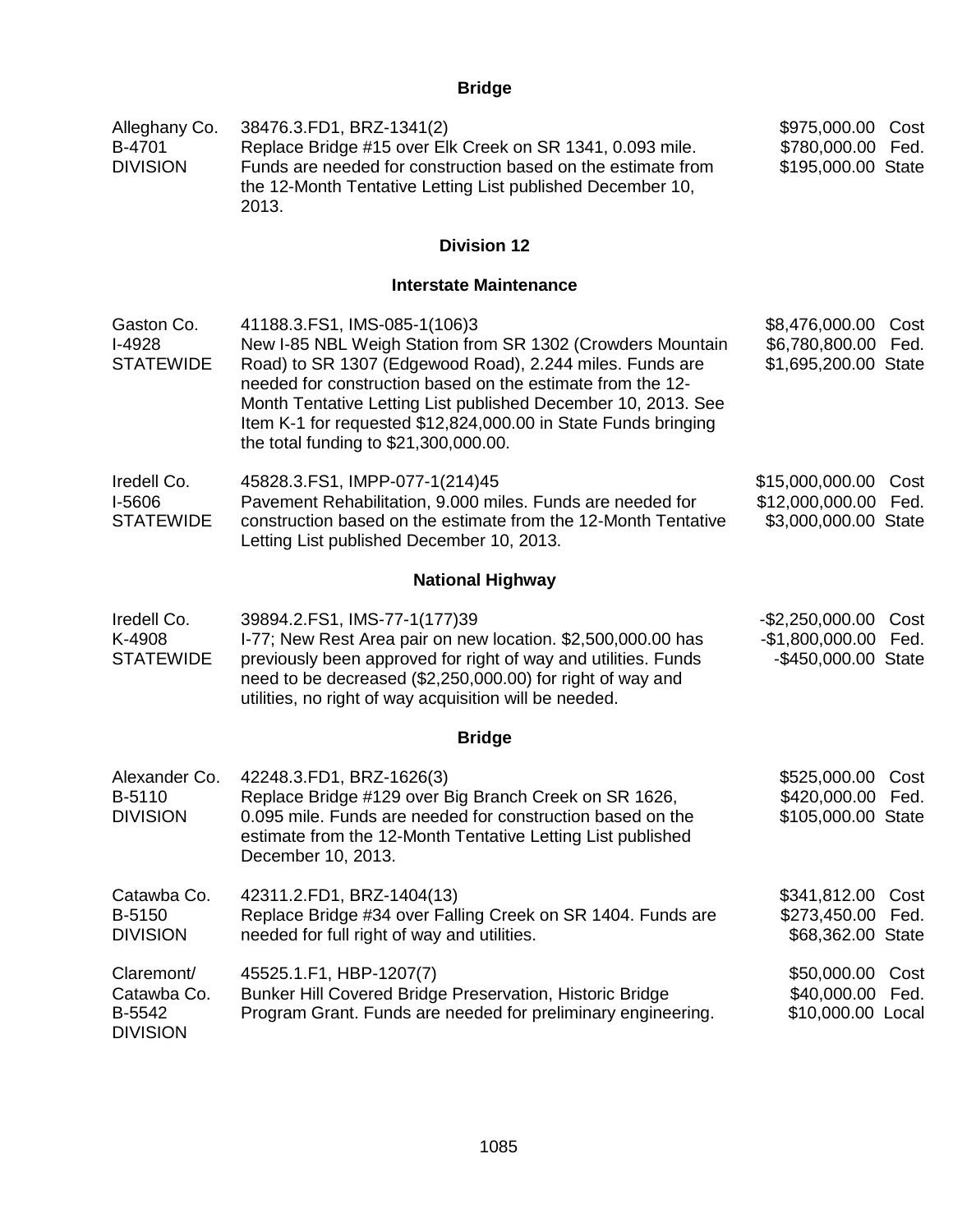## Bridge

| | | |
|---|---|---|
| Alleghany Co.<br>B-4701<br>DIVISION | 38476.3.FD1, BRZ-1341(2)<br>Replace Bridge #15 over Elk Creek on SR 1341, 0.093 mile. Funds are needed for construction based on the estimate from the 12-Month Tentative Letting List published December 10, 2013. | \$975,000.00 Cost<br>\$780,000.00 Fed.<br>\$195,000.00 State |

## Division 12

### Interstate Maintenance

| | | |
|---|---|---|
| Gaston Co.<br>I-4928<br>STATEWIDE | 41188.3.FS1, IMS-085-1(106)3<br>New I-85 NBL Weigh Station from SR 1302 (Crowders Mountain Road) to SR 1307 (Edgewood Road), 2.244 miles. Funds are needed for construction based on the estimate from the 12-Month Tentative Letting List published December 10, 2013. See Item K-1 for requested \$12,824,000.00 in State Funds bringing the total funding to \$21,300,000.00. | \$8,476,000.00 Cost<br>\$6,780,800.00 Fed.<br>\$1,695,200.00 State |
| Iredell Co.<br>I-5606<br>STATEWIDE | 45828.3.FS1, IMPP-077-1(214)45<br>Pavement Rehabilitation, 9.000 miles. Funds are needed for construction based on the estimate from the 12-Month Tentative Letting List published December 10, 2013. | \$15,000,000.00 Cost<br>\$12,000,000.00 Fed.<br>\$3,000,000.00 State |

### National Highway

| | | |
|---|---|---|
| Iredell Co.<br>K-4908<br>STATEWIDE | 39894.2.FS1, IMS-77-1(177)39<br>I-77; New Rest Area pair on new location. \$2,500,000.00 has previously been approved for right of way and utilities. Funds need to be decreased (\$2,250,000.00) for right of way and utilities, no right of way acquisition will be needed. | -\$2,250,000.00 Cost<br>-\$1,800,000.00 Fed.<br>-\$450,000.00 State |

### Bridge

| | | |
|---|---|---|
| Alexander Co.<br>B-5110<br>DIVISION | 42248.3.FD1, BRZ-1626(3)<br>Replace Bridge #129 over Big Branch Creek on SR 1626, 0.095 mile. Funds are needed for construction based on the estimate from the 12-Month Tentative Letting List published December 10, 2013. | \$525,000.00 Cost<br>\$420,000.00 Fed.<br>\$105,000.00 State |
| Catawba Co.<br>B-5150<br>DIVISION | 42311.2.FD1, BRZ-1404(13)<br>Replace Bridge #34 over Falling Creek on SR 1404. Funds are needed for full right of way and utilities. | \$341,812.00 Cost<br>\$273,450.00 Fed.<br>\$68,362.00 State |
| Claremont/<br>Catawba Co.<br>B-5542<br>DIVISION | 45525.1.F1, HBP-1207(7)<br>Bunker Hill Covered Bridge Preservation, Historic Bridge Program Grant. Funds are needed for preliminary engineering. | \$50,000.00 Cost<br>\$40,000.00 Fed.<br>\$10,000.00 Local |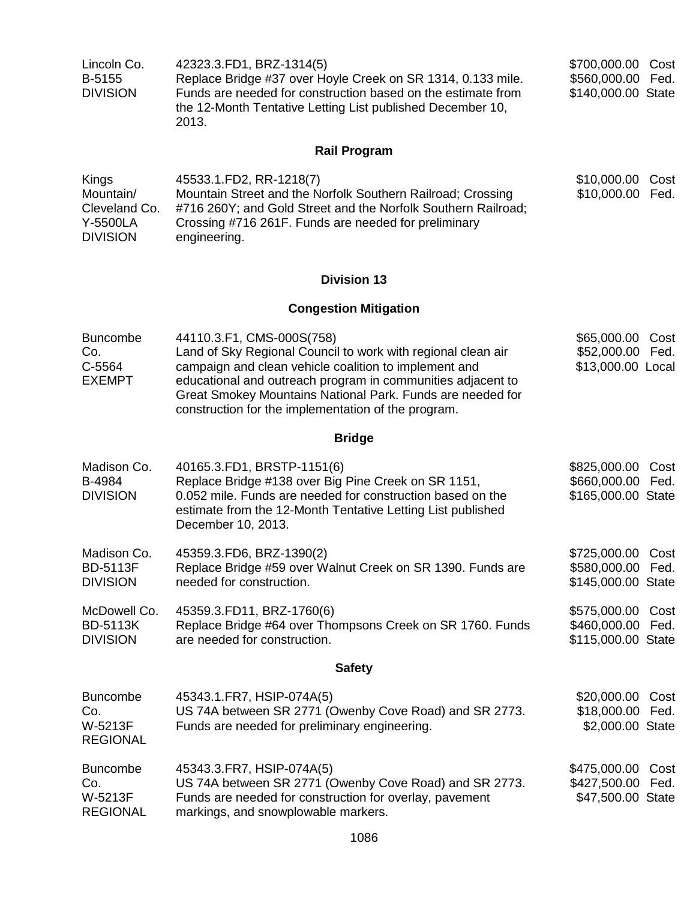| | | |
|---|---|---|
| Lincoln Co.<br>B-5155<br>DIVISION | 42323.3.FD1, BRZ-1314(5)<br>Replace Bridge #37 over Hoyle Creek on SR 1314, 0.133 mile. Funds are needed for construction based on the estimate from the 12-Month Tentative Letting List published December 10, 2013. | $700,000.00 Cost<br>$560,000.00 Fed.<br>$140,000.00 State |

### Rail Program

| | | |
|---|---|---|
| Kings Mountain/<br>Cleveland Co.<br>Y-5500LA<br>DIVISION | 45533.1.FD2, RR-1218(7)<br>Mountain Street and the Norfolk Southern Railroad; Crossing #716 260Y; and Gold Street and the Norfolk Southern Railroad; Crossing #716 261F. Funds are needed for preliminary engineering. | $10,000.00 Cost<br>$10,000.00 Fed. |

## Division 13

### Congestion Mitigation

| | | |
|---|---|---|
| Buncombe Co.<br>C-5564<br>EXEMPT | 44110.3.F1, CMS-000S(758)<br>Land of Sky Regional Council to work with regional clean air campaign and clean vehicle coalition to implement and educational and outreach program in communities adjacent to Great Smokey Mountains National Park. Funds are needed for construction for the implementation of the program. | $65,000.00 Cost<br>$52,000.00 Fed.<br>$13,000.00 Local |

### Bridge

| | | |
|---|---|---|
| Madison Co.<br>B-4984<br>DIVISION | 40165.3.FD1, BRSTP-1151(6)<br>Replace Bridge #138 over Big Pine Creek on SR 1151, 0.052 mile. Funds are needed for construction based on the estimate from the 12-Month Tentative Letting List published December 10, 2013. | $825,000.00 Cost<br>$660,000.00 Fed.<br>$165,000.00 State |
| Madison Co.<br>BD-5113F<br>DIVISION | 45359.3.FD6, BRZ-1390(2)<br>Replace Bridge #59 over Walnut Creek on SR 1390. Funds are needed for construction. | $725,000.00 Cost<br>$580,000.00 Fed.<br>$145,000.00 State |
| McDowell Co.<br>BD-5113K<br>DIVISION | 45359.3.FD11, BRZ-1760(6)<br>Replace Bridge #64 over Thompsons Creek on SR 1760. Funds are needed for construction. | $575,000.00 Cost<br>$460,000.00 Fed.<br>$115,000.00 State |

### Safety

| | | |
|---|---|---|
| Buncombe Co.<br>W-5213F<br>REGIONAL | 45343.1.FR7, HSIP-074A(5)<br>US 74A between SR 2771 (Owenby Cove Road) and SR 2773. Funds are needed for preliminary engineering. | $20,000.00 Cost<br>$18,000.00 Fed.<br>$2,000.00 State |
| Buncombe Co.<br>W-5213F<br>REGIONAL | 45343.3.FR7, HSIP-074A(5)<br>US 74A between SR 2771 (Owenby Cove Road) and SR 2773. Funds are needed for construction for overlay, pavement markings, and snowplowable markers. | $475,000.00 Cost<br>$427,500.00 Fed.<br>$47,500.00 State |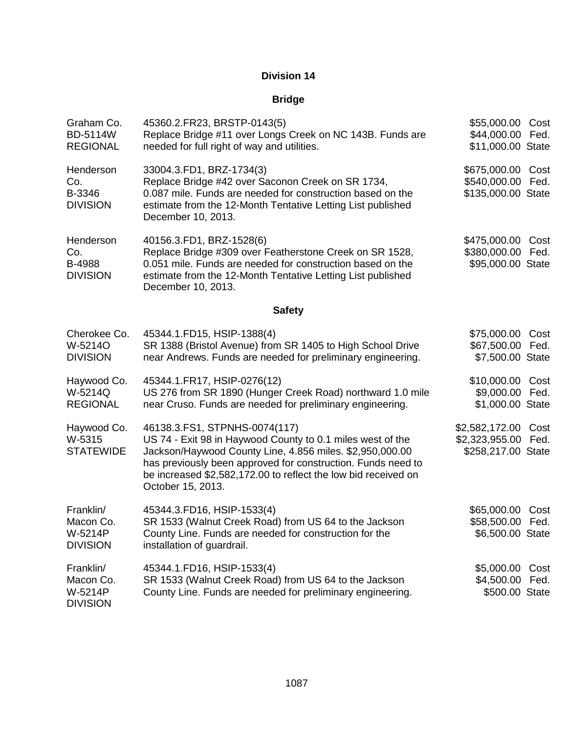## Division 14

### Bridge

| | | |
|---|---|---|
| Graham Co.<br>BD-5114W<br>REGIONAL | 45360.2.FR23, BRSTP-0143(5)<br>Replace Bridge #11 over Longs Creek on NC 143B. Funds are needed for full right of way and utilities. | $55,000.00 Cost<br>$44,000.00 Fed.<br>$11,000.00 State |
| Henderson Co.<br>B-3346<br>DIVISION | 33004.3.FD1, BRZ-1734(3)<br>Replace Bridge #42 over Saconon Creek on SR 1734, 0.087 mile. Funds are needed for construction based on the estimate from the 12-Month Tentative Letting List published December 10, 2013. | $675,000.00 Cost<br>$540,000.00 Fed.<br>$135,000.00 State |
| Henderson Co.<br>B-4988<br>DIVISION | 40156.3.FD1, BRZ-1528(6)<br>Replace Bridge #309 over Featherstone Creek on SR 1528, 0.051 mile. Funds are needed for construction based on the estimate from the 12-Month Tentative Letting List published December 10, 2013. | $475,000.00 Cost<br>$380,000.00 Fed.<br>$95,000.00 State |

### Safety

| | | |
|---|---|---|
| Cherokee Co.<br>W-5214O<br>DIVISION | 45344.1.FD15, HSIP-1388(4)<br>SR 1388 (Bristol Avenue) from SR 1405 to High School Drive near Andrews. Funds are needed for preliminary engineering. | $75,000.00 Cost<br>$67,500.00 Fed.<br>$7,500.00 State |
| Haywood Co.<br>W-5214Q<br>REGIONAL | 45344.1.FR17, HSIP-0276(12)<br>US 276 from SR 1890 (Hunger Creek Road) northward 1.0 mile near Cruso. Funds are needed for preliminary engineering. | $10,000.00 Cost<br>$9,000.00 Fed.<br>$1,000.00 State |
| Haywood Co.<br>W-5315<br>STATEWIDE | 46138.3.FS1, STPNHS-0074(117)<br>US 74 - Exit 98 in Haywood County to 0.1 miles west of the Jackson/Haywood County Line, 4.856 miles. $2,950,000.00 has previously been approved for construction. Funds need to be increased $2,582,172.00 to reflect the low bid received on October 15, 2013. | $2,582,172.00 Cost<br>$2,323,955.00 Fed.<br>$258,217.00 State |
| Franklin/ Macon Co.<br>W-5214P<br>DIVISION | 45344.3.FD16, HSIP-1533(4)<br>SR 1533 (Walnut Creek Road) from US 64 to the Jackson County Line. Funds are needed for construction for the installation of guardrail. | $65,000.00 Cost<br>$58,500.00 Fed.<br>$6,500.00 State |
| Franklin/ Macon Co.<br>W-5214P<br>DIVISION | 45344.1.FD16, HSIP-1533(4)<br>SR 1533 (Walnut Creek Road) from US 64 to the Jackson County Line. Funds are needed for preliminary engineering. | $5,000.00 Cost<br>$4,500.00 Fed.<br>$500.00 State |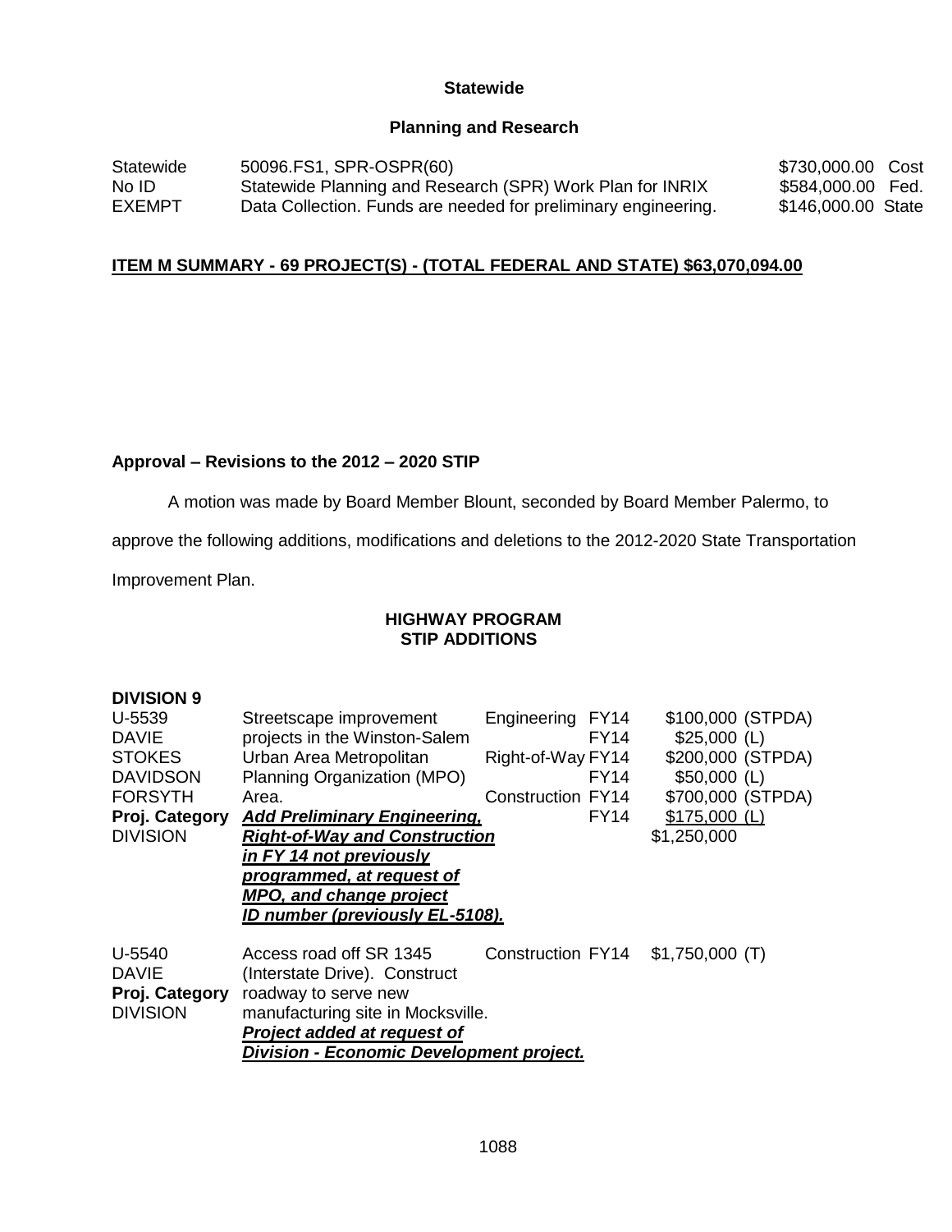**Statewide**

**Planning and Research**

| | | |
|---|---|---|
| Statewide | 50096.FS1, SPR-OSPR(60) | $730,000.00 Cost |
| No ID | Statewide Planning and Research (SPR) Work Plan for INRIX | $584,000.00 Fed. |
| EXEMPT | Data Collection. Funds are needed for preliminary engineering. | $146,000.00 State |

**ITEM M SUMMARY - 69 PROJECT(S) - (TOTAL FEDERAL AND STATE) $63,070,094.00**

**Approval – Revisions to the 2012 – 2020 STIP**

A motion was made by Board Member Blount, seconded by Board Member Palermo, to approve the following additions, modifications and deletions to the 2012-2020 State Transportation Improvement Plan.

**HIGHWAY PROGRAM**
**STIP ADDITIONS**

**DIVISION 9**

| | | | | |
|---|---|---|---|---|
| U-5539 | Streetscape improvement | Engineering | FY14 | $100,000 (STPDA) |
| DAVIE | projects in the Winston-Salem | | FY14 | $25,000 (L) |
| STOKES | Urban Area Metropolitan | Right-of-Way | FY14 | $200,000 (STPDA) |
| DAVIDSON | Planning Organization (MPO) | | FY14 | $50,000 (L) |
| FORSYTH | Area. | Construction | FY14 | $700,000 (STPDA) |
| **Proj. Category** | ***Add Preliminary Engineering,*** | | FY14 | $175,000 (L) |
| DIVISION | ***Right-of-Way and Construction in FY 14 not previously programmed, at request of MPO, and change project ID number (previously EL-5108).*** | | | $1,250,000 |

| | | | | |
|---|---|---|---|---|
| U-5540 | Access road off SR 1345 | Construction | FY14 | $1,750,000 (T) |
| DAVIE | (Interstate Drive). Construct | | | |
| **Proj. Category** | roadway to serve new | | | |
| DIVISION | manufacturing site in Mocksville. ***Project added at request of Division - Economic Development project.*** | | | |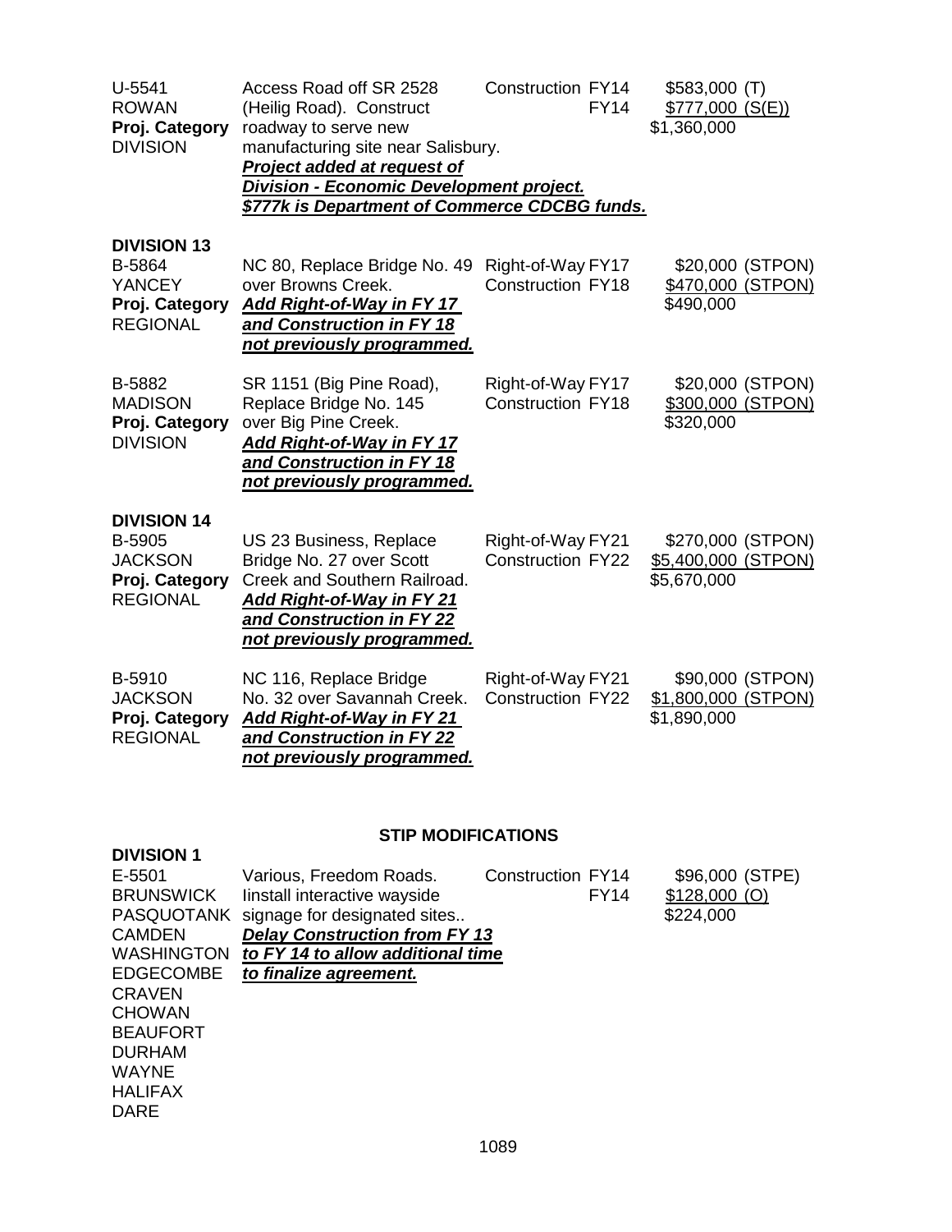U-5541
ROWAN
**Proj. Category**
DIVISION

Access Road off SR 2528 (Heilig Road). Construct roadway to serve new manufacturing site near Salisbury.
***Project added at request of Division - Economic Development project. $777k is Department of Commerce CDCBG funds.***

Construction FY14 — $583,000 (T)
FY14 — $777,000 (S(E))
$1,360,000

**DIVISION 13**

B-5864
YANCEY
**Proj. Category**
REGIONAL

NC 80, Replace Bridge No. 49 over Browns Creek.
***Add Right-of-Way in FY 17 and Construction in FY 18 not previously programmed.***

Right-of-Way FY17 — $20,000 (STPON)
Construction FY18 — $470,000 (STPON)
$490,000

B-5882
MADISON
**Proj. Category**
DIVISION

SR 1151 (Big Pine Road), Replace Bridge No. 145 over Big Pine Creek.
***Add Right-of-Way in FY 17 and Construction in FY 18 not previously programmed.***

Right-of-Way FY17 — $20,000 (STPON)
Construction FY18 — $300,000 (STPON)
$320,000

**DIVISION 14**

B-5905
JACKSON
**Proj. Category**
REGIONAL

US 23 Business, Replace Bridge No. 27 over Scott Creek and Southern Railroad.
***Add Right-of-Way in FY 21 and Construction in FY 22 not previously programmed.***

Right-of-Way FY21 — $270,000 (STPON)
Construction FY22 — $5,400,000 (STPON)
$5,670,000

B-5910
JACKSON
**Proj. Category**
REGIONAL

NC 116, Replace Bridge No. 32 over Savannah Creek.
***Add Right-of-Way in FY 21 and Construction in FY 22 not previously programmed.***

Right-of-Way FY21 — $90,000 (STPON)
Construction FY22 — $1,800,000 (STPON)
$1,890,000

## STIP MODIFICATIONS

**DIVISION 1**

E-5501
BRUNSWICK
PASQUOTANK
CAMDEN
WASHINGTON
EDGECOMBE
CRAVEN
CHOWAN
BEAUFORT
DURHAM
WAYNE
HALIFAX
DARE

Various, Freedom Roads. Iinstall interactive wayside signage for designated sites..
***Delay Construction from FY 13 to FY 14 to allow additional time to finalize agreement.***

Construction FY14 — $96,000 (STPE)
FY14 — $128,000 (O)
$224,000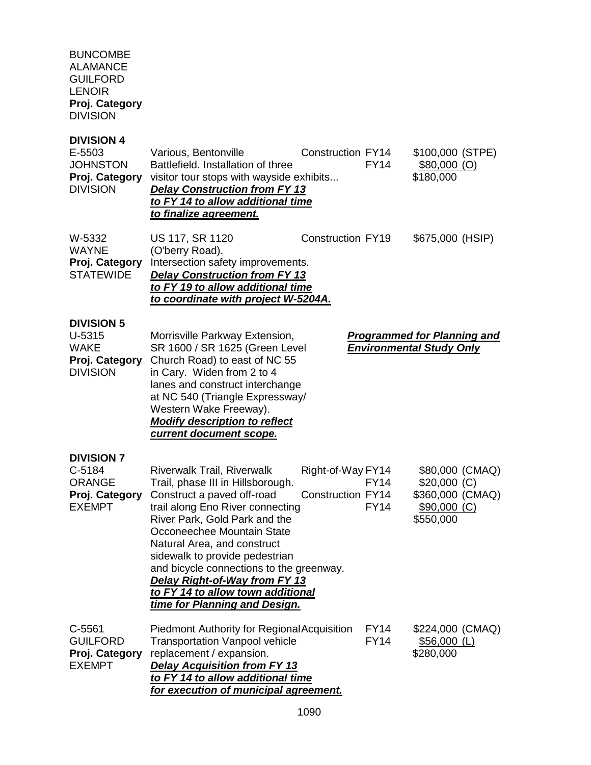BUNCOMBE
ALAMANCE
GUILFORD
LENOIR
**Proj. Category**
DIVISION

**DIVISION 4**

| | | | | |
|---|---|---|---|---|
| E-5503<br>JOHNSTON<br>**Proj. Category**<br>DIVISION | Various, Bentonville Battlefield. Installation of three visitor tour stops with wayside exhibits...<br>***Delay Construction from FY 13 to FY 14 to allow additional time to finalize agreement.*** | Construction | FY14<br>FY14 | \$100,000 (STPE)<br>\$80,000 (O)<br>\$180,000 |
| W-5332<br>WAYNE<br>**Proj. Category**<br>STATEWIDE | US 117, SR 1120 (O'berry Road). Intersection safety improvements.<br>***Delay Construction from FY 13 to FY 19 to allow additional time to coordinate with project W-5204A.*** | Construction | FY19 | \$675,000 (HSIP) |

**DIVISION 5**

| | | |
|---|---|---|
| U-5315<br>WAKE<br>**Proj. Category**<br>DIVISION | Morrisville Parkway Extension, SR 1600 / SR 1625 (Green Level Church Road) to east of NC 55 in Cary. Widen from 2 to 4 lanes and construct interchange at NC 540 (Triangle Expressway/ Western Wake Freeway).<br>***Modify description to reflect current document scope.*** | ***Programmed for Planning and Environmental Study Only*** |

**DIVISION 7**

| | | | | |
|---|---|---|---|---|
| C-5184<br>ORANGE<br>**Proj. Category**<br>EXEMPT | Riverwalk Trail, Riverwalk Trail, phase III in Hillsborough. Construct a paved off-road trail along Eno River connecting River Park, Gold Park and the Occoneechee Mountain State Natural Area, and construct sidewalk to provide pedestrian and bicycle connections to the greenway.<br>***Delay Right-of-Way from FY 13 to FY 14 to allow town additional time for Planning and Design.*** | Right-of-Way<br><br>Construction | FY14<br>FY14<br>FY14<br>FY14 | \$80,000 (CMAQ)<br>\$20,000 (C)<br>\$360,000 (CMAQ)<br>\$90,000 (C)<br>\$550,000 |
| C-5561<br>GUILFORD<br>**Proj. Category**<br>EXEMPT | Piedmont Authority for Regional Transportation Vanpool vehicle replacement / expansion.<br>***Delay Acquisition from FY 13 to FY 14 to allow additional time for execution of municipal agreement.*** | Acquisition | FY14<br>FY14 | \$224,000 (CMAQ)<br>\$56,000 (L)<br>\$280,000 |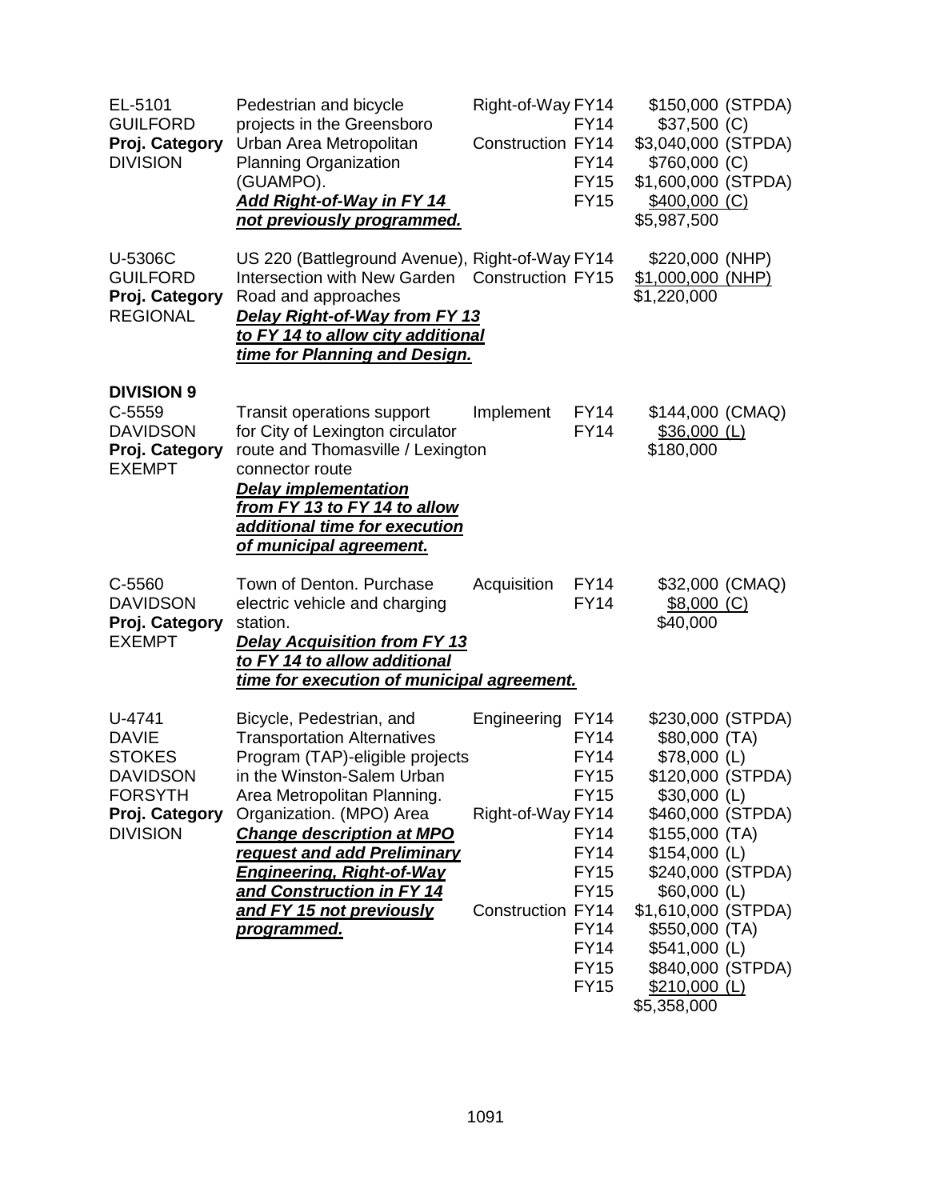| | | | | |
|---|---|---|---|---|
| EL-5101<br>GUILFORD<br>**Proj. Category**<br>DIVISION | Pedestrian and bicycle projects in the Greensboro Urban Area Metropolitan Planning Organization (GUAMPO).<br>***Add Right-of-Way in FY 14 not previously programmed.*** | Right-of-Way<br><br>Construction | FY14<br>FY14<br>FY14<br>FY14<br>FY15<br>FY15 | \$150,000 (STPDA)<br>\$37,500 (C)<br>\$3,040,000 (STPDA)<br>\$760,000 (C)<br>\$1,600,000 (STPDA)<br>\$400,000 (C)<br>\$5,987,500 |
| U-5306C<br>GUILFORD<br>**Proj. Category**<br>REGIONAL | US 220 (Battleground Avenue), Intersection with New Garden Road and approaches<br>***Delay Right-of-Way from FY 13 to FY 14 to allow city additional time for Planning and Design.*** | Right-of-Way<br>Construction | FY14<br>FY15 | \$220,000 (NHP)<br>\$1,000,000 (NHP)<br>\$1,220,000 |

**DIVISION 9**

| | | | | |
|---|---|---|---|---|
| C-5559<br>DAVIDSON<br>**Proj. Category**<br>EXEMPT | Transit operations support for City of Lexington circulator route and Thomasville / Lexington connector route<br>***Delay implementation from FY 13 to FY 14 to allow additional time for execution of municipal agreement.*** | Implement | FY14<br>FY14 | \$144,000 (CMAQ)<br>\$36,000 (L)<br>\$180,000 |
| C-5560<br>DAVIDSON<br>**Proj. Category**<br>EXEMPT | Town of Denton. Purchase electric vehicle and charging station.<br>***Delay Acquisition from FY 13 to FY 14 to allow additional time for execution of municipal agreement.*** | Acquisition | FY14<br>FY14 | \$32,000 (CMAQ)<br>\$8,000 (C)<br>\$40,000 |
| U-4741<br>DAVIE<br>STOKES<br>DAVIDSON<br>FORSYTH<br>**Proj. Category**<br>DIVISION | Bicycle, Pedestrian, and Transportation Alternatives Program (TAP)-eligible projects in the Winston-Salem Urban Area Metropolitan Planning. Organization. (MPO) Area<br>***Change description at MPO request and add Preliminary Engineering, Right-of-Way and Construction in FY 14 and FY 15 not previously programmed.*** | Engineering<br><br><br><br><br>Right-of-Way<br><br><br><br><br>Construction | FY14<br>FY14<br>FY14<br>FY15<br>FY15<br>FY14<br>FY14<br>FY14<br>FY15<br>FY15<br>FY14<br>FY14<br>FY14<br>FY15<br>FY15 | \$230,000 (STPDA)<br>\$80,000 (TA)<br>\$78,000 (L)<br>\$120,000 (STPDA)<br>\$30,000 (L)<br>\$460,000 (STPDA)<br>\$155,000 (TA)<br>\$154,000 (L)<br>\$240,000 (STPDA)<br>\$60,000 (L)<br>\$1,610,000 (STPDA)<br>\$550,000 (TA)<br>\$541,000 (L)<br>\$840,000 (STPDA)<br>\$210,000 (L)<br>\$5,358,000 |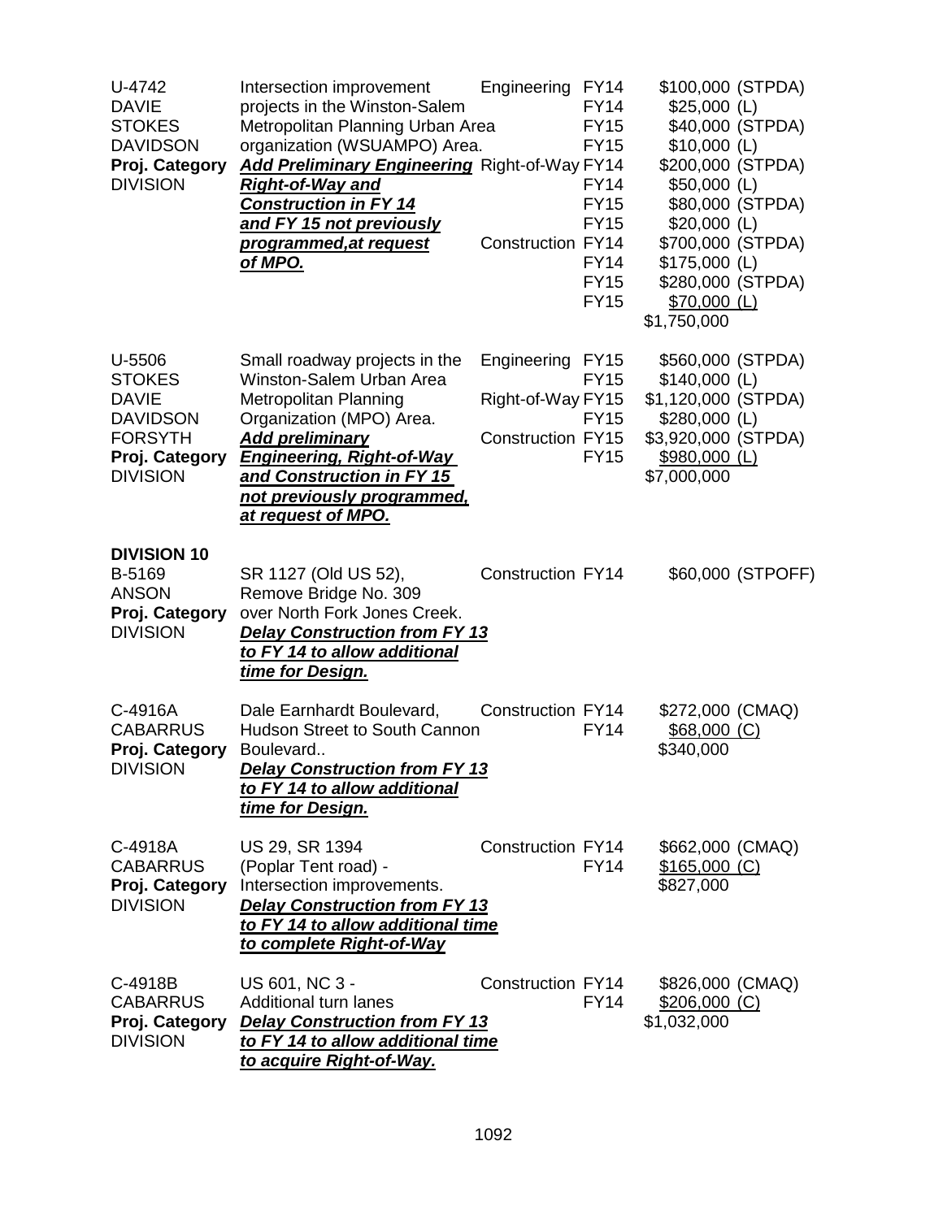| | | | | |
|---|---|---|---|---|
| U-4742<br>DAVIE<br>STOKES<br>DAVIDSON<br>**Proj. Category**<br>DIVISION | Intersection improvement projects in the Winston-Salem Metropolitan Planning Urban Area organization (WSUAMPO) Area.<br>***Add Preliminary Engineering Right-of-Way and Construction in FY 14 and FY 15 not previously programmed,at request of MPO.*** | Engineering<br><br><br><br>Right-of-Way<br><br><br><br>Construction | FY14<br>FY14<br>FY15<br>FY15<br>FY14<br>FY14<br>FY15<br>FY15<br>FY14<br>FY14<br>FY15<br>FY15 | \$100,000 (STPDA)<br>\$25,000 (L)<br>\$40,000 (STPDA)<br>\$10,000 (L)<br>\$200,000 (STPDA)<br>\$50,000 (L)<br>\$80,000 (STPDA)<br>\$20,000 (L)<br>\$700,000 (STPDA)<br>\$175,000 (L)<br>\$280,000 (STPDA)<br>\$70,000 (L)<br>\$1,750,000 |
| U-5506<br>STOKES<br>DAVIE<br>DAVIDSON<br>FORSYTH<br>**Proj. Category**<br>DIVISION | Small roadway projects in the Winston-Salem Urban Area Metropolitan Planning Organization (MPO) Area.<br>***Add preliminary Engineering, Right-of-Way and Construction in FY 15 not previously programmed, at request of MPO.*** | Engineering<br><br>Right-of-Way<br><br>Construction | FY15<br>FY15<br>FY15<br>FY15<br>FY15<br>FY15 | \$560,000 (STPDA)<br>\$140,000 (L)<br>\$1,120,000 (STPDA)<br>\$280,000 (L)<br>\$3,920,000 (STPDA)<br>\$980,000 (L)<br>\$7,000,000 |

**DIVISION 10**

| | | | | |
|---|---|---|---|---|
| B-5169<br>ANSON<br>**Proj. Category**<br>DIVISION | SR 1127 (Old US 52), Remove Bridge No. 309 over North Fork Jones Creek.<br>***Delay Construction from FY 13 to FY 14 to allow additional time for Design.*** | Construction | FY14 | \$60,000 (STPOFF) |
| C-4916A<br>CABARRUS<br>**Proj. Category**<br>DIVISION | Dale Earnhardt Boulevard, Hudson Street to South Cannon Boulevard..<br>***Delay Construction from FY 13 to FY 14 to allow additional time for Design.*** | Construction | FY14<br>FY14 | \$272,000 (CMAQ)<br>\$68,000 (C)<br>\$340,000 |
| C-4918A<br>CABARRUS<br>**Proj. Category**<br>DIVISION | US 29, SR 1394 (Poplar Tent road) - Intersection improvements.<br>***Delay Construction from FY 13 to FY 14 to allow additional time to complete Right-of-Way*** | Construction | FY14<br>FY14 | \$662,000 (CMAQ)<br>\$165,000 (C)<br>\$827,000 |
| C-4918B<br>CABARRUS<br>**Proj. Category**<br>DIVISION | US 601, NC 3 - Additional turn lanes<br>***Delay Construction from FY 13 to FY 14 to allow additional time to acquire Right-of-Way.*** | Construction | FY14<br>FY14 | \$826,000 (CMAQ)<br>\$206,000 (C)<br>\$1,032,000 |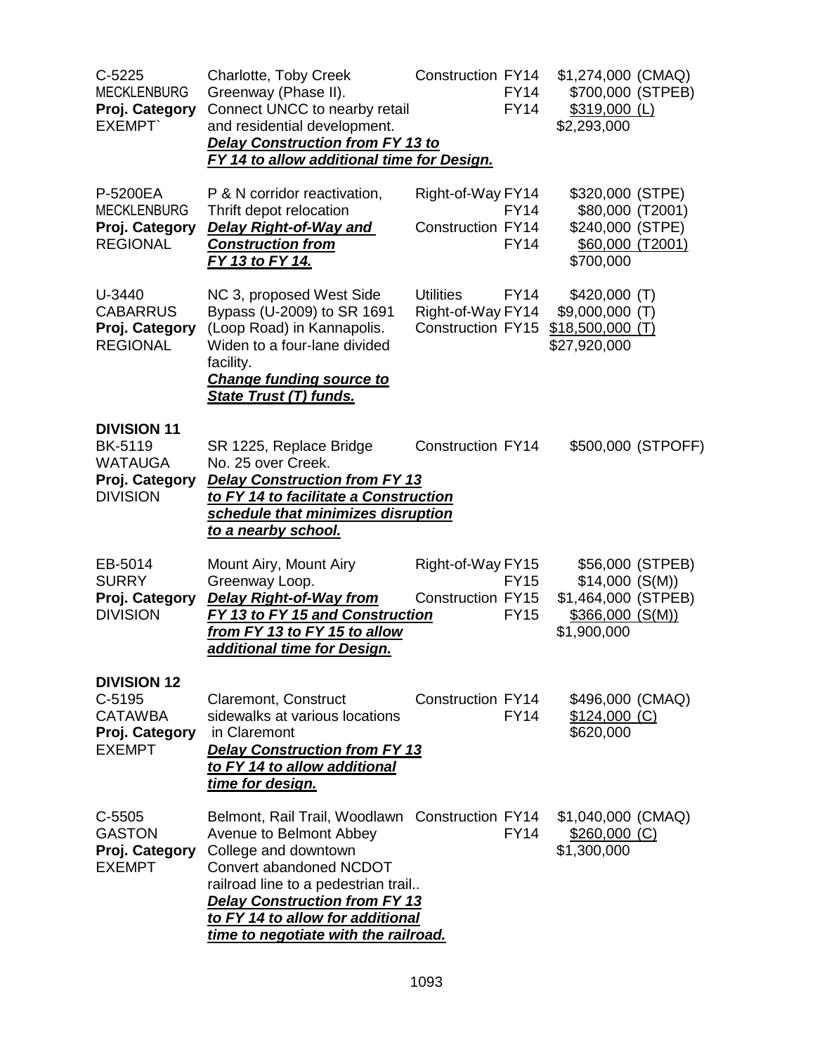| | | | | |
|---|---|---|---|---|
| C-5225<br>MECKLENBURG<br>**Proj. Category**<br>EXEMPT` | Charlotte, Toby Creek Greenway (Phase II).<br>Connect UNCC to nearby retail and residential development.<br>***Delay Construction from FY 13 to FY 14 to allow additional time for Design.*** | Construction | FY14<br>FY14<br>FY14 | \$1,274,000 (CMAQ)<br>\$700,000 (STPEB)<br>\$319,000 (L)<br>\$2,293,000 |
| P-5200EA<br>MECKLENBURG<br>**Proj. Category**<br>REGIONAL | P & N corridor reactivation, Thrift depot relocation<br>***Delay Right-of-Way and Construction from FY 13 to FY 14.*** | Right-of-Way<br><br>Construction | FY14<br>FY14<br>FY14<br>FY14 | \$320,000 (STPE)<br>\$80,000 (T2001)<br>\$240,000 (STPE)<br>\$60,000 (T2001)<br>\$700,000 |
| U-3440<br>CABARRUS<br>**Proj. Category**<br>REGIONAL | NC 3, proposed West Side Bypass (U-2009) to SR 1691 (Loop Road) in Kannapolis. Widen to a four-lane divided facility.<br>***Change funding source to State Trust (T) funds.*** | Utilities<br>Right-of-Way<br>Construction | FY14<br>FY14<br>FY15 | \$420,000 (T)<br>\$9,000,000 (T)<br>\$18,500,000 (T)<br>\$27,920,000 |
| **DIVISION 11** | | | | |
| BK-5119<br>WATAUGA<br>**Proj. Category**<br>DIVISION | SR 1225, Replace Bridge No. 25 over Creek.<br>***Delay Construction from FY 13 to FY 14 to facilitate a Construction schedule that minimizes disruption to a nearby school.*** | Construction | FY14 | \$500,000 (STPOFF) |
| EB-5014<br>SURRY<br>**Proj. Category**<br>DIVISION | Mount Airy, Mount Airy Greenway Loop.<br>***Delay Right-of-Way from FY 13 to FY 15 and Construction from FY 13 to FY 15 to allow additional time for Design.*** | Right-of-Way<br><br>Construction | FY15<br>FY15<br>FY15<br>FY15 | \$56,000 (STPEB)<br>\$14,000 (S(M))<br>\$1,464,000 (STPEB)<br>\$366,000 (S(M))<br>\$1,900,000 |
| **DIVISION 12** | | | | |
| C-5195<br>CATAWBA<br>**Proj. Category**<br>EXEMPT | Claremont, Construct sidewalks at various locations in Claremont<br>***Delay Construction from FY 13 to FY 14 to allow additional time for design.*** | Construction | FY14<br>FY14 | \$496,000 (CMAQ)<br>\$124,000 (C)<br>\$620,000 |
| C-5505<br>GASTON<br>**Proj. Category**<br>EXEMPT | Belmont, Rail Trail, Woodlawn Avenue to Belmont Abbey College and downtown Convert abandoned NCDOT railroad line to a pedestrian trail..<br>***Delay Construction from FY 13 to FY 14 to allow for additional time to negotiate with the railroad.*** | Construction | FY14<br>FY14 | \$1,040,000 (CMAQ)<br>\$260,000 (C)<br>\$1,300,000 |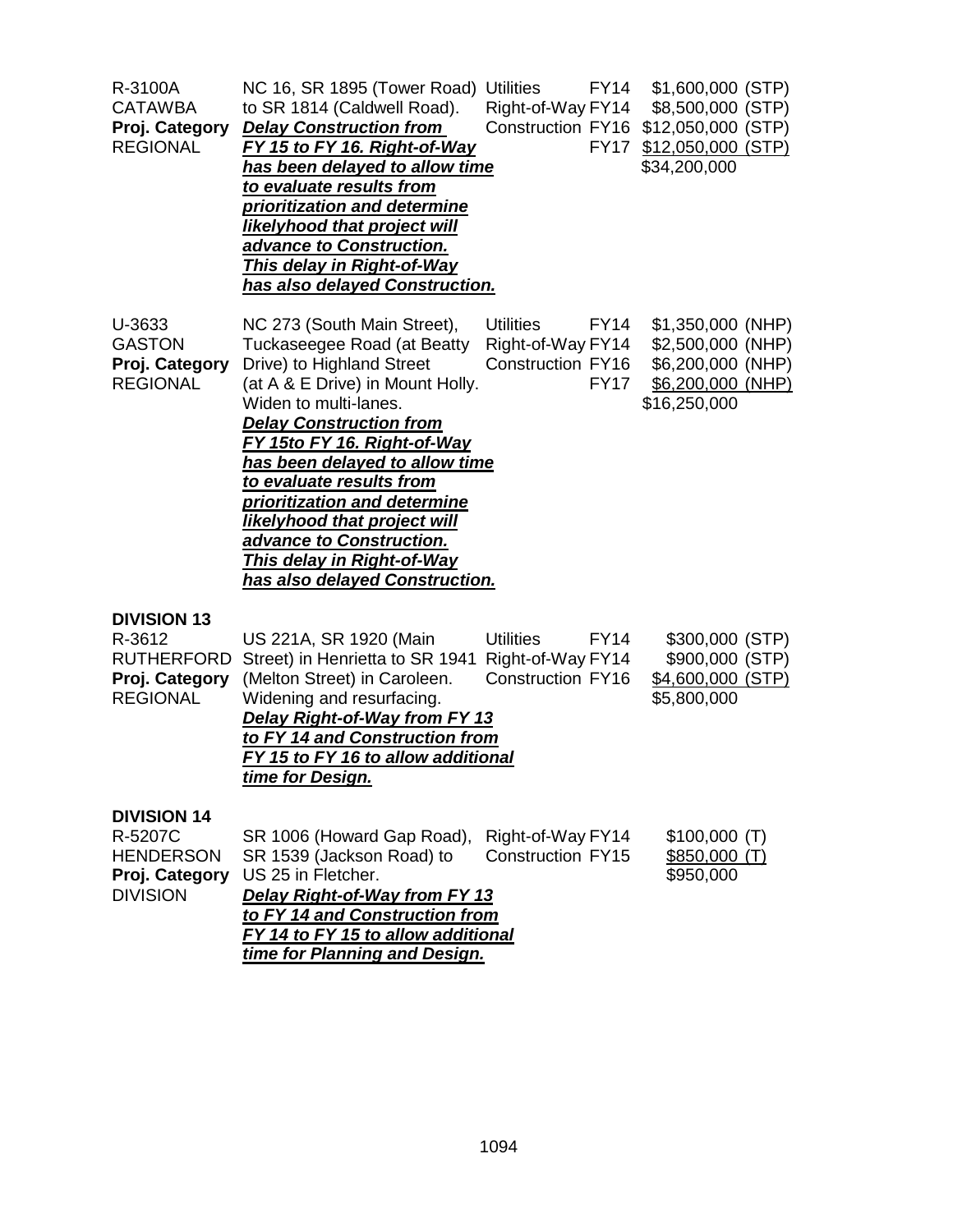| | | | | |
|---|---|---|---|---|
| R-3100A<br>CATAWBA<br>**Proj. Category**<br>REGIONAL | NC 16, SR 1895 (Tower Road) to SR 1814 (Caldwell Road).<br>***Delay Construction from FY 15 to FY 16. Right-of-Way has been delayed to allow time to evaluate results from prioritization and determine likelyhood that project will advance to Construction. This delay in Right-of-Way has also delayed Construction.*** | Utilities<br>Right-of-Way<br>Construction | FY14<br>FY14<br>FY16<br>FY17 | \$1,600,000 (STP)<br>\$8,500,000 (STP)<br>\$12,050,000 (STP)<br>\$12,050,000 (STP)<br>\$34,200,000 |
| U-3633<br>GASTON<br>**Proj. Category**<br>REGIONAL | NC 273 (South Main Street), Tuckaseegee Road (at Beatty Drive) to Highland Street (at A & E Drive) in Mount Holly. Widen to multi-lanes.<br>***Delay Construction from FY 15to FY 16. Right-of-Way has been delayed to allow time to evaluate results from prioritization and determine likelyhood that project will advance to Construction. This delay in Right-of-Way has also delayed Construction.*** | Utilities<br>Right-of-Way<br>Construction | FY14<br>FY14<br>FY16<br>FY17 | \$1,350,000 (NHP)<br>\$2,500,000 (NHP)<br>\$6,200,000 (NHP)<br>\$6,200,000 (NHP)<br>\$16,250,000 |

**DIVISION 13**

| | | | | |
|---|---|---|---|---|
| R-3612<br>RUTHERFORD<br>**Proj. Category**<br>REGIONAL | US 221A, SR 1920 (Main Street) in Henrietta to SR 1941 (Melton Street) in Caroleen. Widening and resurfacing.<br>***Delay Right-of-Way from FY 13 to FY 14 and Construction from FY 15 to FY 16 to allow additional time for Design.*** | Utilities<br>Right-of-Way<br>Construction | FY14<br>FY14<br>FY16 | \$300,000 (STP)<br>\$900,000 (STP)<br>\$4,600,000 (STP)<br>\$5,800,000 |

**DIVISION 14**

| | | | | |
|---|---|---|---|---|
| R-5207C<br>HENDERSON<br>**Proj. Category**<br>DIVISION | SR 1006 (Howard Gap Road), SR 1539 (Jackson Road) to US 25 in Fletcher.<br>***Delay Right-of-Way from FY 13 to FY 14 and Construction from FY 14 to FY 15 to allow additional time for Planning and Design.*** | Right-of-Way<br>Construction | FY14<br>FY15 | \$100,000 (T)<br>\$850,000 (T)<br>\$950,000 |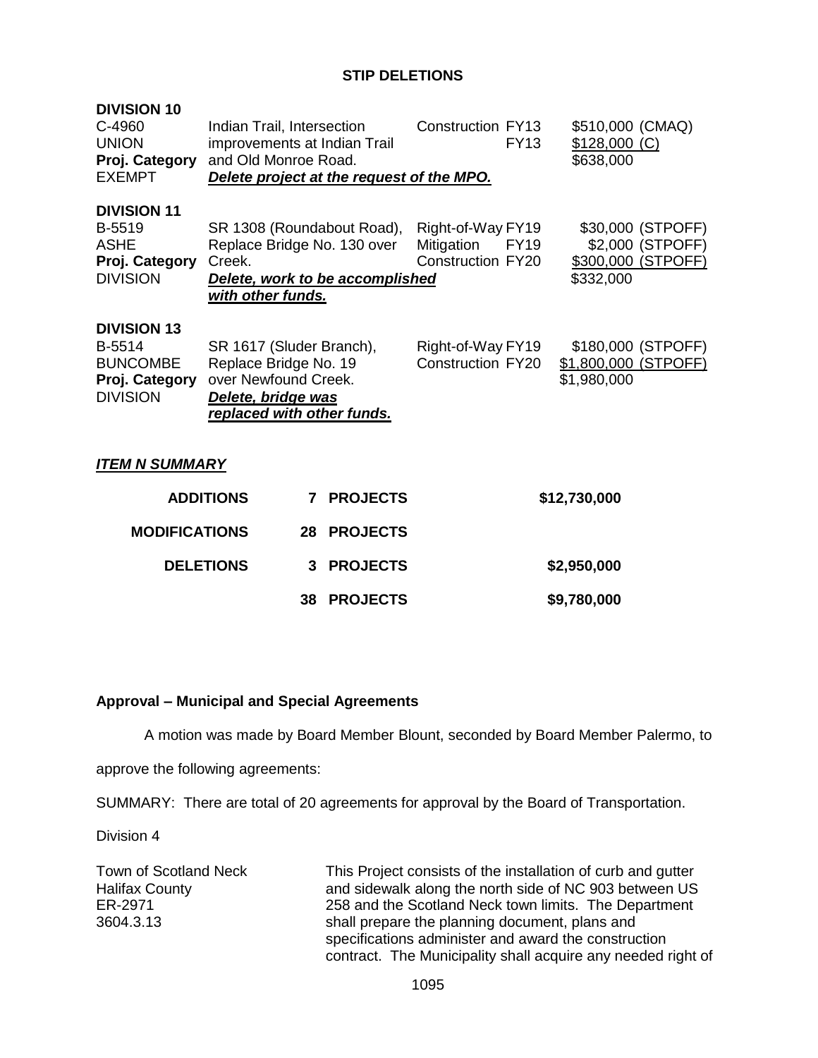## STIP DELETIONS

**DIVISION 10**

| | | | | |
|---|---|---|---|---|
| C-4960 | Indian Trail, Intersection | Construction | FY13 | $510,000 (CMAQ) |
| UNION | improvements at Indian Trail | | FY13 | $128,000 (C) |
| **Proj. Category** | and Old Monroe Road. | | | $638,000 |
| EXEMPT | ***Delete project at the request of the MPO.*** | | | |

**DIVISION 11**

| | | | | |
|---|---|---|---|---|
| B-5519 | SR 1308 (Roundabout Road), | Right-of-Way | FY19 | $30,000 (STPOFF) |
| ASHE | Replace Bridge No. 130 over | Mitigation | FY19 | $2,000 (STPOFF) |
| **Proj. Category** | Creek. | Construction | FY20 | $300,000 (STPOFF) |
| DIVISION | ***Delete, work to be accomplished with other funds.*** | | | $332,000 |

**DIVISION 13**

| | | | | |
|---|---|---|---|---|
| B-5514 | SR 1617 (Sluder Branch), | Right-of-Way | FY19 | $180,000 (STPOFF) |
| BUNCOMBE | Replace Bridge No. 19 | Construction | FY20 | $1,800,000 (STPOFF) |
| **Proj. Category** | over Newfound Creek. | | | $1,980,000 |
| DIVISION | ***Delete, bridge was replaced with other funds.*** | | | |

***ITEM N SUMMARY***

| | | | |
|---|---|---|---|
| **ADDITIONS** | **7** | **PROJECTS** | **$12,730,000** |
| **MODIFICATIONS** | **28** | **PROJECTS** | |
| **DELETIONS** | **3** | **PROJECTS** | **$2,950,000** |
| | **38** | **PROJECTS** | **$9,780,000** |

**Approval – Municipal and Special Agreements**

A motion was made by Board Member Blount, seconded by Board Member Palermo, to approve the following agreements:

SUMMARY: There are total of 20 agreements for approval by the Board of Transportation.

Division 4

Town of Scotland Neck
Halifax County
ER-2971
3604.3.13

This Project consists of the installation of curb and gutter and sidewalk along the north side of NC 903 between US 258 and the Scotland Neck town limits. The Department shall prepare the planning document, plans and specifications administer and award the construction contract. The Municipality shall acquire any needed right of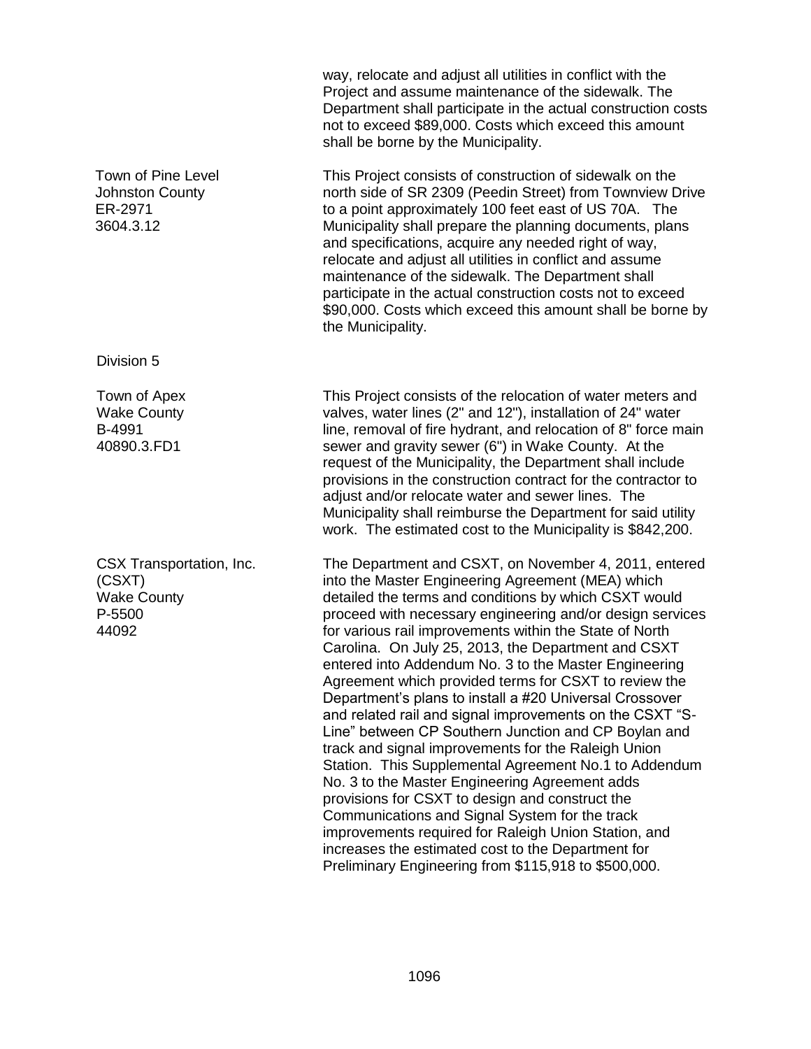way, relocate and adjust all utilities in conflict with the Project and assume maintenance of the sidewalk. The Department shall participate in the actual construction costs not to exceed $89,000. Costs which exceed this amount shall be borne by the Municipality.

| | |
|---|---|
| Town of Pine Level<br>Johnston County<br>ER-2971<br>3604.3.12 | This Project consists of construction of sidewalk on the north side of SR 2309 (Peedin Street) from Townview Drive to a point approximately 100 feet east of US 70A. The Municipality shall prepare the planning documents, plans and specifications, acquire any needed right of way, relocate and adjust all utilities in conflict and assume maintenance of the sidewalk. The Department shall participate in the actual construction costs not to exceed $90,000. Costs which exceed this amount shall be borne by the Municipality. |

Division 5

| | |
|---|---|
| Town of Apex<br>Wake County<br>B-4991<br>40890.3.FD1 | This Project consists of the relocation of water meters and valves, water lines (2" and 12"), installation of 24" water line, removal of fire hydrant, and relocation of 8" force main sewer and gravity sewer (6") in Wake County. At the request of the Municipality, the Department shall include provisions in the construction contract for the contractor to adjust and/or relocate water and sewer lines. The Municipality shall reimburse the Department for said utility work. The estimated cost to the Municipality is $842,200. |
| CSX Transportation, Inc.<br>(CSXT)<br>Wake County<br>P-5500<br>44092 | The Department and CSXT, on November 4, 2011, entered into the Master Engineering Agreement (MEA) which detailed the terms and conditions by which CSXT would proceed with necessary engineering and/or design services for various rail improvements within the State of North Carolina. On July 25, 2013, the Department and CSXT entered into Addendum No. 3 to the Master Engineering Agreement which provided terms for CSXT to review the Department's plans to install a #20 Universal Crossover and related rail and signal improvements on the CSXT "S-Line" between CP Southern Junction and CP Boylan and track and signal improvements for the Raleigh Union Station. This Supplemental Agreement No.1 to Addendum No. 3 to the Master Engineering Agreement adds provisions for CSXT to design and construct the Communications and Signal System for the track improvements required for Raleigh Union Station, and increases the estimated cost to the Department for Preliminary Engineering from $115,918 to $500,000. |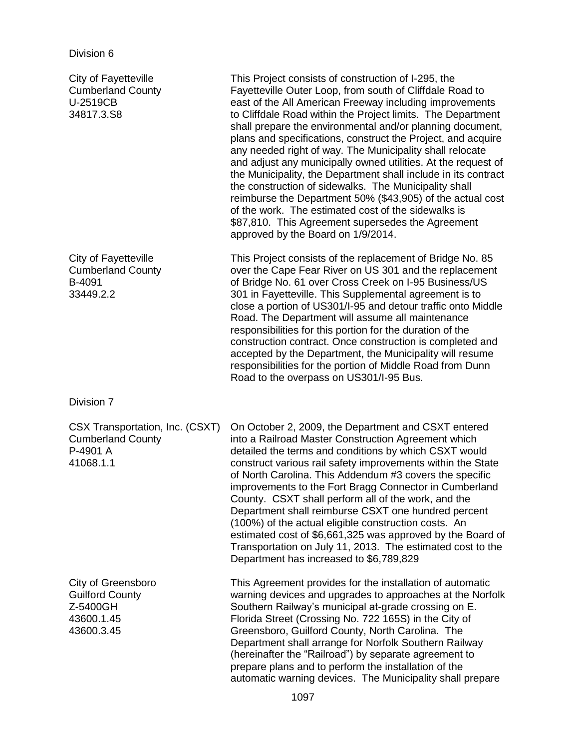Division 6

| | |
|---|---|
| City of Fayetteville<br>Cumberland County<br>U-2519CB<br>34817.3.S8 | This Project consists of construction of I-295, the Fayetteville Outer Loop, from south of Cliffdale Road to east of the All American Freeway including improvements to Cliffdale Road within the Project limits. The Department shall prepare the environmental and/or planning document, plans and specifications, construct the Project, and acquire any needed right of way. The Municipality shall relocate and adjust any municipally owned utilities. At the request of the Municipality, the Department shall include in its contract the construction of sidewalks. The Municipality shall reimburse the Department 50% ($43,905) of the actual cost of the work. The estimated cost of the sidewalks is $87,810. This Agreement supersedes the Agreement approved by the Board on 1/9/2014. |
| City of Fayetteville<br>Cumberland County<br>B-4091<br>33449.2.2 | This Project consists of the replacement of Bridge No. 85 over the Cape Fear River on US 301 and the replacement of Bridge No. 61 over Cross Creek on I-95 Business/US 301 in Fayetteville. This Supplemental agreement is to close a portion of US301/I-95 and detour traffic onto Middle Road. The Department will assume all maintenance responsibilities for this portion for the duration of the construction contract. Once construction is completed and accepted by the Department, the Municipality will resume responsibilities for the portion of Middle Road from Dunn Road to the overpass on US301/I-95 Bus. |

Division 7

| | |
|---|---|
| CSX Transportation, Inc. (CSXT)<br>Cumberland County<br>P-4901 A<br>41068.1.1 | On October 2, 2009, the Department and CSXT entered into a Railroad Master Construction Agreement which detailed the terms and conditions by which CSXT would construct various rail safety improvements within the State of North Carolina. This Addendum #3 covers the specific improvements to the Fort Bragg Connector in Cumberland County. CSXT shall perform all of the work, and the Department shall reimburse CSXT one hundred percent (100%) of the actual eligible construction costs. An estimated cost of $6,661,325 was approved by the Board of Transportation on July 11, 2013. The estimated cost to the Department has increased to $6,789,829 |
| City of Greensboro<br>Guilford County<br>Z-5400GH<br>43600.1.45<br>43600.3.45 | This Agreement provides for the installation of automatic warning devices and upgrades to approaches at the Norfolk Southern Railway's municipal at-grade crossing on E. Florida Street (Crossing No. 722 165S) in the City of Greensboro, Guilford County, North Carolina. The Department shall arrange for Norfolk Southern Railway (hereinafter the "Railroad") by separate agreement to prepare plans and to perform the installation of the automatic warning devices. The Municipality shall prepare |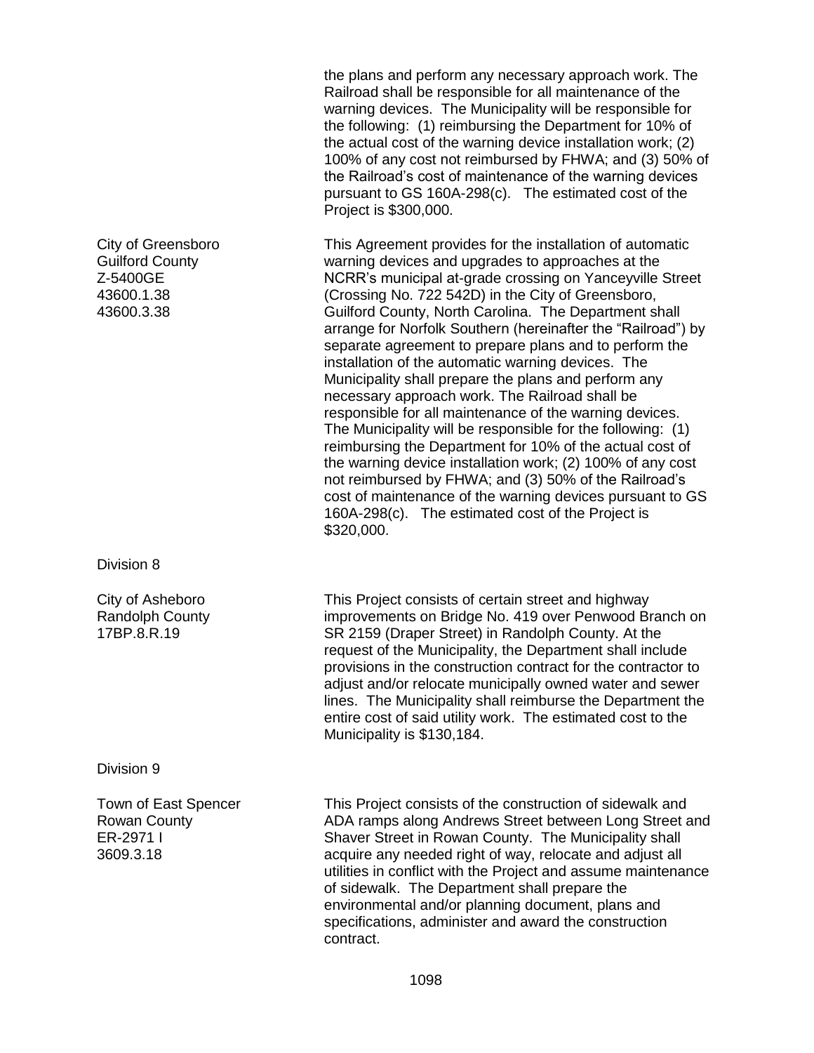the plans and perform any necessary approach work. The Railroad shall be responsible for all maintenance of the warning devices. The Municipality will be responsible for the following: (1) reimbursing the Department for 10% of the actual cost of the warning device installation work; (2) 100% of any cost not reimbursed by FHWA; and (3) 50% of the Railroad's cost of maintenance of the warning devices pursuant to GS 160A-298(c). The estimated cost of the Project is $300,000.

City of Greensboro
Guilford County
Z-5400GE
43600.1.38
43600.3.38

This Agreement provides for the installation of automatic warning devices and upgrades to approaches at the NCRR's municipal at-grade crossing on Yanceyville Street (Crossing No. 722 542D) in the City of Greensboro, Guilford County, North Carolina. The Department shall arrange for Norfolk Southern (hereinafter the "Railroad") by separate agreement to prepare plans and to perform the installation of the automatic warning devices. The Municipality shall prepare the plans and perform any necessary approach work. The Railroad shall be responsible for all maintenance of the warning devices. The Municipality will be responsible for the following: (1) reimbursing the Department for 10% of the actual cost of the warning device installation work; (2) 100% of any cost not reimbursed by FHWA; and (3) 50% of the Railroad's cost of maintenance of the warning devices pursuant to GS 160A-298(c). The estimated cost of the Project is $320,000.

Division 8

City of Asheboro
Randolph County
17BP.8.R.19

This Project consists of certain street and highway improvements on Bridge No. 419 over Penwood Branch on SR 2159 (Draper Street) in Randolph County. At the request of the Municipality, the Department shall include provisions in the construction contract for the contractor to adjust and/or relocate municipally owned water and sewer lines. The Municipality shall reimburse the Department the entire cost of said utility work. The estimated cost to the Municipality is $130,184.

Division 9

Town of East Spencer
Rowan County
ER-2971 I
3609.3.18

This Project consists of the construction of sidewalk and ADA ramps along Andrews Street between Long Street and Shaver Street in Rowan County. The Municipality shall acquire any needed right of way, relocate and adjust all utilities in conflict with the Project and assume maintenance of sidewalk. The Department shall prepare the environmental and/or planning document, plans and specifications, administer and award the construction contract.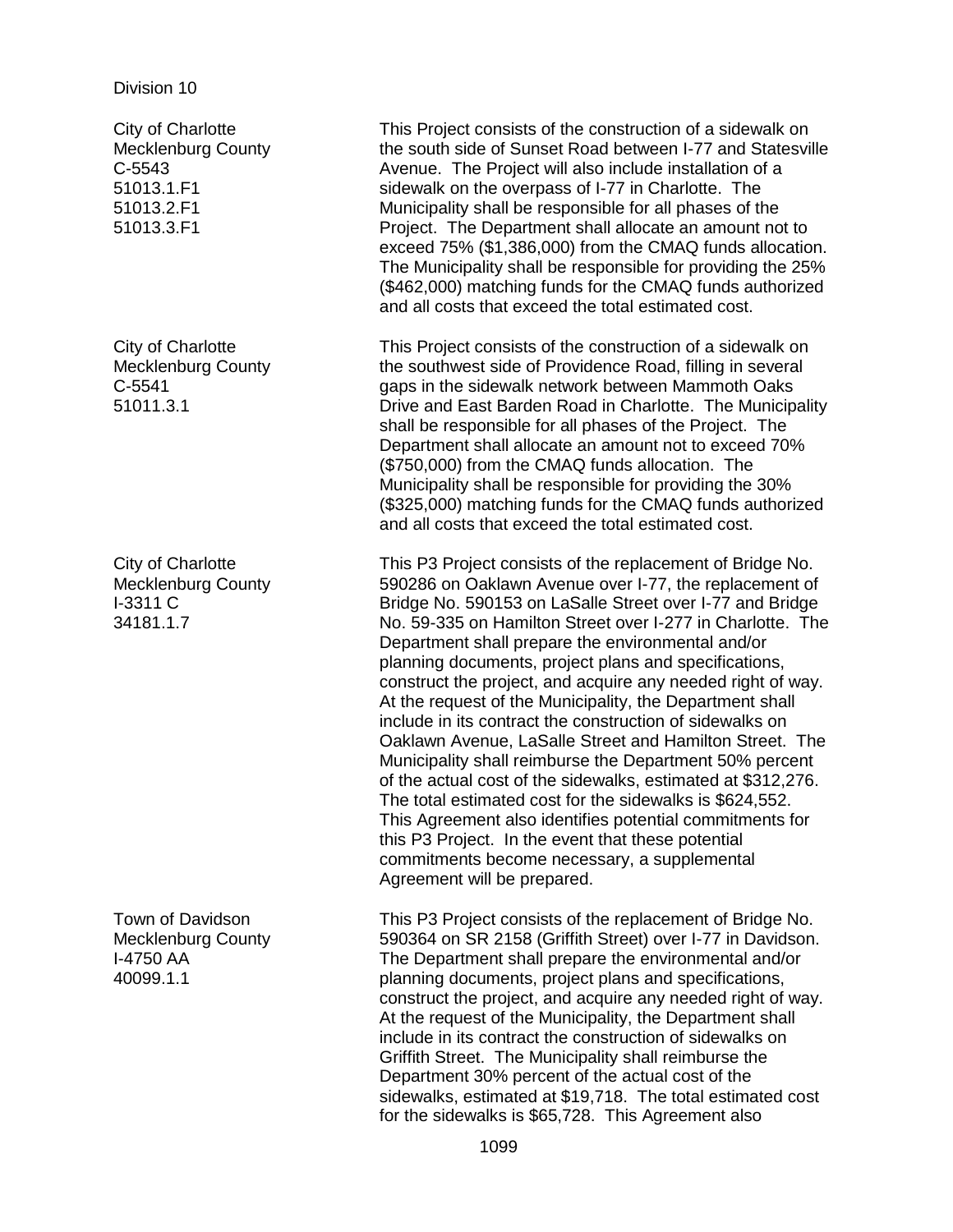Division 10

| | |
|---|---|
| City of Charlotte<br>Mecklenburg County<br>C-5543<br>51013.1.F1<br>51013.2.F1<br>51013.3.F1 | This Project consists of the construction of a sidewalk on the south side of Sunset Road between I-77 and Statesville Avenue. The Project will also include installation of a sidewalk on the overpass of I-77 in Charlotte. The Municipality shall be responsible for all phases of the Project. The Department shall allocate an amount not to exceed 75% ($1,386,000) from the CMAQ funds allocation. The Municipality shall be responsible for providing the 25% ($462,000) matching funds for the CMAQ funds authorized and all costs that exceed the total estimated cost. |
| City of Charlotte<br>Mecklenburg County<br>C-5541<br>51011.3.1 | This Project consists of the construction of a sidewalk on the southwest side of Providence Road, filling in several gaps in the sidewalk network between Mammoth Oaks Drive and East Barden Road in Charlotte. The Municipality shall be responsible for all phases of the Project. The Department shall allocate an amount not to exceed 70% ($750,000) from the CMAQ funds allocation. The Municipality shall be responsible for providing the 30% ($325,000) matching funds for the CMAQ funds authorized and all costs that exceed the total estimated cost. |
| City of Charlotte<br>Mecklenburg County<br>I-3311 C<br>34181.1.7 | This P3 Project consists of the replacement of Bridge No. 590286 on Oaklawn Avenue over I-77, the replacement of Bridge No. 590153 on LaSalle Street over I-77 and Bridge No. 59-335 on Hamilton Street over I-277 in Charlotte. The Department shall prepare the environmental and/or planning documents, project plans and specifications, construct the project, and acquire any needed right of way. At the request of the Municipality, the Department shall include in its contract the construction of sidewalks on Oaklawn Avenue, LaSalle Street and Hamilton Street. The Municipality shall reimburse the Department 50% percent of the actual cost of the sidewalks, estimated at $312,276. The total estimated cost for the sidewalks is $624,552. This Agreement also identifies potential commitments for this P3 Project. In the event that these potential commitments become necessary, a supplemental Agreement will be prepared. |
| Town of Davidson<br>Mecklenburg County<br>I-4750 AA<br>40099.1.1 | This P3 Project consists of the replacement of Bridge No. 590364 on SR 2158 (Griffith Street) over I-77 in Davidson. The Department shall prepare the environmental and/or planning documents, project plans and specifications, construct the project, and acquire any needed right of way. At the request of the Municipality, the Department shall include in its contract the construction of sidewalks on Griffith Street. The Municipality shall reimburse the Department 30% percent of the actual cost of the sidewalks, estimated at $19,718. The total estimated cost for the sidewalks is $65,728. This Agreement also |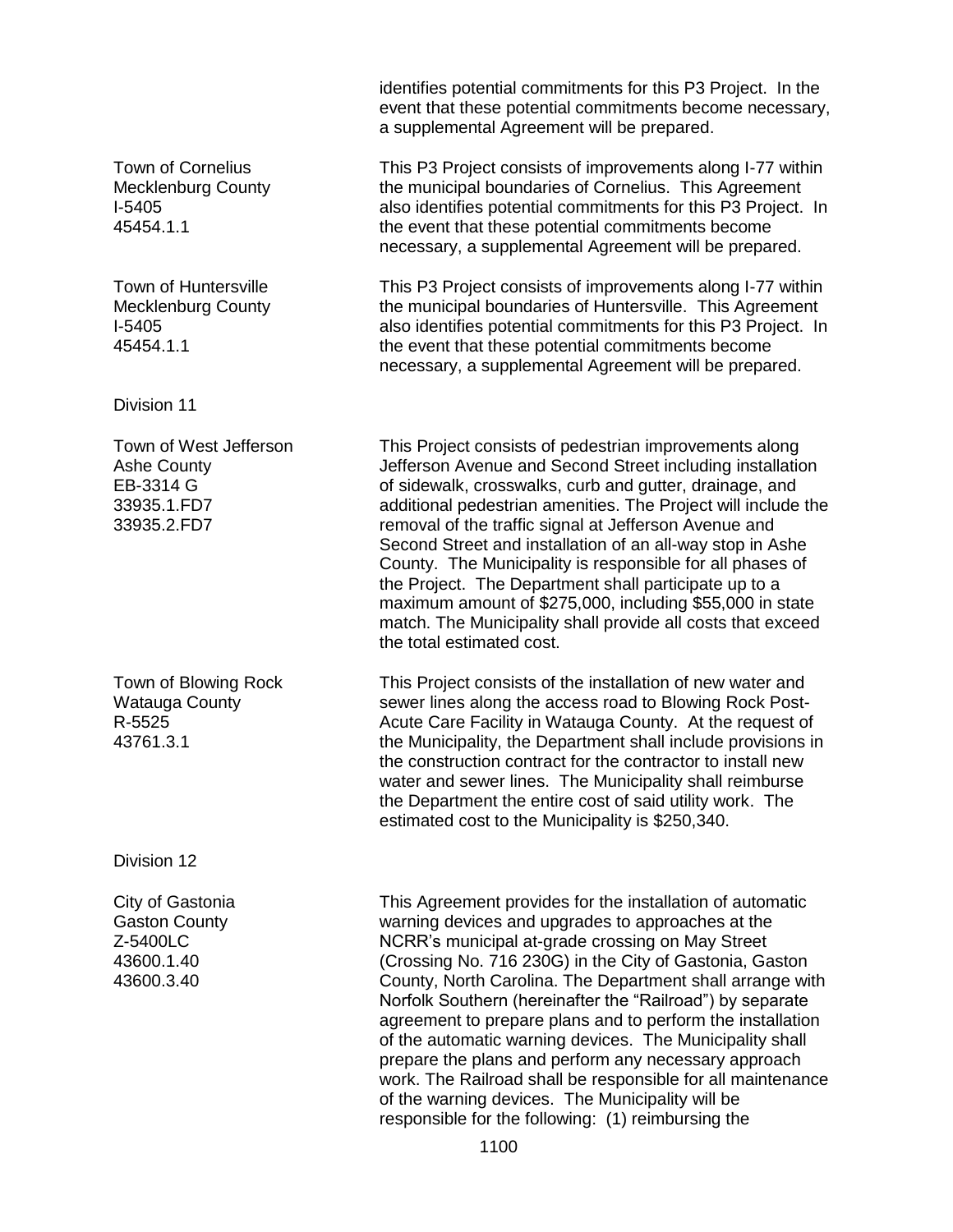identifies potential commitments for this P3 Project. In the event that these potential commitments become necessary, a supplemental Agreement will be prepared.

Town of Cornelius
Mecklenburg County
I-5405
45454.1.1

This P3 Project consists of improvements along I-77 within the municipal boundaries of Cornelius. This Agreement also identifies potential commitments for this P3 Project. In the event that these potential commitments become necessary, a supplemental Agreement will be prepared.

Town of Huntersville
Mecklenburg County
I-5405
45454.1.1

This P3 Project consists of improvements along I-77 within the municipal boundaries of Huntersville. This Agreement also identifies potential commitments for this P3 Project. In the event that these potential commitments become necessary, a supplemental Agreement will be prepared.

Division 11

Town of West Jefferson
Ashe County
EB-3314 G
33935.1.FD7
33935.2.FD7

This Project consists of pedestrian improvements along Jefferson Avenue and Second Street including installation of sidewalk, crosswalks, curb and gutter, drainage, and additional pedestrian amenities. The Project will include the removal of the traffic signal at Jefferson Avenue and Second Street and installation of an all-way stop in Ashe County. The Municipality is responsible for all phases of the Project. The Department shall participate up to a maximum amount of $275,000, including $55,000 in state match. The Municipality shall provide all costs that exceed the total estimated cost.

Town of Blowing Rock
Watauga County
R-5525
43761.3.1

This Project consists of the installation of new water and sewer lines along the access road to Blowing Rock Post-Acute Care Facility in Watauga County. At the request of the Municipality, the Department shall include provisions in the construction contract for the contractor to install new water and sewer lines. The Municipality shall reimburse the Department the entire cost of said utility work. The estimated cost to the Municipality is $250,340.

Division 12

City of Gastonia
Gaston County
Z-5400LC
43600.1.40
43600.3.40

This Agreement provides for the installation of automatic warning devices and upgrades to approaches at the NCRR's municipal at-grade crossing on May Street (Crossing No. 716 230G) in the City of Gastonia, Gaston County, North Carolina. The Department shall arrange with Norfolk Southern (hereinafter the "Railroad") by separate agreement to prepare plans and to perform the installation of the automatic warning devices. The Municipality shall prepare the plans and perform any necessary approach work. The Railroad shall be responsible for all maintenance of the warning devices. The Municipality will be responsible for the following: (1) reimbursing the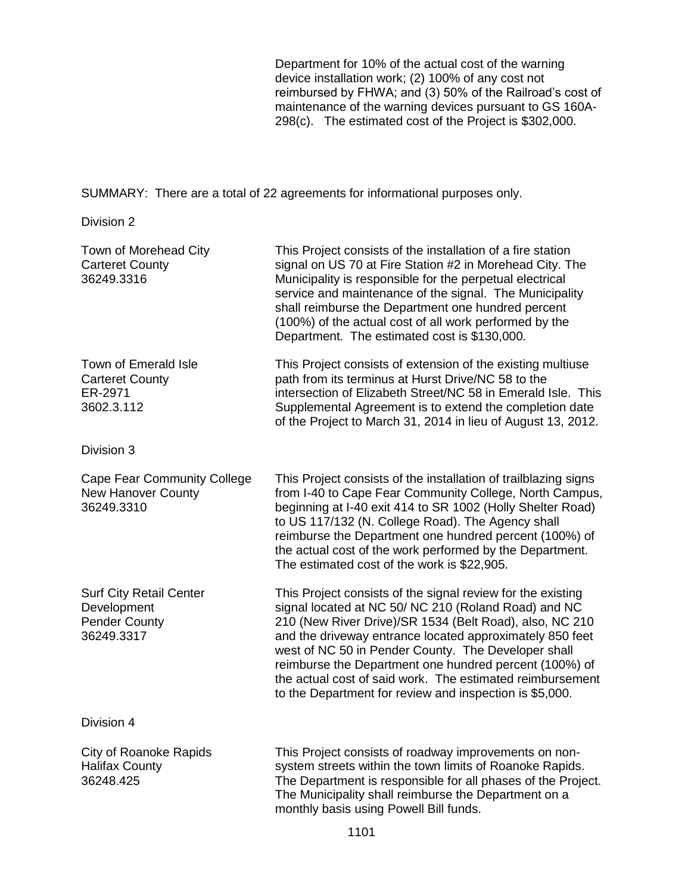Department for 10% of the actual cost of the warning device installation work; (2) 100% of any cost not reimbursed by FHWA; and (3) 50% of the Railroad's cost of maintenance of the warning devices pursuant to GS 160A-298(c). The estimated cost of the Project is $302,000.

SUMMARY: There are a total of 22 agreements for informational purposes only.

Division 2

| | |
|---|---|
| Town of Morehead City<br>Carteret County<br>36249.3316 | This Project consists of the installation of a fire station signal on US 70 at Fire Station #2 in Morehead City. The Municipality is responsible for the perpetual electrical service and maintenance of the signal. The Municipality shall reimburse the Department one hundred percent (100%) of the actual cost of all work performed by the Department. The estimated cost is $130,000. |
| Town of Emerald Isle<br>Carteret County<br>ER-2971<br>3602.3.112 | This Project consists of extension of the existing multiuse path from its terminus at Hurst Drive/NC 58 to the intersection of Elizabeth Street/NC 58 in Emerald Isle. This Supplemental Agreement is to extend the completion date of the Project to March 31, 2014 in lieu of August 13, 2012. |

Division 3

| | |
|---|---|
| Cape Fear Community College<br>New Hanover County<br>36249.3310 | This Project consists of the installation of trailblazing signs from I-40 to Cape Fear Community College, North Campus, beginning at I-40 exit 414 to SR 1002 (Holly Shelter Road) to US 117/132 (N. College Road). The Agency shall reimburse the Department one hundred percent (100%) of the actual cost of the work performed by the Department. The estimated cost of the work is $22,905. |
| Surf City Retail Center Development<br>Pender County<br>36249.3317 | This Project consists of the signal review for the existing signal located at NC 50/ NC 210 (Roland Road) and NC 210 (New River Drive)/SR 1534 (Belt Road), also, NC 210 and the driveway entrance located approximately 850 feet west of NC 50 in Pender County. The Developer shall reimburse the Department one hundred percent (100%) of the actual cost of said work. The estimated reimbursement to the Department for review and inspection is $5,000. |

Division 4

| | |
|---|---|
| City of Roanoke Rapids<br>Halifax County<br>36248.425 | This Project consists of roadway improvements on non-system streets within the town limits of Roanoke Rapids. The Department is responsible for all phases of the Project. The Municipality shall reimburse the Department on a monthly basis using Powell Bill funds. |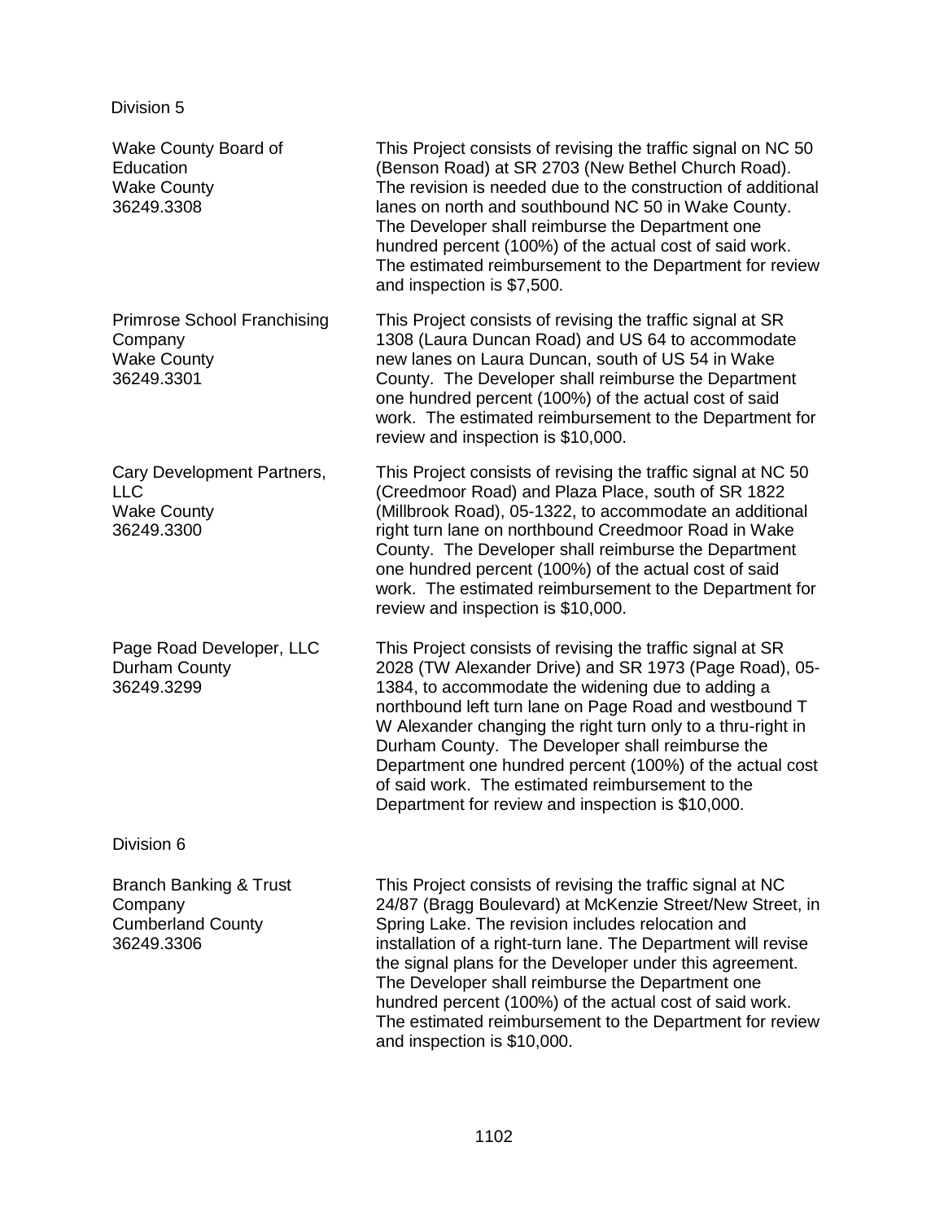Division 5

| | |
|---|---|
| Wake County Board of Education<br>Wake County<br>36249.3308 | This Project consists of revising the traffic signal on NC 50 (Benson Road) at SR 2703 (New Bethel Church Road). The revision is needed due to the construction of additional lanes on north and southbound NC 50 in Wake County. The Developer shall reimburse the Department one hundred percent (100%) of the actual cost of said work. The estimated reimbursement to the Department for review and inspection is $7,500. |
| Primrose School Franchising Company<br>Wake County<br>36249.3301 | This Project consists of revising the traffic signal at SR 1308 (Laura Duncan Road) and US 64 to accommodate new lanes on Laura Duncan, south of US 54 in Wake County. The Developer shall reimburse the Department one hundred percent (100%) of the actual cost of said work. The estimated reimbursement to the Department for review and inspection is $10,000. |
| Cary Development Partners, LLC<br>Wake County<br>36249.3300 | This Project consists of revising the traffic signal at NC 50 (Creedmoor Road) and Plaza Place, south of SR 1822 (Millbrook Road), 05-1322, to accommodate an additional right turn lane on northbound Creedmoor Road in Wake County. The Developer shall reimburse the Department one hundred percent (100%) of the actual cost of said work. The estimated reimbursement to the Department for review and inspection is $10,000. |
| Page Road Developer, LLC<br>Durham County<br>36249.3299 | This Project consists of revising the traffic signal at SR 2028 (TW Alexander Drive) and SR 1973 (Page Road), 05-1384, to accommodate the widening due to adding a northbound left turn lane on Page Road and westbound T W Alexander changing the right turn only to a thru-right in Durham County. The Developer shall reimburse the Department one hundred percent (100%) of the actual cost of said work. The estimated reimbursement to the Department for review and inspection is $10,000. |

Division 6

| | |
|---|---|
| Branch Banking & Trust Company<br>Cumberland County<br>36249.3306 | This Project consists of revising the traffic signal at NC 24/87 (Bragg Boulevard) at McKenzie Street/New Street, in Spring Lake. The revision includes relocation and installation of a right-turn lane. The Department will revise the signal plans for the Developer under this agreement. The Developer shall reimburse the Department one hundred percent (100%) of the actual cost of said work. The estimated reimbursement to the Department for review and inspection is $10,000. |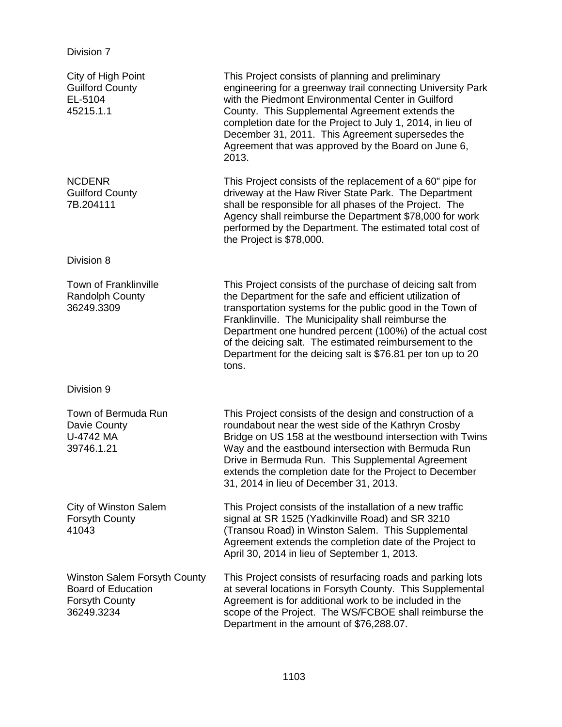Division 7

| | |
|---|---|
| City of High Point<br>Guilford County<br>EL-5104<br>45215.1.1 | This Project consists of planning and preliminary engineering for a greenway trail connecting University Park with the Piedmont Environmental Center in Guilford County. This Supplemental Agreement extends the completion date for the Project to July 1, 2014, in lieu of December 31, 2011. This Agreement supersedes the Agreement that was approved by the Board on June 6, 2013. |
| NCDENR<br>Guilford County<br>7B.204111 | This Project consists of the replacement of a 60" pipe for driveway at the Haw River State Park. The Department shall be responsible for all phases of the Project. The Agency shall reimburse the Department $78,000 for work performed by the Department. The estimated total cost of the Project is $78,000. |

Division 8

| | |
|---|---|
| Town of Franklinville<br>Randolph County<br>36249.3309 | This Project consists of the purchase of deicing salt from the Department for the safe and efficient utilization of transportation systems for the public good in the Town of Franklinville. The Municipality shall reimburse the Department one hundred percent (100%) of the actual cost of the deicing salt. The estimated reimbursement to the Department for the deicing salt is $76.81 per ton up to 20 tons. |

Division 9

| | |
|---|---|
| Town of Bermuda Run<br>Davie County<br>U-4742 MA<br>39746.1.21 | This Project consists of the design and construction of a roundabout near the west side of the Kathryn Crosby Bridge on US 158 at the westbound intersection with Twins Way and the eastbound intersection with Bermuda Run Drive in Bermuda Run. This Supplemental Agreement extends the completion date for the Project to December 31, 2014 in lieu of December 31, 2013. |
| City of Winston Salem<br>Forsyth County<br>41043 | This Project consists of the installation of a new traffic signal at SR 1525 (Yadkinville Road) and SR 3210 (Transou Road) in Winston Salem. This Supplemental Agreement extends the completion date of the Project to April 30, 2014 in lieu of September 1, 2013. |
| Winston Salem Forsyth County Board of Education<br>Forsyth County<br>36249.3234 | This Project consists of resurfacing roads and parking lots at several locations in Forsyth County. This Supplemental Agreement is for additional work to be included in the scope of the Project. The WS/FCBOE shall reimburse the Department in the amount of $76,288.07. |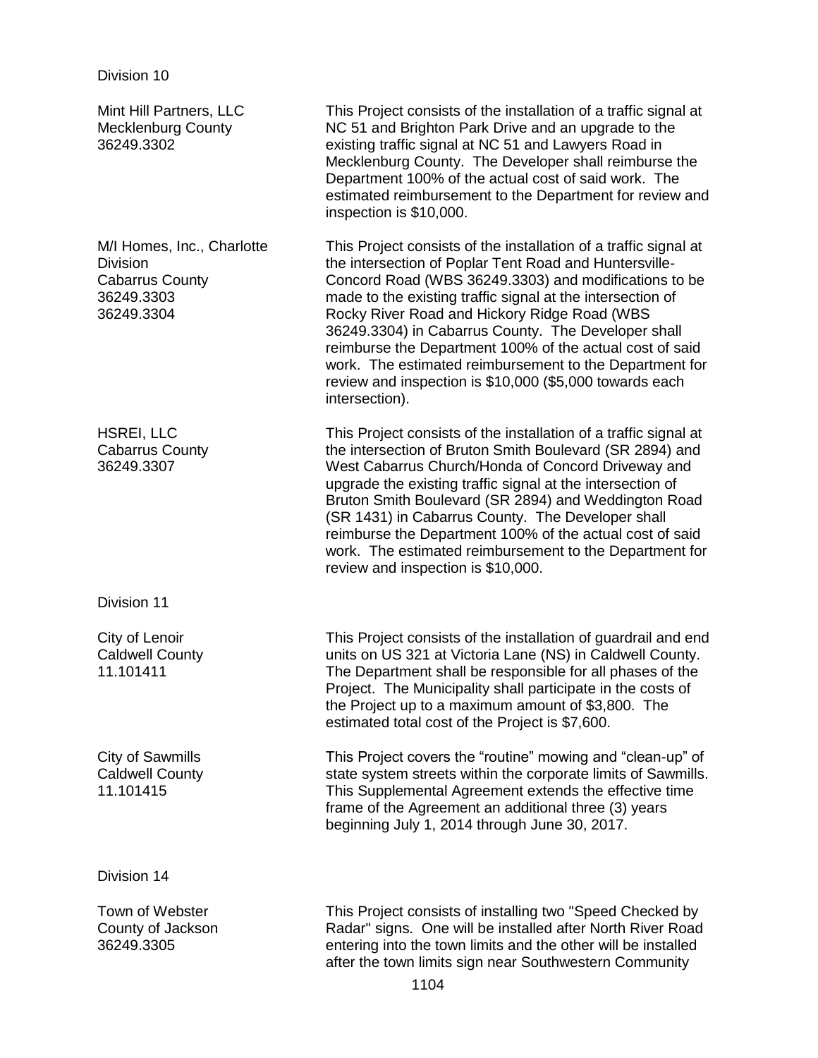Division 10

| | |
|---|---|
| Mint Hill Partners, LLC<br>Mecklenburg County<br>36249.3302 | This Project consists of the installation of a traffic signal at NC 51 and Brighton Park Drive and an upgrade to the existing traffic signal at NC 51 and Lawyers Road in Mecklenburg County. The Developer shall reimburse the Department 100% of the actual cost of said work. The estimated reimbursement to the Department for review and inspection is $10,000. |
| M/I Homes, Inc., Charlotte Division<br>Cabarrus County<br>36249.3303<br>36249.3304 | This Project consists of the installation of a traffic signal at the intersection of Poplar Tent Road and Huntersville-Concord Road (WBS 36249.3303) and modifications to be made to the existing traffic signal at the intersection of Rocky River Road and Hickory Ridge Road (WBS 36249.3304) in Cabarrus County. The Developer shall reimburse the Department 100% of the actual cost of said work. The estimated reimbursement to the Department for review and inspection is $10,000 ($5,000 towards each intersection). |
| HSREI, LLC<br>Cabarrus County<br>36249.3307 | This Project consists of the installation of a traffic signal at the intersection of Bruton Smith Boulevard (SR 2894) and West Cabarrus Church/Honda of Concord Driveway and upgrade the existing traffic signal at the intersection of Bruton Smith Boulevard (SR 2894) and Weddington Road (SR 1431) in Cabarrus County. The Developer shall reimburse the Department 100% of the actual cost of said work. The estimated reimbursement to the Department for review and inspection is $10,000. |

Division 11

| | |
|---|---|
| City of Lenoir<br>Caldwell County<br>11.101411 | This Project consists of the installation of guardrail and end units on US 321 at Victoria Lane (NS) in Caldwell County. The Department shall be responsible for all phases of the Project. The Municipality shall participate in the costs of the Project up to a maximum amount of $3,800. The estimated total cost of the Project is $7,600. |
| City of Sawmills<br>Caldwell County<br>11.101415 | This Project covers the “routine” mowing and “clean-up” of state system streets within the corporate limits of Sawmills. This Supplemental Agreement extends the effective time frame of the Agreement an additional three (3) years beginning July 1, 2014 through June 30, 2017. |

Division 14

| | |
|---|---|
| Town of Webster<br>County of Jackson<br>36249.3305 | This Project consists of installing two "Speed Checked by Radar" signs. One will be installed after North River Road entering into the town limits and the other will be installed after the town limits sign near Southwestern Community |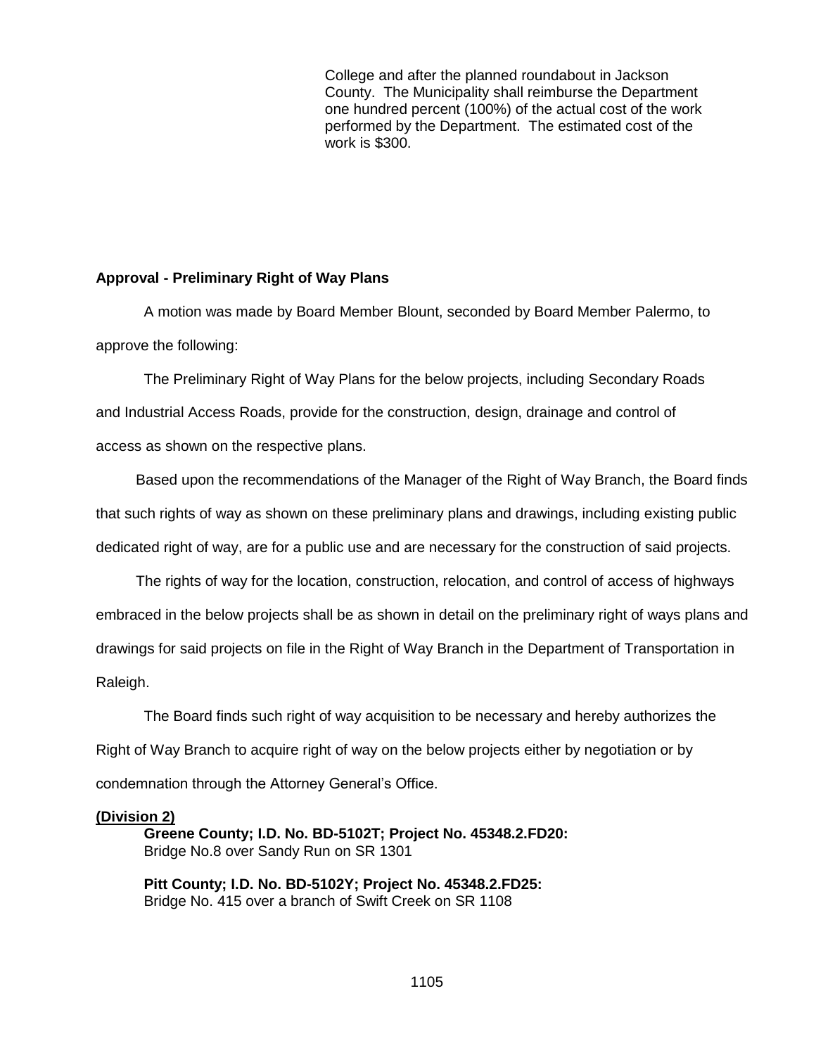College and after the planned roundabout in Jackson County. The Municipality shall reimburse the Department one hundred percent (100%) of the actual cost of the work performed by the Department. The estimated cost of the work is $300.

**Approval - Preliminary Right of Way Plans**

A motion was made by Board Member Blount, seconded by Board Member Palermo, to approve the following:

The Preliminary Right of Way Plans for the below projects, including Secondary Roads and Industrial Access Roads, provide for the construction, design, drainage and control of access as shown on the respective plans.

Based upon the recommendations of the Manager of the Right of Way Branch, the Board finds that such rights of way as shown on these preliminary plans and drawings, including existing public dedicated right of way, are for a public use and are necessary for the construction of said projects.

The rights of way for the location, construction, relocation, and control of access of highways embraced in the below projects shall be as shown in detail on the preliminary right of ways plans and drawings for said projects on file in the Right of Way Branch in the Department of Transportation in Raleigh.

The Board finds such right of way acquisition to be necessary and hereby authorizes the Right of Way Branch to acquire right of way on the below projects either by negotiation or by condemnation through the Attorney General's Office.

**(Division 2)**

**Greene County; I.D. No. BD-5102T; Project No. 45348.2.FD20:**
Bridge No.8 over Sandy Run on SR 1301

**Pitt County; I.D. No. BD-5102Y; Project No. 45348.2.FD25:**
Bridge No. 415 over a branch of Swift Creek on SR 1108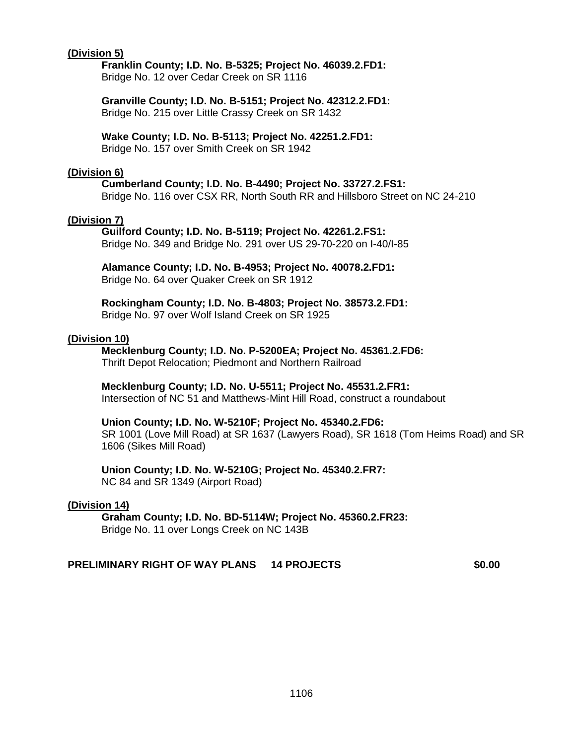**(Division 5)**

**Franklin County; I.D. No. B-5325; Project No. 46039.2.FD1:**
Bridge No. 12 over Cedar Creek on SR 1116

**Granville County; I.D. No. B-5151; Project No. 42312.2.FD1:**
Bridge No. 215 over Little Crassy Creek on SR 1432

**Wake County; I.D. No. B-5113; Project No. 42251.2.FD1:**
Bridge No. 157 over Smith Creek on SR 1942

**(Division 6)**

**Cumberland County; I.D. No. B-4490; Project No. 33727.2.FS1:**
Bridge No. 116 over CSX RR, North South RR and Hillsboro Street on NC 24-210

**(Division 7)**

**Guilford County; I.D. No. B-5119; Project No. 42261.2.FS1:**
Bridge No. 349 and Bridge No. 291 over US 29-70-220 on I-40/I-85

**Alamance County; I.D. No. B-4953; Project No. 40078.2.FD1:**
Bridge No. 64 over Quaker Creek on SR 1912

**Rockingham County; I.D. No. B-4803; Project No. 38573.2.FD1:**
Bridge No. 97 over Wolf Island Creek on SR 1925

**(Division 10)**

**Mecklenburg County; I.D. No. P-5200EA; Project No. 45361.2.FD6:**
Thrift Depot Relocation; Piedmont and Northern Railroad

**Mecklenburg County; I.D. No. U-5511; Project No. 45531.2.FR1:**
Intersection of NC 51 and Matthews-Mint Hill Road, construct a roundabout

**Union County; I.D. No. W-5210F; Project No. 45340.2.FD6:**
SR 1001 (Love Mill Road) at SR 1637 (Lawyers Road), SR 1618 (Tom Heims Road) and SR 1606 (Sikes Mill Road)

**Union County; I.D. No. W-5210G; Project No. 45340.2.FR7:**
NC 84 and SR 1349 (Airport Road)

**(Division 14)**

**Graham County; I.D. No. BD-5114W; Project No. 45360.2.FR23:**
Bridge No. 11 over Longs Creek on NC 143B

**PRELIMINARY RIGHT OF WAY PLANS 14 PROJECTS $0.00**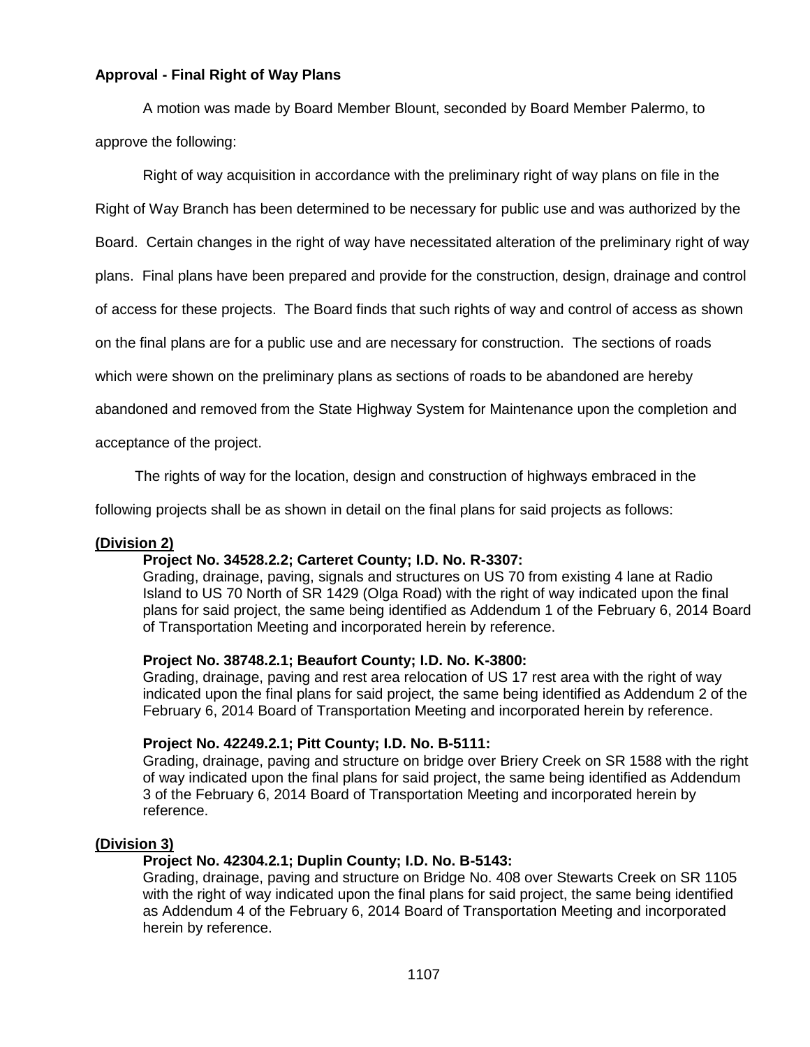**Approval - Final Right of Way Plans**

A motion was made by Board Member Blount, seconded by Board Member Palermo, to approve the following:

Right of way acquisition in accordance with the preliminary right of way plans on file in the Right of Way Branch has been determined to be necessary for public use and was authorized by the Board. Certain changes in the right of way have necessitated alteration of the preliminary right of way plans. Final plans have been prepared and provide for the construction, design, drainage and control of access for these projects. The Board finds that such rights of way and control of access as shown on the final plans are for a public use and are necessary for construction. The sections of roads which were shown on the preliminary plans as sections of roads to be abandoned are hereby abandoned and removed from the State Highway System for Maintenance upon the completion and acceptance of the project.

The rights of way for the location, design and construction of highways embraced in the following projects shall be as shown in detail on the final plans for said projects as follows:

**(Division 2)**

**Project No. 34528.2.2; Carteret County; I.D. No. R-3307:**
Grading, drainage, paving, signals and structures on US 70 from existing 4 lane at Radio Island to US 70 North of SR 1429 (Olga Road) with the right of way indicated upon the final plans for said project, the same being identified as Addendum 1 of the February 6, 2014 Board of Transportation Meeting and incorporated herein by reference.

**Project No. 38748.2.1; Beaufort County; I.D. No. K-3800:**
Grading, drainage, paving and rest area relocation of US 17 rest area with the right of way indicated upon the final plans for said project, the same being identified as Addendum 2 of the February 6, 2014 Board of Transportation Meeting and incorporated herein by reference.

**Project No. 42249.2.1; Pitt County; I.D. No. B-5111:**
Grading, drainage, paving and structure on bridge over Briery Creek on SR 1588 with the right of way indicated upon the final plans for said project, the same being identified as Addendum 3 of the February 6, 2014 Board of Transportation Meeting and incorporated herein by reference.

**(Division 3)**

**Project No. 42304.2.1; Duplin County; I.D. No. B-5143:**
Grading, drainage, paving and structure on Bridge No. 408 over Stewarts Creek on SR 1105 with the right of way indicated upon the final plans for said project, the same being identified as Addendum 4 of the February 6, 2014 Board of Transportation Meeting and incorporated herein by reference.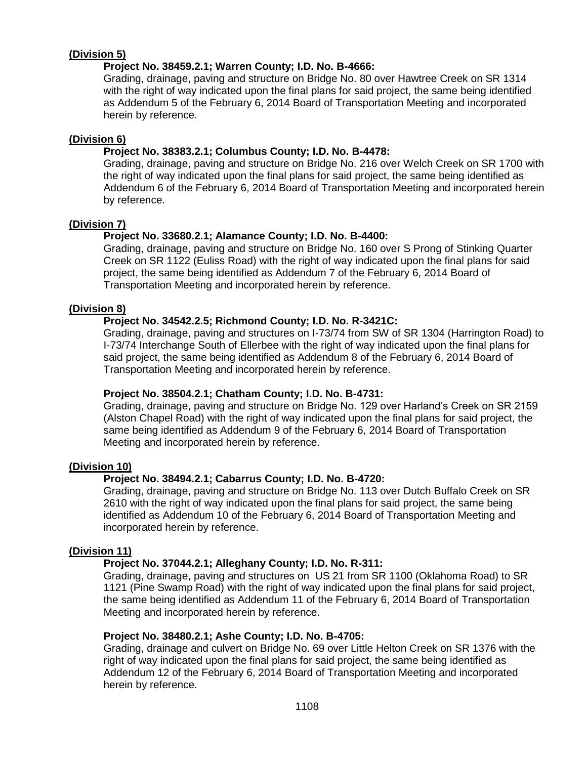**(Division 5)**

**Project No. 38459.2.1; Warren County; I.D. No. B-4666:**

Grading, drainage, paving and structure on Bridge No. 80 over Hawtree Creek on SR 1314 with the right of way indicated upon the final plans for said project, the same being identified as Addendum 5 of the February 6, 2014 Board of Transportation Meeting and incorporated herein by reference.

**(Division 6)**

**Project No. 38383.2.1; Columbus County; I.D. No. B-4478:**

Grading, drainage, paving and structure on Bridge No. 216 over Welch Creek on SR 1700 with the right of way indicated upon the final plans for said project, the same being identified as Addendum 6 of the February 6, 2014 Board of Transportation Meeting and incorporated herein by reference.

**(Division 7)**

**Project No. 33680.2.1; Alamance County; I.D. No. B-4400:**

Grading, drainage, paving and structure on Bridge No. 160 over S Prong of Stinking Quarter Creek on SR 1122 (Euliss Road) with the right of way indicated upon the final plans for said project, the same being identified as Addendum 7 of the February 6, 2014 Board of Transportation Meeting and incorporated herein by reference.

**(Division 8)**

**Project No. 34542.2.5; Richmond County; I.D. No. R-3421C:**

Grading, drainage, paving and structures on I-73/74 from SW of SR 1304 (Harrington Road) to I-73/74 Interchange South of Ellerbee with the right of way indicated upon the final plans for said project, the same being identified as Addendum 8 of the February 6, 2014 Board of Transportation Meeting and incorporated herein by reference.

**Project No. 38504.2.1; Chatham County; I.D. No. B-4731:**

Grading, drainage, paving and structure on Bridge No. 129 over Harland's Creek on SR 2159 (Alston Chapel Road) with the right of way indicated upon the final plans for said project, the same being identified as Addendum 9 of the February 6, 2014 Board of Transportation Meeting and incorporated herein by reference.

**(Division 10)**

**Project No. 38494.2.1; Cabarrus County; I.D. No. B-4720:**

Grading, drainage, paving and structure on Bridge No. 113 over Dutch Buffalo Creek on SR 2610 with the right of way indicated upon the final plans for said project, the same being identified as Addendum 10 of the February 6, 2014 Board of Transportation Meeting and incorporated herein by reference.

**(Division 11)**

**Project No. 37044.2.1; Alleghany County; I.D. No. R-311:**

Grading, drainage, paving and structures on US 21 from SR 1100 (Oklahoma Road) to SR 1121 (Pine Swamp Road) with the right of way indicated upon the final plans for said project, the same being identified as Addendum 11 of the February 6, 2014 Board of Transportation Meeting and incorporated herein by reference.

**Project No. 38480.2.1; Ashe County; I.D. No. B-4705:**

Grading, drainage and culvert on Bridge No. 69 over Little Helton Creek on SR 1376 with the right of way indicated upon the final plans for said project, the same being identified as Addendum 12 of the February 6, 2014 Board of Transportation Meeting and incorporated herein by reference.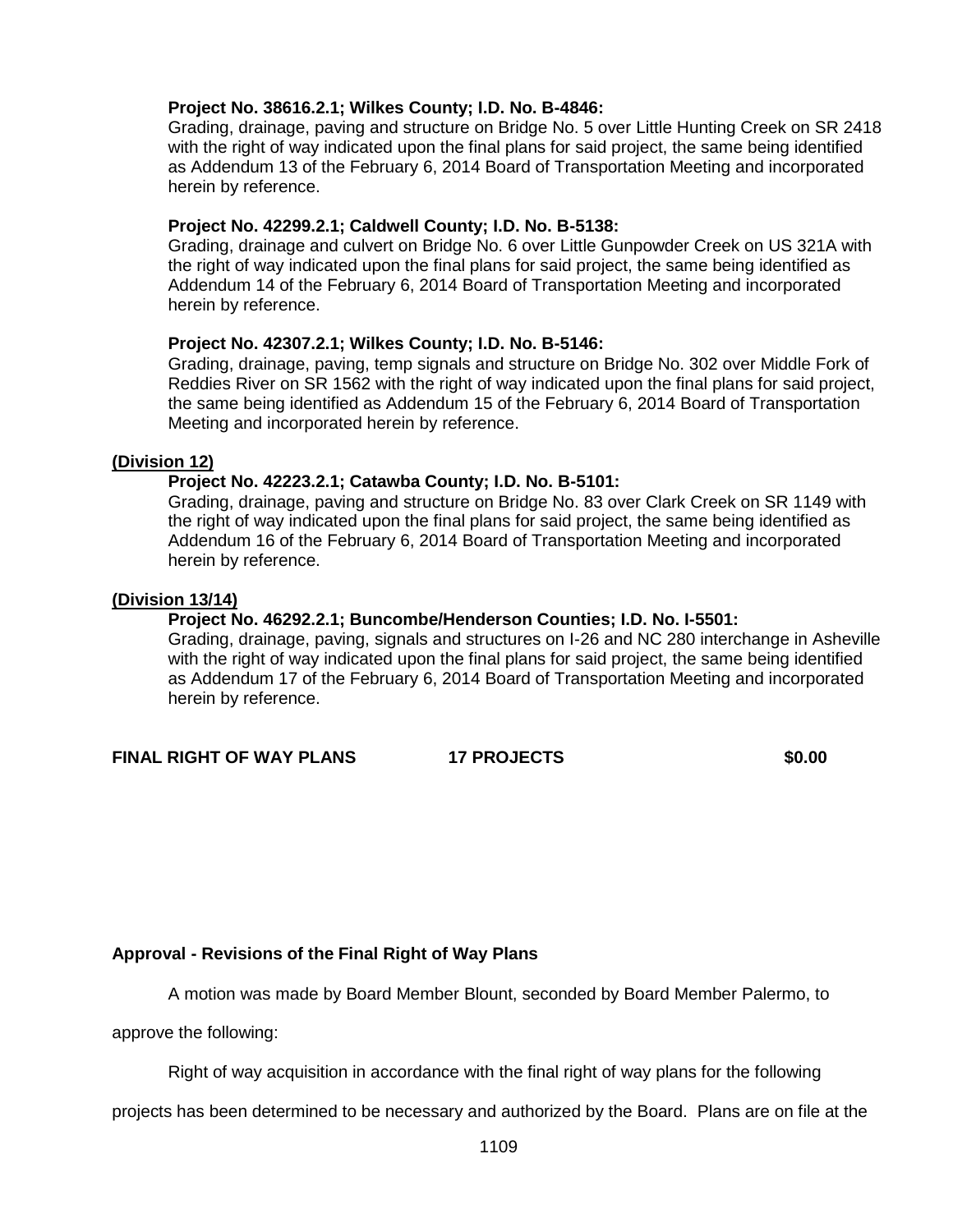**Project No. 38616.2.1; Wilkes County; I.D. No. B-4846:**
Grading, drainage, paving and structure on Bridge No. 5 over Little Hunting Creek on SR 2418 with the right of way indicated upon the final plans for said project, the same being identified as Addendum 13 of the February 6, 2014 Board of Transportation Meeting and incorporated herein by reference.

**Project No. 42299.2.1; Caldwell County; I.D. No. B-5138:**
Grading, drainage and culvert on Bridge No. 6 over Little Gunpowder Creek on US 321A with the right of way indicated upon the final plans for said project, the same being identified as Addendum 14 of the February 6, 2014 Board of Transportation Meeting and incorporated herein by reference.

**Project No. 42307.2.1; Wilkes County; I.D. No. B-5146:**
Grading, drainage, paving, temp signals and structure on Bridge No. 302 over Middle Fork of Reddies River on SR 1562 with the right of way indicated upon the final plans for said project, the same being identified as Addendum 15 of the February 6, 2014 Board of Transportation Meeting and incorporated herein by reference.

**(Division 12)**

**Project No. 42223.2.1; Catawba County; I.D. No. B-5101:**
Grading, drainage, paving and structure on Bridge No. 83 over Clark Creek on SR 1149 with the right of way indicated upon the final plans for said project, the same being identified as Addendum 16 of the February 6, 2014 Board of Transportation Meeting and incorporated herein by reference.

**(Division 13/14)**

**Project No. 46292.2.1; Buncombe/Henderson Counties; I.D. No. I-5501:**
Grading, drainage, paving, signals and structures on I-26 and NC 280 interchange in Asheville with the right of way indicated upon the final plans for said project, the same being identified as Addendum 17 of the February 6, 2014 Board of Transportation Meeting and incorporated herein by reference.

**FINAL RIGHT OF WAY PLANS 17 PROJECTS $0.00**

**Approval - Revisions of the Final Right of Way Plans**

A motion was made by Board Member Blount, seconded by Board Member Palermo, to approve the following:

Right of way acquisition in accordance with the final right of way plans for the following projects has been determined to be necessary and authorized by the Board. Plans are on file at the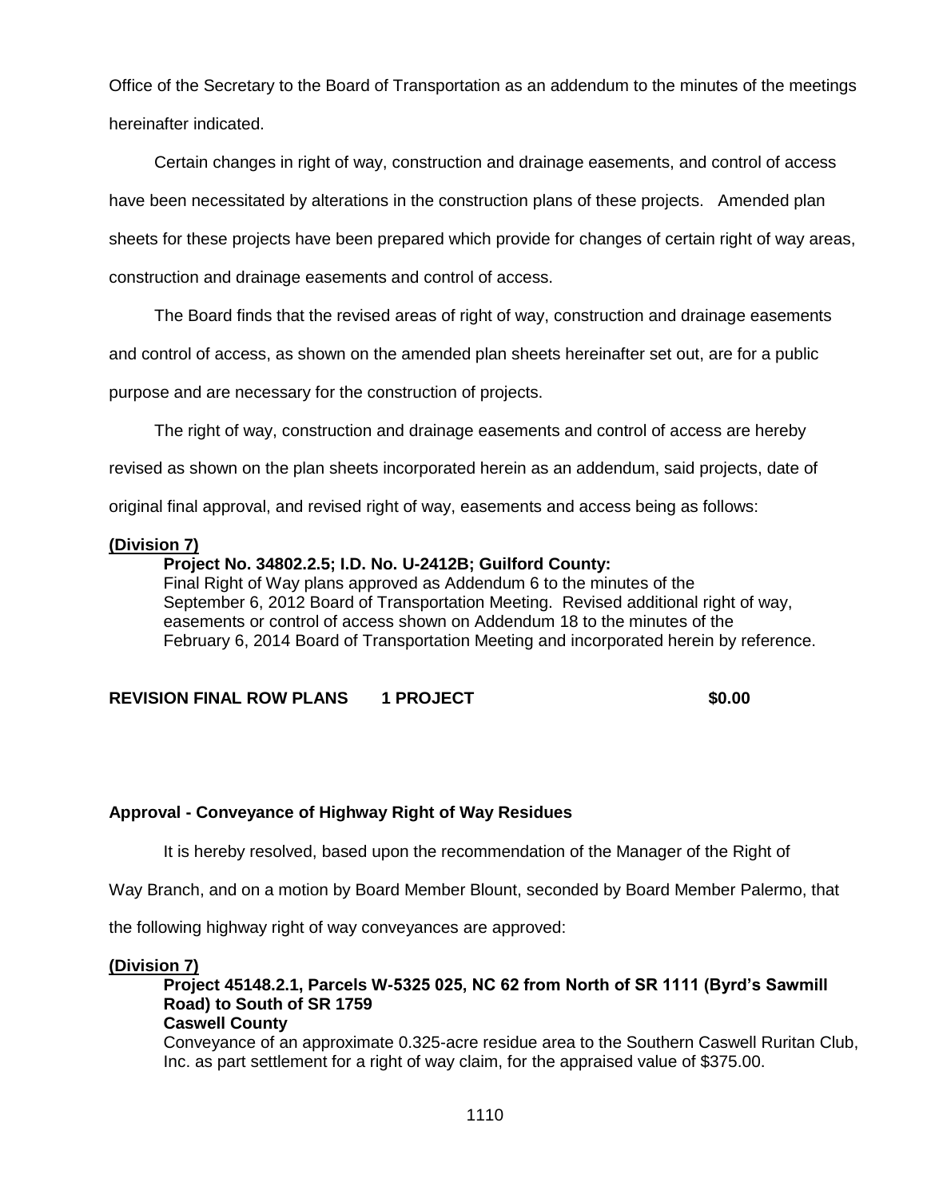Office of the Secretary to the Board of Transportation as an addendum to the minutes of the meetings hereinafter indicated.

Certain changes in right of way, construction and drainage easements, and control of access have been necessitated by alterations in the construction plans of these projects. Amended plan sheets for these projects have been prepared which provide for changes of certain right of way areas, construction and drainage easements and control of access.

The Board finds that the revised areas of right of way, construction and drainage easements and control of access, as shown on the amended plan sheets hereinafter set out, are for a public purpose and are necessary for the construction of projects.

The right of way, construction and drainage easements and control of access are hereby revised as shown on the plan sheets incorporated herein as an addendum, said projects, date of original final approval, and revised right of way, easements and access being as follows:

**(Division 7)**

**Project No. 34802.2.5; I.D. No. U-2412B; Guilford County:**
Final Right of Way plans approved as Addendum 6 to the minutes of the September 6, 2012 Board of Transportation Meeting. Revised additional right of way, easements or control of access shown on Addendum 18 to the minutes of the February 6, 2014 Board of Transportation Meeting and incorporated herein by reference.

**REVISION FINAL ROW PLANS 1 PROJECT $0.00**

### Approval - Conveyance of Highway Right of Way Residues

It is hereby resolved, based upon the recommendation of the Manager of the Right of Way Branch, and on a motion by Board Member Blount, seconded by Board Member Palermo, that the following highway right of way conveyances are approved:

**(Division 7)**

**Project 45148.2.1, Parcels W-5325 025, NC 62 from North of SR 1111 (Byrd's Sawmill Road) to South of SR 1759**
**Caswell County**
Conveyance of an approximate 0.325-acre residue area to the Southern Caswell Ruritan Club, Inc. as part settlement for a right of way claim, for the appraised value of $375.00.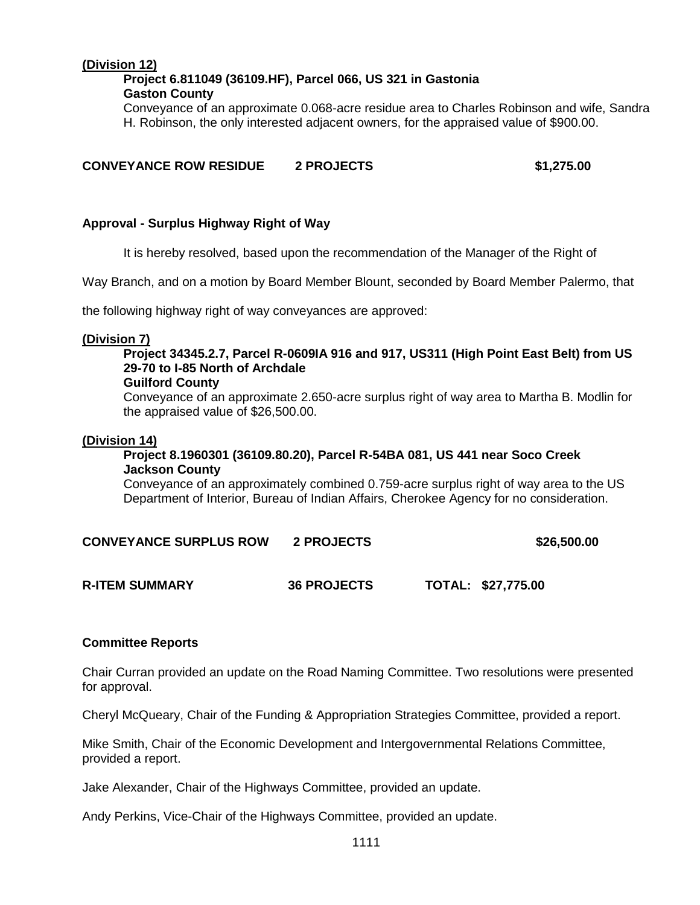**(Division 12)**

**Project 6.811049 (36109.HF), Parcel 066, US 321 in Gastonia**
**Gaston County**
Conveyance of an approximate 0.068-acre residue area to Charles Robinson and wife, Sandra H. Robinson, the only interested adjacent owners, for the appraised value of $900.00.

**CONVEYANCE ROW RESIDUE 2 PROJECTS $1,275.00**

**Approval - Surplus Highway Right of Way**

It is hereby resolved, based upon the recommendation of the Manager of the Right of Way Branch, and on a motion by Board Member Blount, seconded by Board Member Palermo, that the following highway right of way conveyances are approved:

**(Division 7)**

**Project 34345.2.7, Parcel R-0609IA 916 and 917, US311 (High Point East Belt) from US 29-70 to I-85 North of Archdale**
**Guilford County**
Conveyance of an approximate 2.650-acre surplus right of way area to Martha B. Modlin for the appraised value of $26,500.00.

**(Division 14)**

**Project 8.1960301 (36109.80.20), Parcel R-54BA 081, US 441 near Soco Creek**
**Jackson County**
Conveyance of an approximately combined 0.759-acre surplus right of way area to the US Department of Interior, Bureau of Indian Affairs, Cherokee Agency for no consideration.

**CONVEYANCE SURPLUS ROW 2 PROJECTS $26,500.00**

**R-ITEM SUMMARY 36 PROJECTS TOTAL: $27,775.00**

**Committee Reports**

Chair Curran provided an update on the Road Naming Committee. Two resolutions were presented for approval.

Cheryl McQueary, Chair of the Funding & Appropriation Strategies Committee, provided a report.

Mike Smith, Chair of the Economic Development and Intergovernmental Relations Committee, provided a report.

Jake Alexander, Chair of the Highways Committee, provided an update.

Andy Perkins, Vice-Chair of the Highways Committee, provided an update.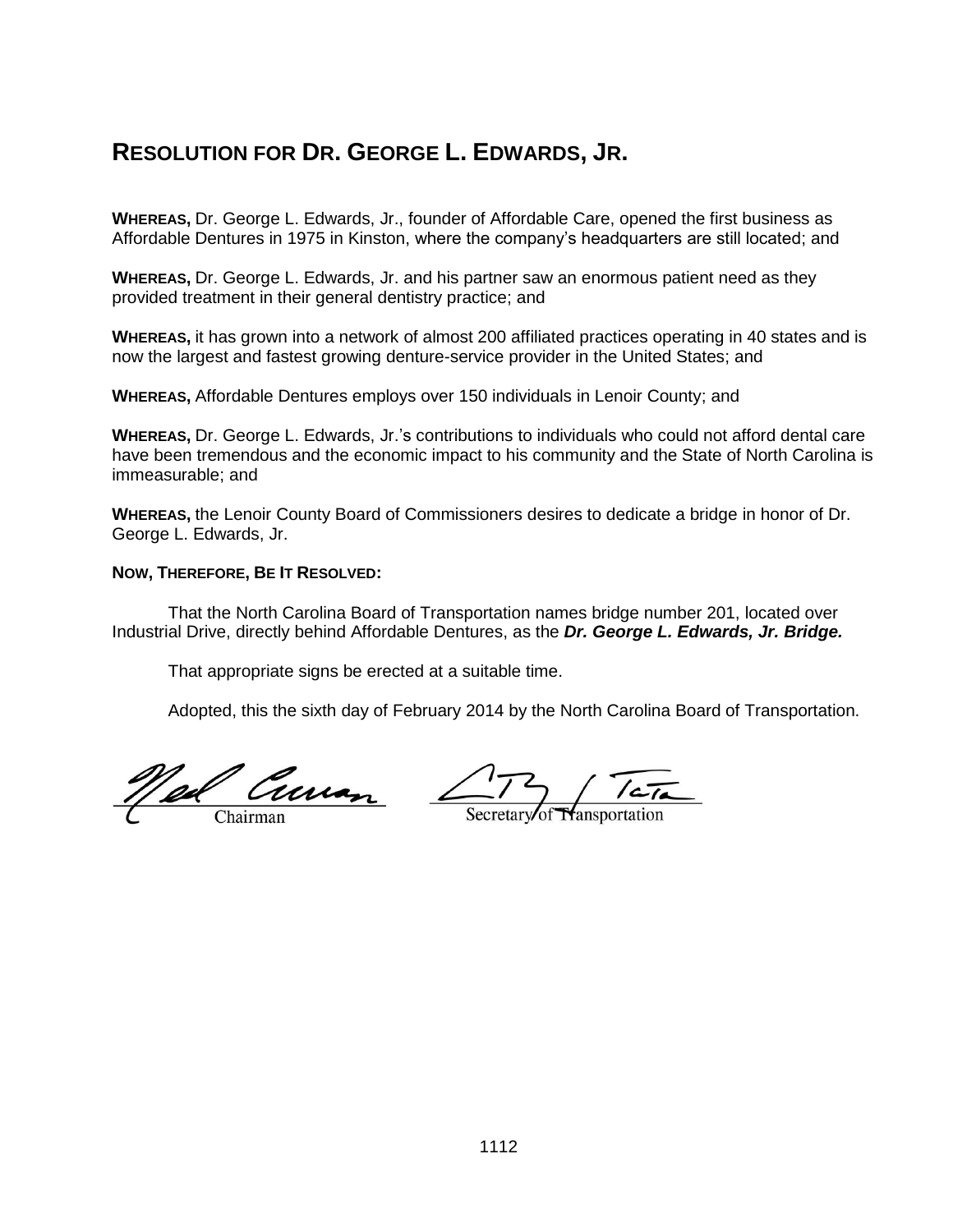# RESOLUTION FOR DR. GEORGE L. EDWARDS, JR.

**WHEREAS,** Dr. George L. Edwards, Jr., founder of Affordable Care, opened the first business as Affordable Dentures in 1975 in Kinston, where the company's headquarters are still located; and

**WHEREAS,** Dr. George L. Edwards, Jr. and his partner saw an enormous patient need as they provided treatment in their general dentistry practice; and

**WHEREAS,** it has grown into a network of almost 200 affiliated practices operating in 40 states and is now the largest and fastest growing denture-service provider in the United States; and

**WHEREAS,** Affordable Dentures employs over 150 individuals in Lenoir County; and

**WHEREAS,** Dr. George L. Edwards, Jr.'s contributions to individuals who could not afford dental care have been tremendous and the economic impact to his community and the State of North Carolina is immeasurable; and

**WHEREAS,** the Lenoir County Board of Commissioners desires to dedicate a bridge in honor of Dr. George L. Edwards, Jr.

**NOW, THEREFORE, BE IT RESOLVED:**

That the North Carolina Board of Transportation names bridge number 201, located over Industrial Drive, directly behind Affordable Dentures, as the ***Dr. George L. Edwards, Jr. Bridge.***

That appropriate signs be erected at a suitable time.

Adopted, this the sixth day of February 2014 by the North Carolina Board of Transportation.

Ned Curran
Chairman

A. Tony Tata
Secretary of Transportation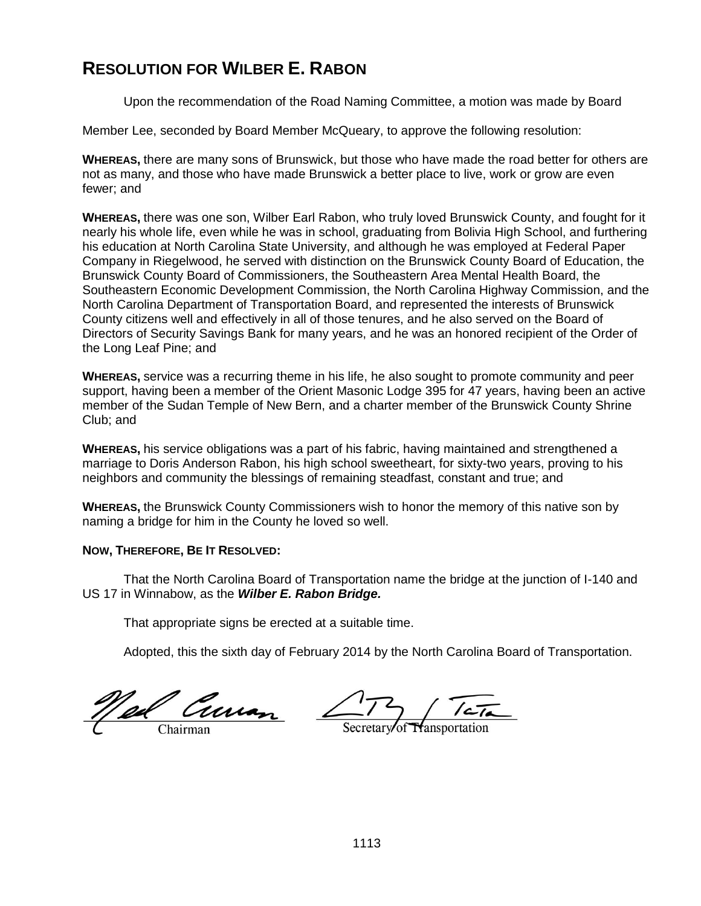## RESOLUTION FOR WILBER E. RABON

Upon the recommendation of the Road Naming Committee, a motion was made by Board Member Lee, seconded by Board Member McQueary, to approve the following resolution:

**WHEREAS,** there are many sons of Brunswick, but those who have made the road better for others are not as many, and those who have made Brunswick a better place to live, work or grow are even fewer; and

**WHEREAS,** there was one son, Wilber Earl Rabon, who truly loved Brunswick County, and fought for it nearly his whole life, even while he was in school, graduating from Bolivia High School, and furthering his education at North Carolina State University, and although he was employed at Federal Paper Company in Riegelwood, he served with distinction on the Brunswick County Board of Education, the Brunswick County Board of Commissioners, the Southeastern Area Mental Health Board, the Southeastern Economic Development Commission, the North Carolina Highway Commission, and the North Carolina Department of Transportation Board, and represented the interests of Brunswick County citizens well and effectively in all of those tenures, and he also served on the Board of Directors of Security Savings Bank for many years, and he was an honored recipient of the Order of the Long Leaf Pine; and

**WHEREAS,** service was a recurring theme in his life, he also sought to promote community and peer support, having been a member of the Orient Masonic Lodge 395 for 47 years, having been an active member of the Sudan Temple of New Bern, and a charter member of the Brunswick County Shrine Club; and

**WHEREAS,** his service obligations was a part of his fabric, having maintained and strengthened a marriage to Doris Anderson Rabon, his high school sweetheart, for sixty-two years, proving to his neighbors and community the blessings of remaining steadfast, constant and true; and

**WHEREAS,** the Brunswick County Commissioners wish to honor the memory of this native son by naming a bridge for him in the County he loved so well.

**NOW, THEREFORE, BE IT RESOLVED:**

That the North Carolina Board of Transportation name the bridge at the junction of I-140 and US 17 in Winnabow, as the ***Wilber E. Rabon Bridge.***

That appropriate signs be erected at a suitable time.

Adopted, this the sixth day of February 2014 by the North Carolina Board of Transportation.

Chairman

Secretary of Transportation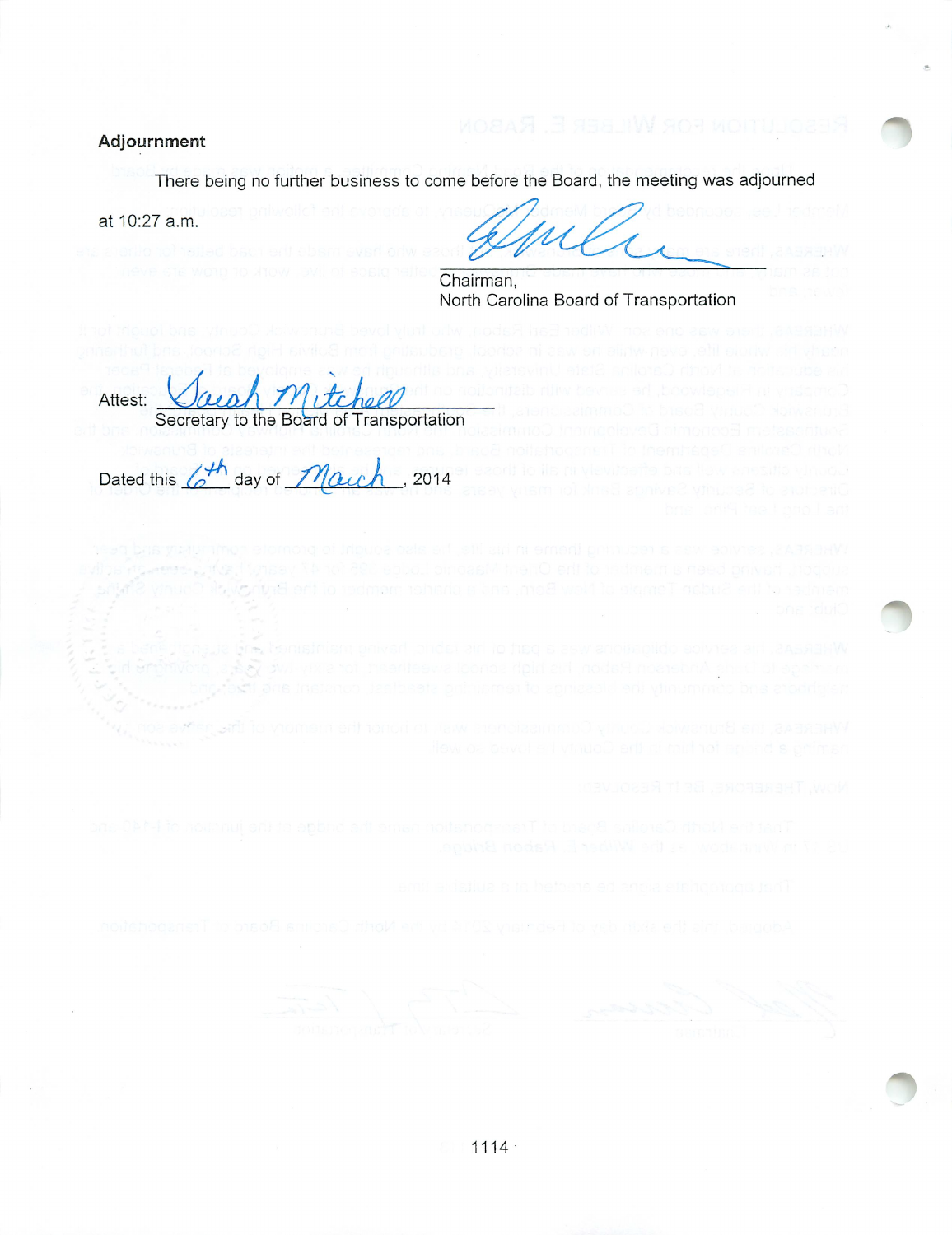**Adjournment**

There being no further business to come before the Board, the meeting was adjourned at 10:27 a.m.

Chairman,
North Carolina Board of Transportation

Attest: Sarah Mitchell
Secretary to the Board of Transportation

Dated this 6th day of March, 2014